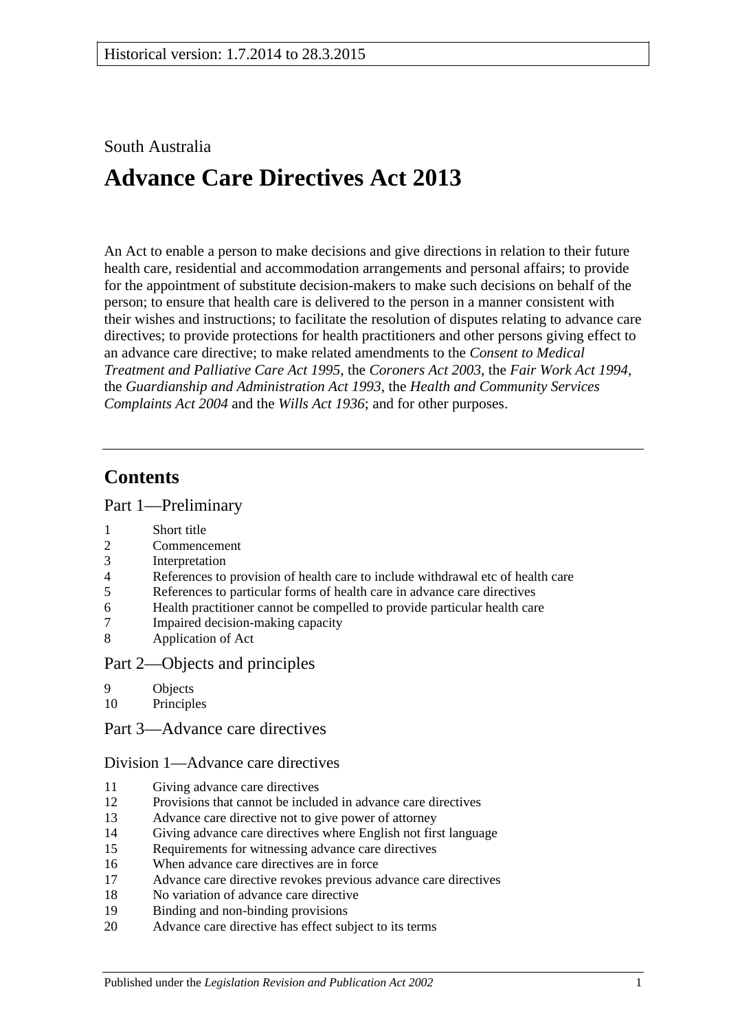Historical version: 1.7.2014 to 28.3.2015

South Australia

# Advance Care Directives Act 2013

An Act to enable a person to make decisions and give directions in relation to their future health care, residential and accommodation arrangements and personal affairs; to provide for the appointment of substitute decision-makers to make such decisions on behalf of the person; to ensure that health care is delivered to the person in a manner consistent with their wishes and instructions; to facilitate the resolution of disputes relating to advance care directives; to provide protections for health practitioners and other persons giving effect to an advance care directive; to make related amendments to the *Consent to Medical Treatment and Palliative Care Act 1995*, the *Coroners Act 2003*, the *Fair Work Act 1994*, the *Guardianship and Administration Act 1993*, the *Health and Community Services Complaints Act 2004* and the *Wills Act 1936*; and for other purposes.

---

## Contents

### Part 1—Preliminary

1 Short title
2 Commencement
3 Interpretation
4 References to provision of health care to include withdrawal etc of health care
5 References to particular forms of health care in advance care directives
6 Health practitioner cannot be compelled to provide particular health care
7 Impaired decision-making capacity
8 Application of Act

### Part 2—Objects and principles

9 Objects
10 Principles

### Part 3—Advance care directives

#### Division 1—Advance care directives

11 Giving advance care directives
12 Provisions that cannot be included in advance care directives
13 Advance care directive not to give power of attorney
14 Giving advance care directives where English not first language
15 Requirements for witnessing advance care directives
16 When advance care directives are in force
17 Advance care directive revokes previous advance care directives
18 No variation of advance care directive
19 Binding and non-binding provisions
20 Advance care directive has effect subject to its terms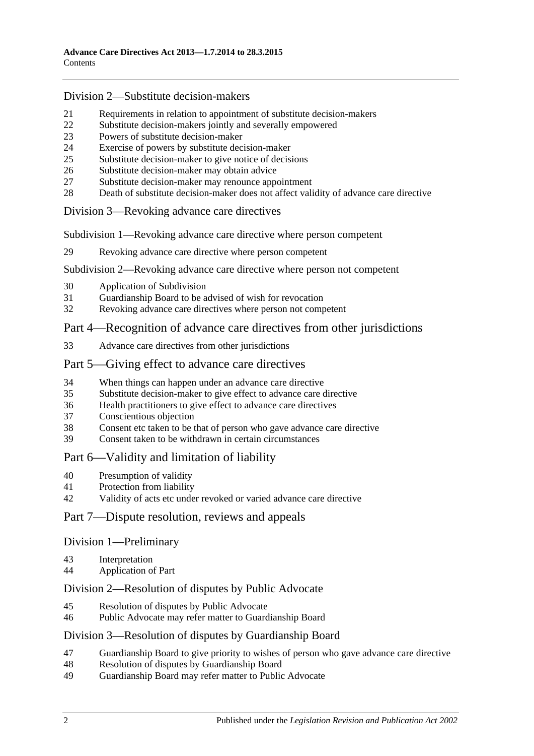## Division 2—Substitute decision-makers

21 Requirements in relation to appointment of substitute decision-makers
22 Substitute decision-makers jointly and severally empowered
23 Powers of substitute decision-maker
24 Exercise of powers by substitute decision-maker
25 Substitute decision-maker to give notice of decisions
26 Substitute decision-maker may obtain advice
27 Substitute decision-maker may renounce appointment
28 Death of substitute decision-maker does not affect validity of advance care directive

## Division 3—Revoking advance care directives

### Subdivision 1—Revoking advance care directive where person competent

29 Revoking advance care directive where person competent

### Subdivision 2—Revoking advance care directive where person not competent

30 Application of Subdivision
31 Guardianship Board to be advised of wish for revocation
32 Revoking advance care directives where person not competent

## Part 4—Recognition of advance care directives from other jurisdictions

33 Advance care directives from other jurisdictions

## Part 5—Giving effect to advance care directives

34 When things can happen under an advance care directive
35 Substitute decision-maker to give effect to advance care directive
36 Health practitioners to give effect to advance care directives
37 Conscientious objection
38 Consent etc taken to be that of person who gave advance care directive
39 Consent taken to be withdrawn in certain circumstances

## Part 6—Validity and limitation of liability

40 Presumption of validity
41 Protection from liability
42 Validity of acts etc under revoked or varied advance care directive

## Part 7—Dispute resolution, reviews and appeals

## Division 1—Preliminary

43 Interpretation
44 Application of Part

## Division 2—Resolution of disputes by Public Advocate

45 Resolution of disputes by Public Advocate
46 Public Advocate may refer matter to Guardianship Board

## Division 3—Resolution of disputes by Guardianship Board

47 Guardianship Board to give priority to wishes of person who gave advance care directive
48 Resolution of disputes by Guardianship Board
49 Guardianship Board may refer matter to Public Advocate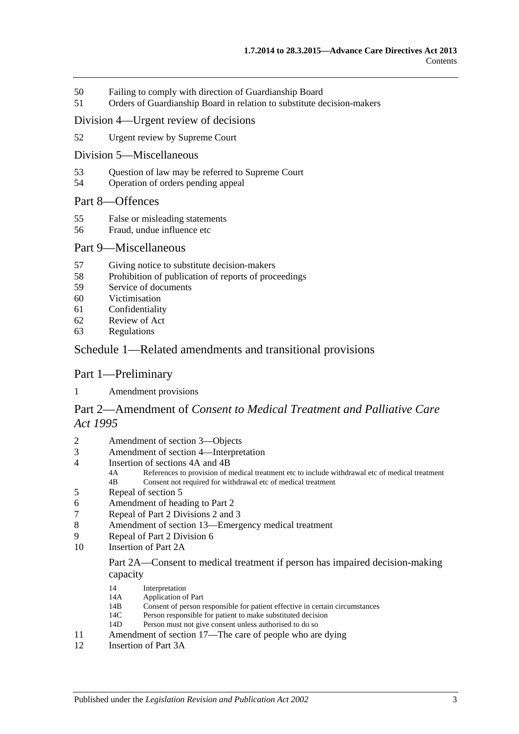50 Failing to comply with direction of Guardianship Board
51 Orders of Guardianship Board in relation to substitute decision-makers

### Division 4—Urgent review of decisions

52 Urgent review by Supreme Court

### Division 5—Miscellaneous

53 Question of law may be referred to Supreme Court
54 Operation of orders pending appeal

## Part 8—Offences

55 False or misleading statements
56 Fraud, undue influence etc

## Part 9—Miscellaneous

57 Giving notice to substitute decision-makers
58 Prohibition of publication of reports of proceedings
59 Service of documents
60 Victimisation
61 Confidentiality
62 Review of Act
63 Regulations

## Schedule 1—Related amendments and transitional provisions

## Part 1—Preliminary

1 Amendment provisions

## Part 2—Amendment of *Consent to Medical Treatment and Palliative Care Act 1995*

2 Amendment of section 3—Objects
3 Amendment of section 4—Interpretation
4 Insertion of sections 4A and 4B
  4A References to provision of medical treatment etc to include withdrawal etc of medical treatment
  4B Consent not required for withdrawal etc of medical treatment
5 Repeal of section 5
6 Amendment of heading to Part 2
7 Repeal of Part 2 Divisions 2 and 3
8 Amendment of section 13—Emergency medical treatment
9 Repeal of Part 2 Division 6
10 Insertion of Part 2A

  Part 2A—Consent to medical treatment if person has impaired decision-making capacity

  14 Interpretation
  14A Application of Part
  14B Consent of person responsible for patient effective in certain circumstances
  14C Person responsible for patient to make substituted decision
  14D Person must not give consent unless authorised to do so
11 Amendment of section 17—The care of people who are dying
12 Insertion of Part 3A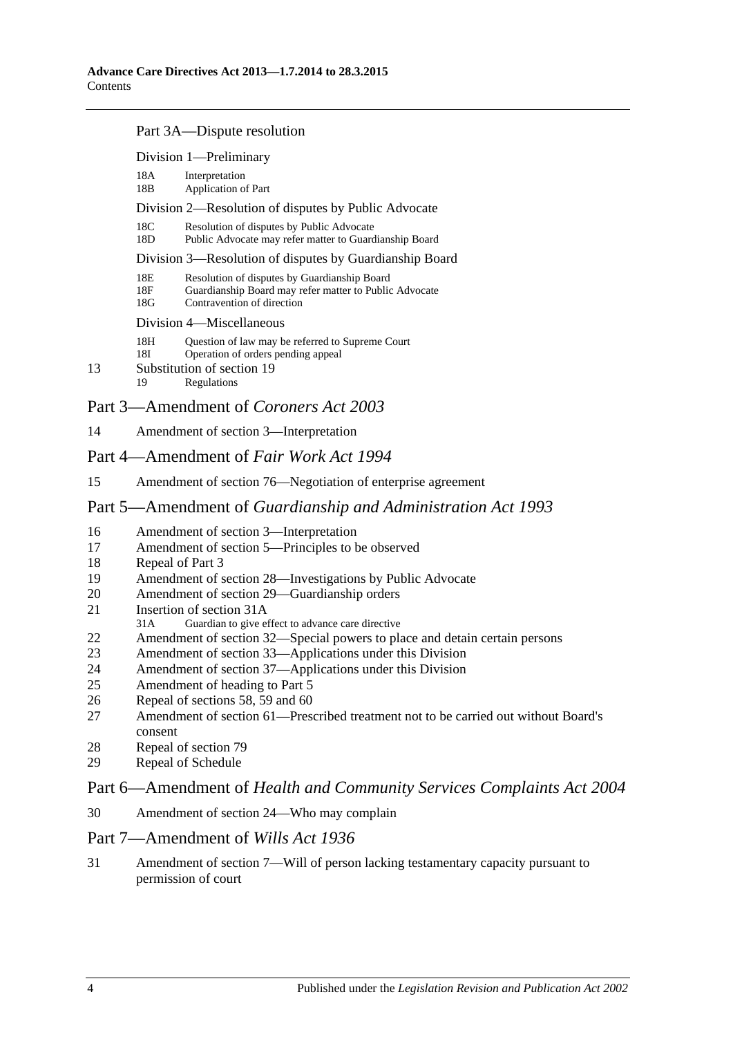Part 3A—Dispute resolution

Division 1—Preliminary

18A Interpretation
18B Application of Part

Division 2—Resolution of disputes by Public Advocate

18C Resolution of disputes by Public Advocate
18D Public Advocate may refer matter to Guardianship Board

Division 3—Resolution of disputes by Guardianship Board

18E Resolution of disputes by Guardianship Board
18F Guardianship Board may refer matter to Public Advocate
18G Contravention of direction

Division 4—Miscellaneous

18H Question of law may be referred to Supreme Court
18I Operation of orders pending appeal

13 Substitution of section 19
19 Regulations

## Part 3—Amendment of *Coroners Act 2003*

14 Amendment of section 3—Interpretation

## Part 4—Amendment of *Fair Work Act 1994*

15 Amendment of section 76—Negotiation of enterprise agreement

## Part 5—Amendment of *Guardianship and Administration Act 1993*

16 Amendment of section 3—Interpretation
17 Amendment of section 5—Principles to be observed
18 Repeal of Part 3
19 Amendment of section 28—Investigations by Public Advocate
20 Amendment of section 29—Guardianship orders
21 Insertion of section 31A
31A Guardian to give effect to advance care directive
22 Amendment of section 32—Special powers to place and detain certain persons
23 Amendment of section 33—Applications under this Division
24 Amendment of section 37—Applications under this Division
25 Amendment of heading to Part 5
26 Repeal of sections 58, 59 and 60
27 Amendment of section 61—Prescribed treatment not to be carried out without Board's consent
28 Repeal of section 79
29 Repeal of Schedule

## Part 6—Amendment of *Health and Community Services Complaints Act 2004*

30 Amendment of section 24—Who may complain

## Part 7—Amendment of *Wills Act 1936*

31 Amendment of section 7—Will of person lacking testamentary capacity pursuant to permission of court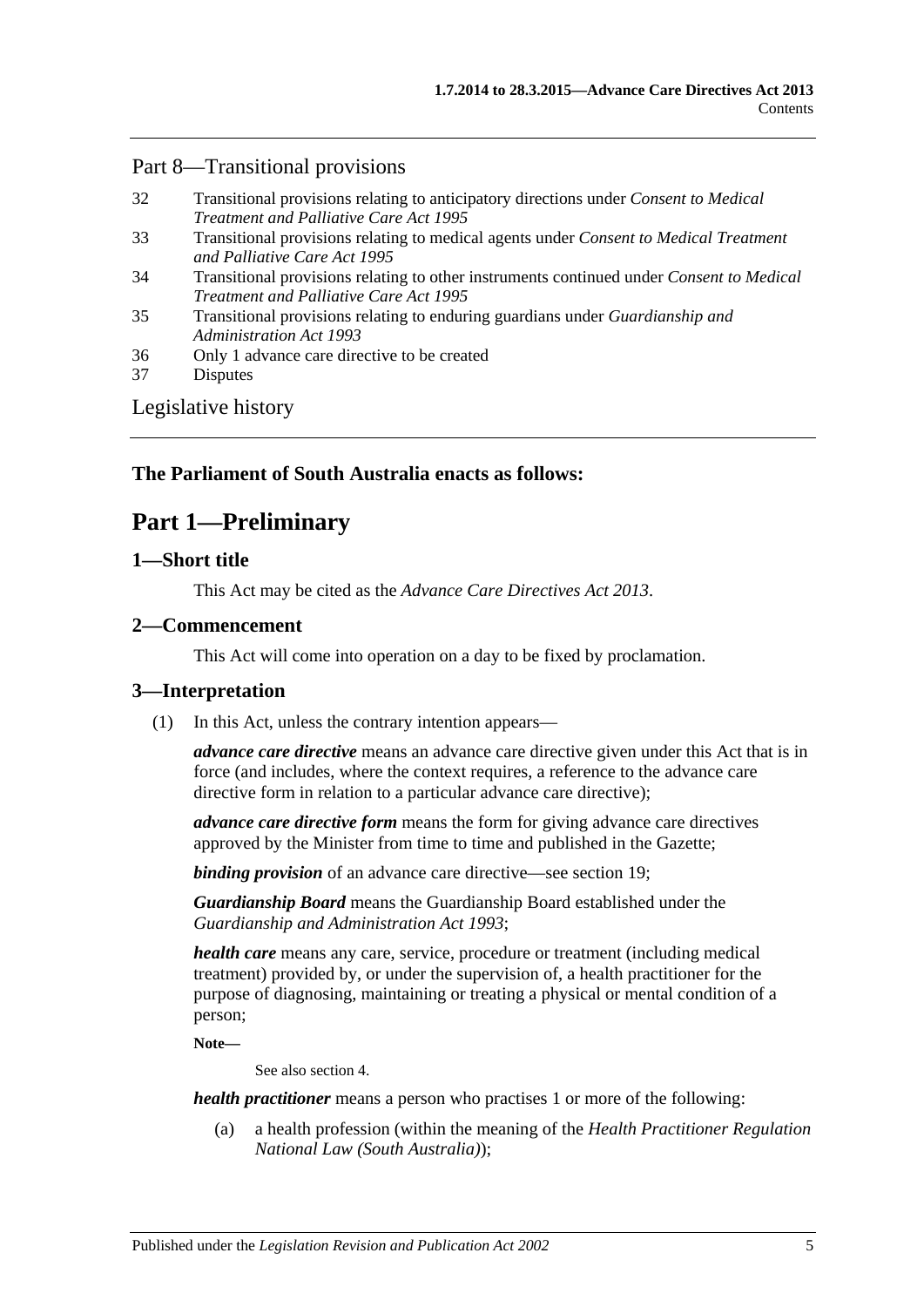## Part 8—Transitional provisions

32 Transitional provisions relating to anticipatory directions under *Consent to Medical Treatment and Palliative Care Act 1995*

33 Transitional provisions relating to medical agents under *Consent to Medical Treatment and Palliative Care Act 1995*

34 Transitional provisions relating to other instruments continued under *Consent to Medical Treatment and Palliative Care Act 1995*

35 Transitional provisions relating to enduring guardians under *Guardianship and Administration Act 1993*

36 Only 1 advance care directive to be created

37 Disputes

## Legislative history

**The Parliament of South Australia enacts as follows:**

# Part 1—Preliminary

### 1—Short title

This Act may be cited as the *Advance Care Directives Act 2013*.

### 2—Commencement

This Act will come into operation on a day to be fixed by proclamation.

### 3—Interpretation

(1) In this Act, unless the contrary intention appears—

***advance care directive*** means an advance care directive given under this Act that is in force (and includes, where the context requires, a reference to the advance care directive form in relation to a particular advance care directive);

***advance care directive form*** means the form for giving advance care directives approved by the Minister from time to time and published in the Gazette;

***binding provision*** of an advance care directive—see section 19;

***Guardianship Board*** means the Guardianship Board established under the *Guardianship and Administration Act 1993*;

***health care*** means any care, service, procedure or treatment (including medical treatment) provided by, or under the supervision of, a health practitioner for the purpose of diagnosing, maintaining or treating a physical or mental condition of a person;

**Note—**

See also section 4.

***health practitioner*** means a person who practises 1 or more of the following:

(a) a health profession (within the meaning of the *Health Practitioner Regulation National Law (South Australia)*);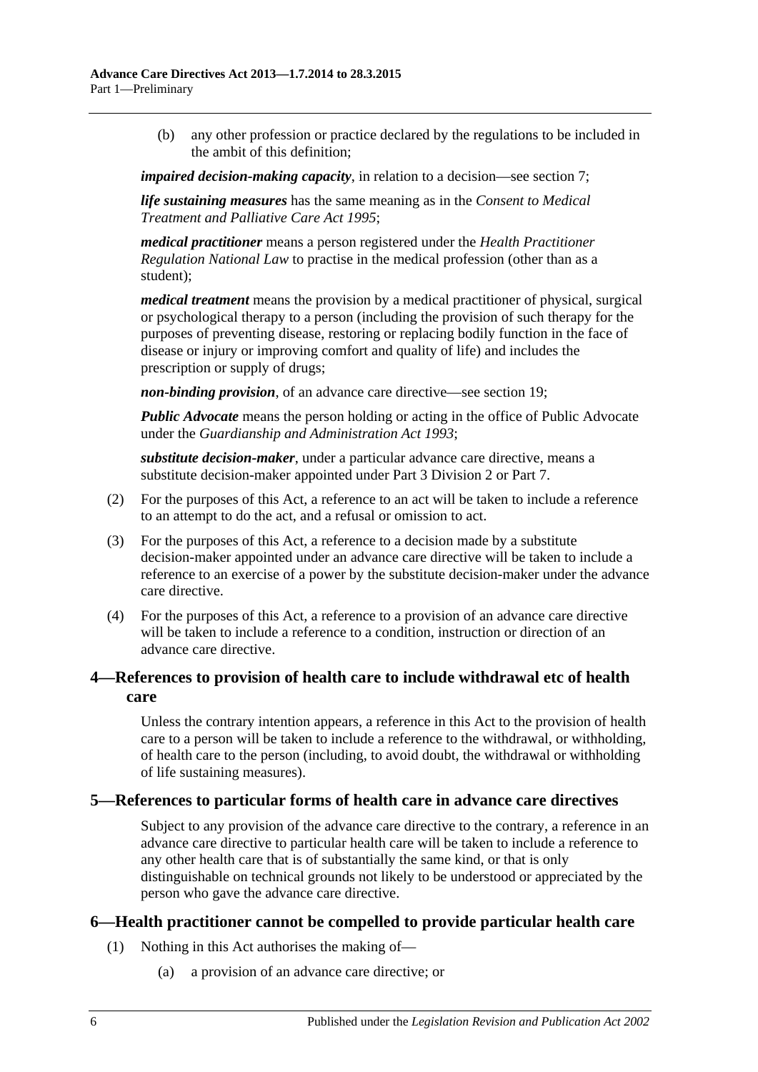(b) any other profession or practice declared by the regulations to be included in the ambit of this definition;

***impaired decision-making capacity***, in relation to a decision—see section 7;

***life sustaining measures*** has the same meaning as in the *Consent to Medical Treatment and Palliative Care Act 1995*;

***medical practitioner*** means a person registered under the *Health Practitioner Regulation National Law* to practise in the medical profession (other than as a student);

***medical treatment*** means the provision by a medical practitioner of physical, surgical or psychological therapy to a person (including the provision of such therapy for the purposes of preventing disease, restoring or replacing bodily function in the face of disease or injury or improving comfort and quality of life) and includes the prescription or supply of drugs;

***non-binding provision***, of an advance care directive—see section 19;

***Public Advocate*** means the person holding or acting in the office of Public Advocate under the *Guardianship and Administration Act 1993*;

***substitute decision-maker***, under a particular advance care directive, means a substitute decision-maker appointed under Part 3 Division 2 or Part 7.

(2) For the purposes of this Act, a reference to an act will be taken to include a reference to an attempt to do the act, and a refusal or omission to act.

(3) For the purposes of this Act, a reference to a decision made by a substitute decision-maker appointed under an advance care directive will be taken to include a reference to an exercise of a power by the substitute decision-maker under the advance care directive.

(4) For the purposes of this Act, a reference to a provision of an advance care directive will be taken to include a reference to a condition, instruction or direction of an advance care directive.

## 4—References to provision of health care to include withdrawal etc of health care

Unless the contrary intention appears, a reference in this Act to the provision of health care to a person will be taken to include a reference to the withdrawal, or withholding, of health care to the person (including, to avoid doubt, the withdrawal or withholding of life sustaining measures).

## 5—References to particular forms of health care in advance care directives

Subject to any provision of the advance care directive to the contrary, a reference in an advance care directive to particular health care will be taken to include a reference to any other health care that is of substantially the same kind, or that is only distinguishable on technical grounds not likely to be understood or appreciated by the person who gave the advance care directive.

## 6—Health practitioner cannot be compelled to provide particular health care

(1) Nothing in this Act authorises the making of—

(a) a provision of an advance care directive; or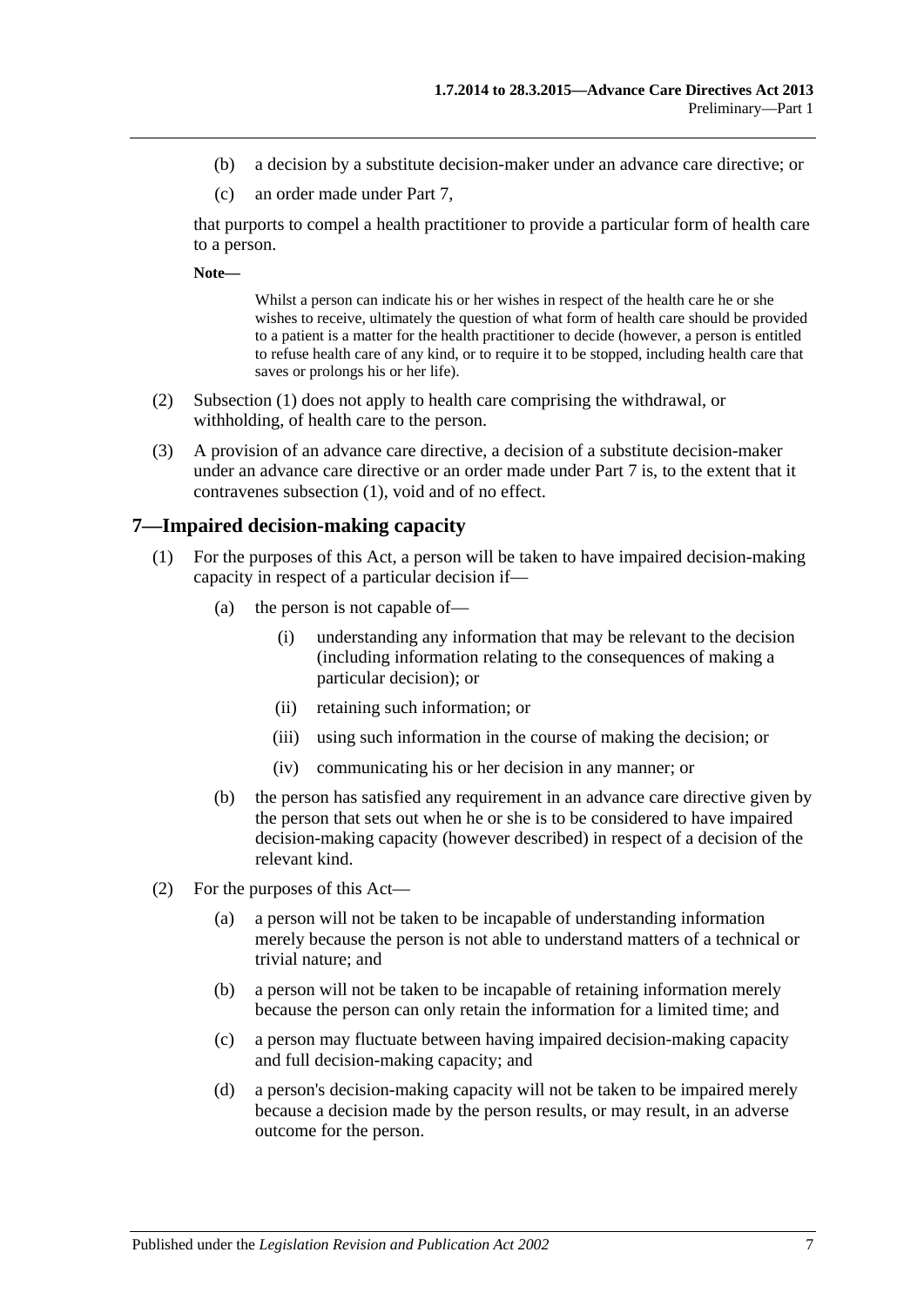(b) a decision by a substitute decision-maker under an advance care directive; or

(c) an order made under Part 7,

that purports to compel a health practitioner to provide a particular form of health care to a person.

**Note—**

Whilst a person can indicate his or her wishes in respect of the health care he or she wishes to receive, ultimately the question of what form of health care should be provided to a patient is a matter for the health practitioner to decide (however, a person is entitled to refuse health care of any kind, or to require it to be stopped, including health care that saves or prolongs his or her life).

(2) Subsection (1) does not apply to health care comprising the withdrawal, or withholding, of health care to the person.

(3) A provision of an advance care directive, a decision of a substitute decision-maker under an advance care directive or an order made under Part 7 is, to the extent that it contravenes subsection (1), void and of no effect.

## 7—Impaired decision-making capacity

(1) For the purposes of this Act, a person will be taken to have impaired decision-making capacity in respect of a particular decision if—

(a) the person is not capable of—

(i) understanding any information that may be relevant to the decision (including information relating to the consequences of making a particular decision); or

(ii) retaining such information; or

(iii) using such information in the course of making the decision; or

(iv) communicating his or her decision in any manner; or

(b) the person has satisfied any requirement in an advance care directive given by the person that sets out when he or she is to be considered to have impaired decision-making capacity (however described) in respect of a decision of the relevant kind.

(2) For the purposes of this Act—

(a) a person will not be taken to be incapable of understanding information merely because the person is not able to understand matters of a technical or trivial nature; and

(b) a person will not be taken to be incapable of retaining information merely because the person can only retain the information for a limited time; and

(c) a person may fluctuate between having impaired decision-making capacity and full decision-making capacity; and

(d) a person's decision-making capacity will not be taken to be impaired merely because a decision made by the person results, or may result, in an adverse outcome for the person.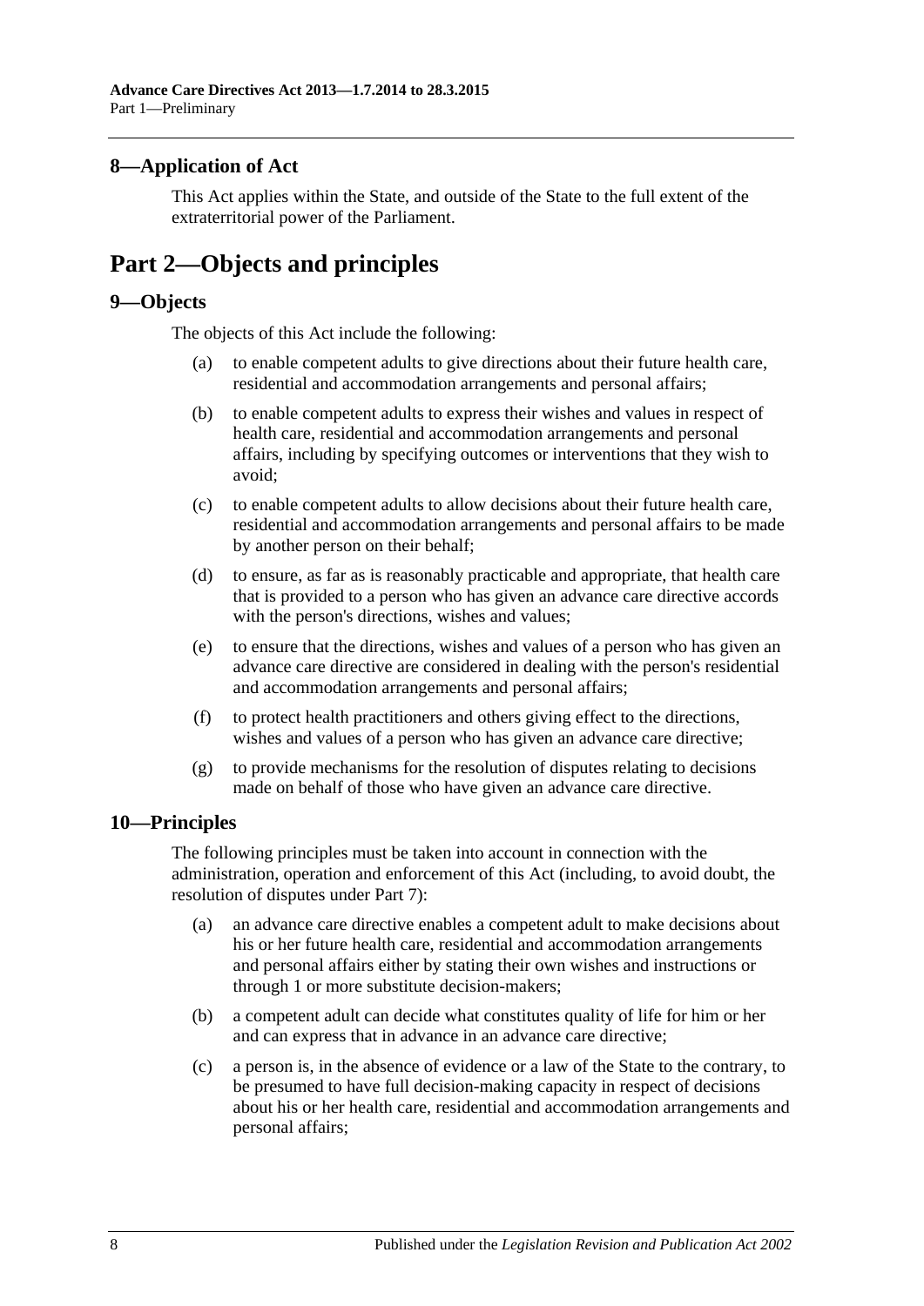## 8—Application of Act

This Act applies within the State, and outside of the State to the full extent of the extraterritorial power of the Parliament.

# Part 2—Objects and principles

## 9—Objects

The objects of this Act include the following:

(a) to enable competent adults to give directions about their future health care, residential and accommodation arrangements and personal affairs;

(b) to enable competent adults to express their wishes and values in respect of health care, residential and accommodation arrangements and personal affairs, including by specifying outcomes or interventions that they wish to avoid;

(c) to enable competent adults to allow decisions about their future health care, residential and accommodation arrangements and personal affairs to be made by another person on their behalf;

(d) to ensure, as far as is reasonably practicable and appropriate, that health care that is provided to a person who has given an advance care directive accords with the person's directions, wishes and values;

(e) to ensure that the directions, wishes and values of a person who has given an advance care directive are considered in dealing with the person's residential and accommodation arrangements and personal affairs;

(f) to protect health practitioners and others giving effect to the directions, wishes and values of a person who has given an advance care directive;

(g) to provide mechanisms for the resolution of disputes relating to decisions made on behalf of those who have given an advance care directive.

## 10—Principles

The following principles must be taken into account in connection with the administration, operation and enforcement of this Act (including, to avoid doubt, the resolution of disputes under Part 7):

(a) an advance care directive enables a competent adult to make decisions about his or her future health care, residential and accommodation arrangements and personal affairs either by stating their own wishes and instructions or through 1 or more substitute decision-makers;

(b) a competent adult can decide what constitutes quality of life for him or her and can express that in advance in an advance care directive;

(c) a person is, in the absence of evidence or a law of the State to the contrary, to be presumed to have full decision-making capacity in respect of decisions about his or her health care, residential and accommodation arrangements and personal affairs;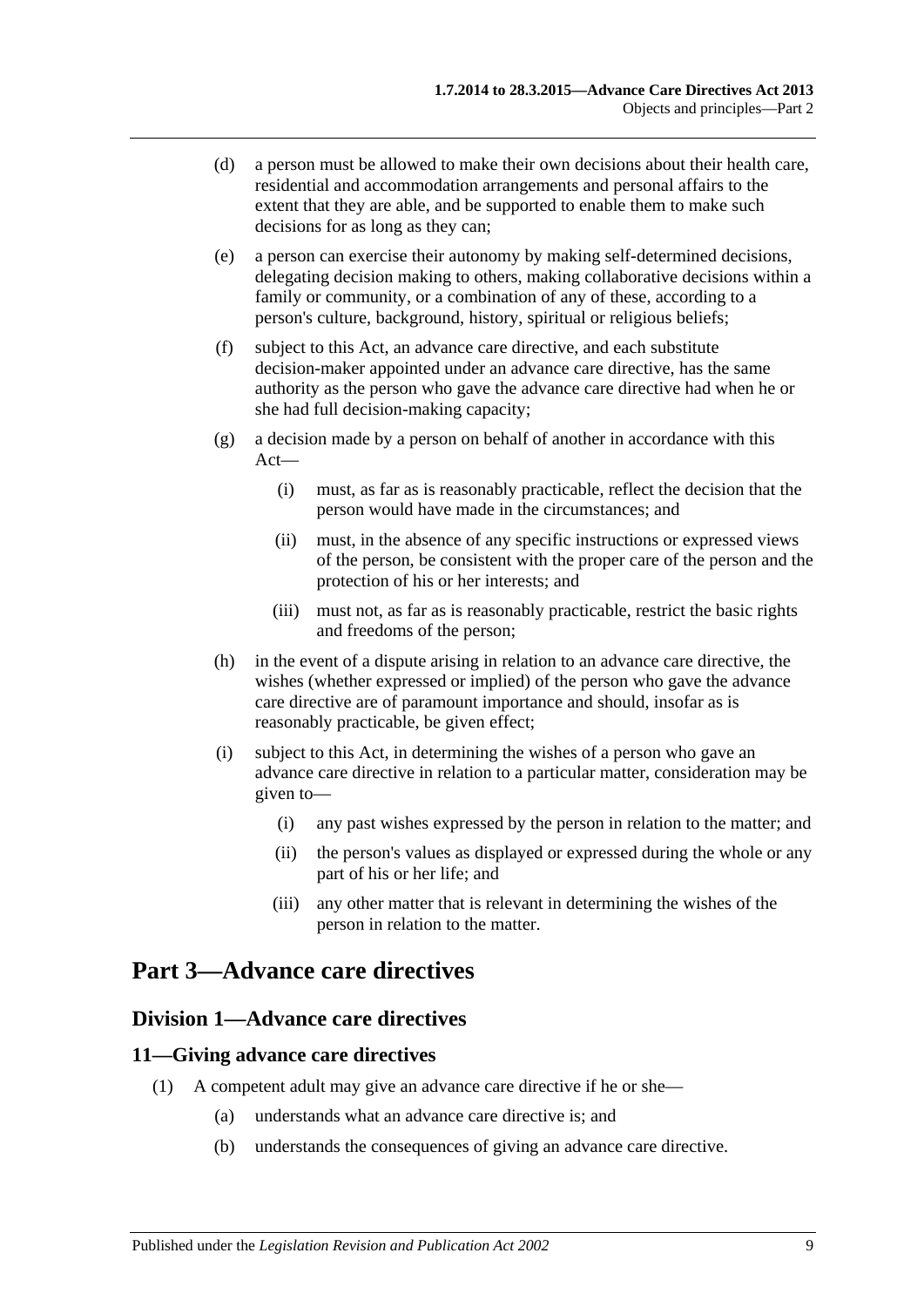(d) a person must be allowed to make their own decisions about their health care, residential and accommodation arrangements and personal affairs to the extent that they are able, and be supported to enable them to make such decisions for as long as they can;

(e) a person can exercise their autonomy by making self-determined decisions, delegating decision making to others, making collaborative decisions within a family or community, or a combination of any of these, according to a person's culture, background, history, spiritual or religious beliefs;

(f) subject to this Act, an advance care directive, and each substitute decision-maker appointed under an advance care directive, has the same authority as the person who gave the advance care directive had when he or she had full decision-making capacity;

(g) a decision made by a person on behalf of another in accordance with this Act—

(i) must, as far as is reasonably practicable, reflect the decision that the person would have made in the circumstances; and

(ii) must, in the absence of any specific instructions or expressed views of the person, be consistent with the proper care of the person and the protection of his or her interests; and

(iii) must not, as far as is reasonably practicable, restrict the basic rights and freedoms of the person;

(h) in the event of a dispute arising in relation to an advance care directive, the wishes (whether expressed or implied) of the person who gave the advance care directive are of paramount importance and should, insofar as is reasonably practicable, be given effect;

(i) subject to this Act, in determining the wishes of a person who gave an advance care directive in relation to a particular matter, consideration may be given to—

(i) any past wishes expressed by the person in relation to the matter; and

(ii) the person's values as displayed or expressed during the whole or any part of his or her life; and

(iii) any other matter that is relevant in determining the wishes of the person in relation to the matter.

# Part 3—Advance care directives

## Division 1—Advance care directives

### 11—Giving advance care directives

(1) A competent adult may give an advance care directive if he or she—

(a) understands what an advance care directive is; and

(b) understands the consequences of giving an advance care directive.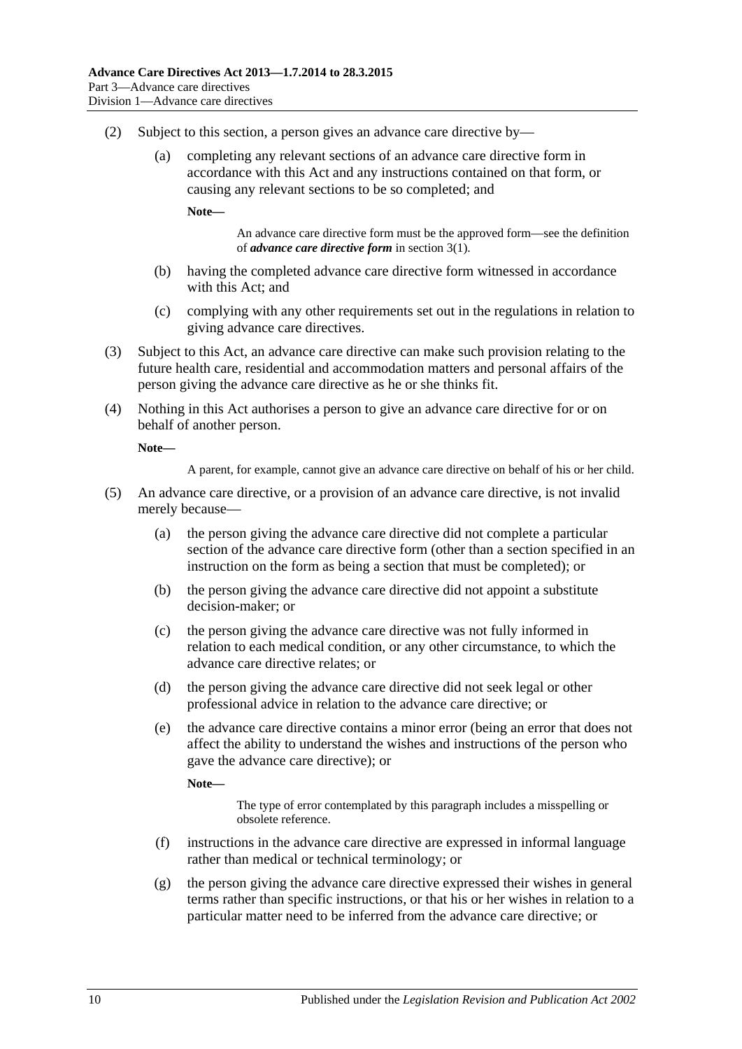(2) Subject to this section, a person gives an advance care directive by—

(a) completing any relevant sections of an advance care directive form in accordance with this Act and any instructions contained on that form, or causing any relevant sections to be so completed; and

**Note—**

An advance care directive form must be the approved form—see the definition of ***advance care directive form*** in section 3(1).

(b) having the completed advance care directive form witnessed in accordance with this Act; and

(c) complying with any other requirements set out in the regulations in relation to giving advance care directives.

(3) Subject to this Act, an advance care directive can make such provision relating to the future health care, residential and accommodation matters and personal affairs of the person giving the advance care directive as he or she thinks fit.

(4) Nothing in this Act authorises a person to give an advance care directive for or on behalf of another person.

**Note—**

A parent, for example, cannot give an advance care directive on behalf of his or her child.

(5) An advance care directive, or a provision of an advance care directive, is not invalid merely because—

(a) the person giving the advance care directive did not complete a particular section of the advance care directive form (other than a section specified in an instruction on the form as being a section that must be completed); or

(b) the person giving the advance care directive did not appoint a substitute decision-maker; or

(c) the person giving the advance care directive was not fully informed in relation to each medical condition, or any other circumstance, to which the advance care directive relates; or

(d) the person giving the advance care directive did not seek legal or other professional advice in relation to the advance care directive; or

(e) the advance care directive contains a minor error (being an error that does not affect the ability to understand the wishes and instructions of the person who gave the advance care directive); or

**Note—**

The type of error contemplated by this paragraph includes a misspelling or obsolete reference.

(f) instructions in the advance care directive are expressed in informal language rather than medical or technical terminology; or

(g) the person giving the advance care directive expressed their wishes in general terms rather than specific instructions, or that his or her wishes in relation to a particular matter need to be inferred from the advance care directive; or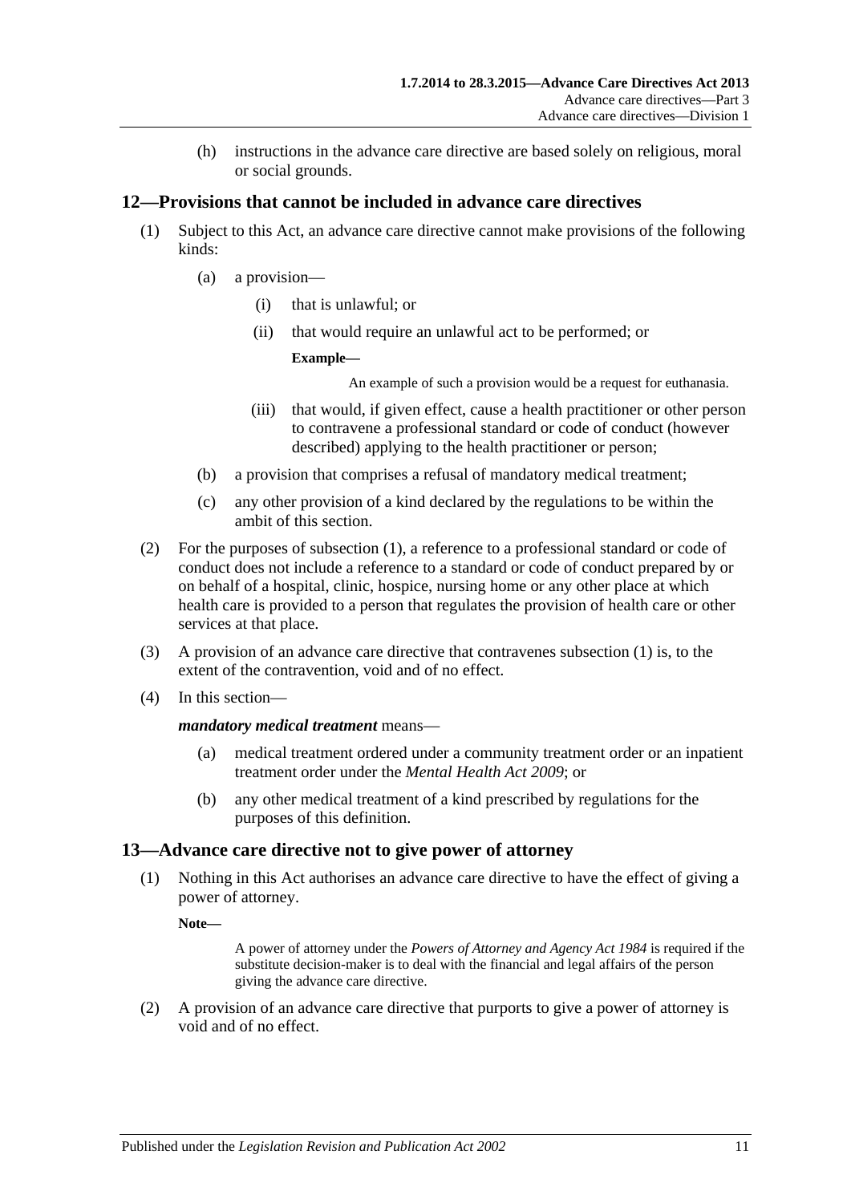(h) instructions in the advance care directive are based solely on religious, moral or social grounds.

## 12—Provisions that cannot be included in advance care directives

(1) Subject to this Act, an advance care directive cannot make provisions of the following kinds:

(a) a provision—

(i) that is unlawful; or

(ii) that would require an unlawful act to be performed; or

**Example—**

An example of such a provision would be a request for euthanasia.

(iii) that would, if given effect, cause a health practitioner or other person to contravene a professional standard or code of conduct (however described) applying to the health practitioner or person;

(b) a provision that comprises a refusal of mandatory medical treatment;

(c) any other provision of a kind declared by the regulations to be within the ambit of this section.

(2) For the purposes of subsection (1), a reference to a professional standard or code of conduct does not include a reference to a standard or code of conduct prepared by or on behalf of a hospital, clinic, hospice, nursing home or any other place at which health care is provided to a person that regulates the provision of health care or other services at that place.

(3) A provision of an advance care directive that contravenes subsection (1) is, to the extent of the contravention, void and of no effect.

(4) In this section—

***mandatory medical treatment*** means—

(a) medical treatment ordered under a community treatment order or an inpatient treatment order under the *Mental Health Act 2009*; or

(b) any other medical treatment of a kind prescribed by regulations for the purposes of this definition.

## 13—Advance care directive not to give power of attorney

(1) Nothing in this Act authorises an advance care directive to have the effect of giving a power of attorney.

**Note—**

A power of attorney under the *Powers of Attorney and Agency Act 1984* is required if the substitute decision-maker is to deal with the financial and legal affairs of the person giving the advance care directive.

(2) A provision of an advance care directive that purports to give a power of attorney is void and of no effect.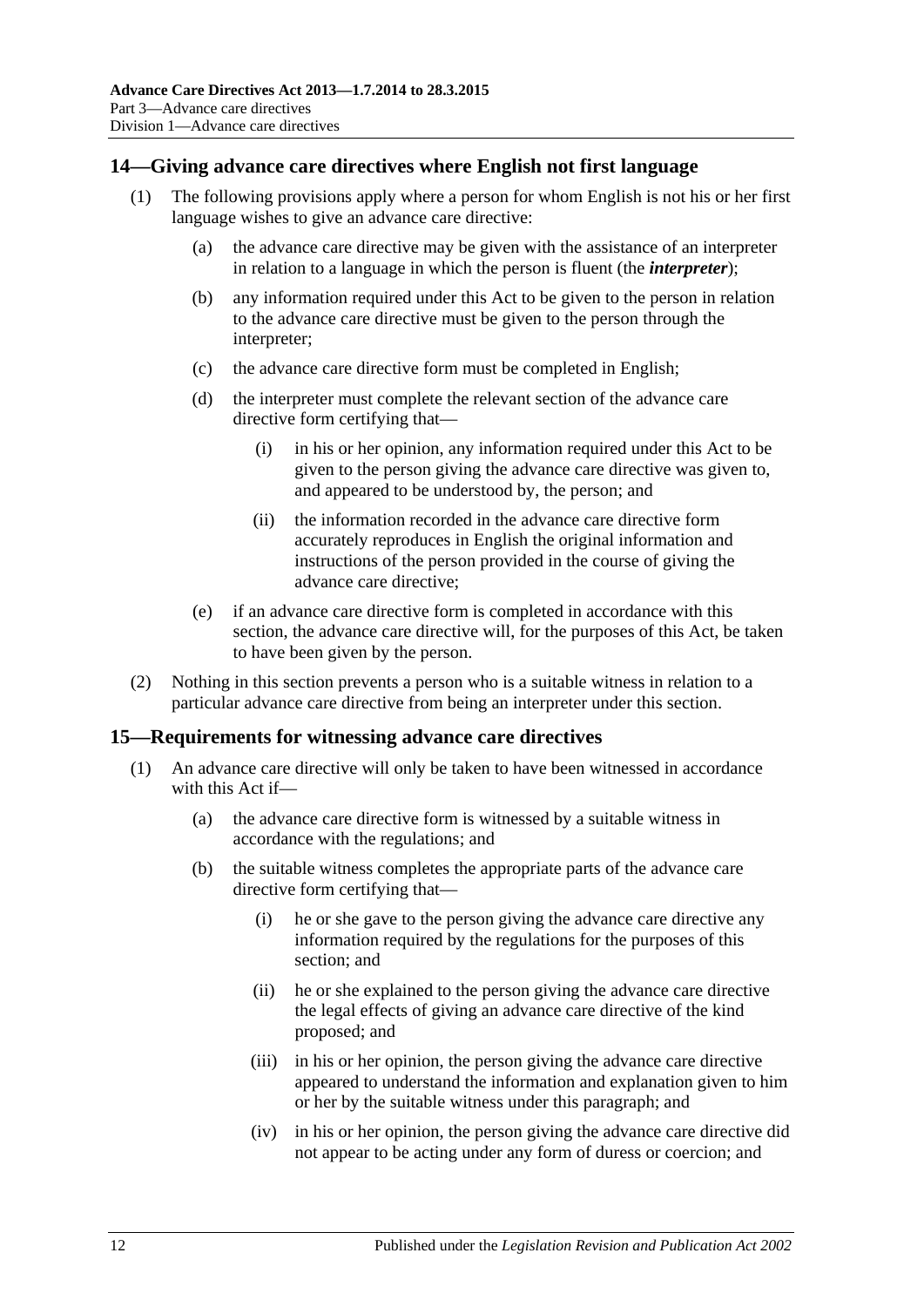## 14—Giving advance care directives where English not first language

(1) The following provisions apply where a person for whom English is not his or her first language wishes to give an advance care directive:

(a) the advance care directive may be given with the assistance of an interpreter in relation to a language in which the person is fluent (the ***interpreter***);

(b) any information required under this Act to be given to the person in relation to the advance care directive must be given to the person through the interpreter;

(c) the advance care directive form must be completed in English;

(d) the interpreter must complete the relevant section of the advance care directive form certifying that—

(i) in his or her opinion, any information required under this Act to be given to the person giving the advance care directive was given to, and appeared to be understood by, the person; and

(ii) the information recorded in the advance care directive form accurately reproduces in English the original information and instructions of the person provided in the course of giving the advance care directive;

(e) if an advance care directive form is completed in accordance with this section, the advance care directive will, for the purposes of this Act, be taken to have been given by the person.

(2) Nothing in this section prevents a person who is a suitable witness in relation to a particular advance care directive from being an interpreter under this section.

## 15—Requirements for witnessing advance care directives

(1) An advance care directive will only be taken to have been witnessed in accordance with this Act if—

(a) the advance care directive form is witnessed by a suitable witness in accordance with the regulations; and

(b) the suitable witness completes the appropriate parts of the advance care directive form certifying that—

(i) he or she gave to the person giving the advance care directive any information required by the regulations for the purposes of this section; and

(ii) he or she explained to the person giving the advance care directive the legal effects of giving an advance care directive of the kind proposed; and

(iii) in his or her opinion, the person giving the advance care directive appeared to understand the information and explanation given to him or her by the suitable witness under this paragraph; and

(iv) in his or her opinion, the person giving the advance care directive did not appear to be acting under any form of duress or coercion; and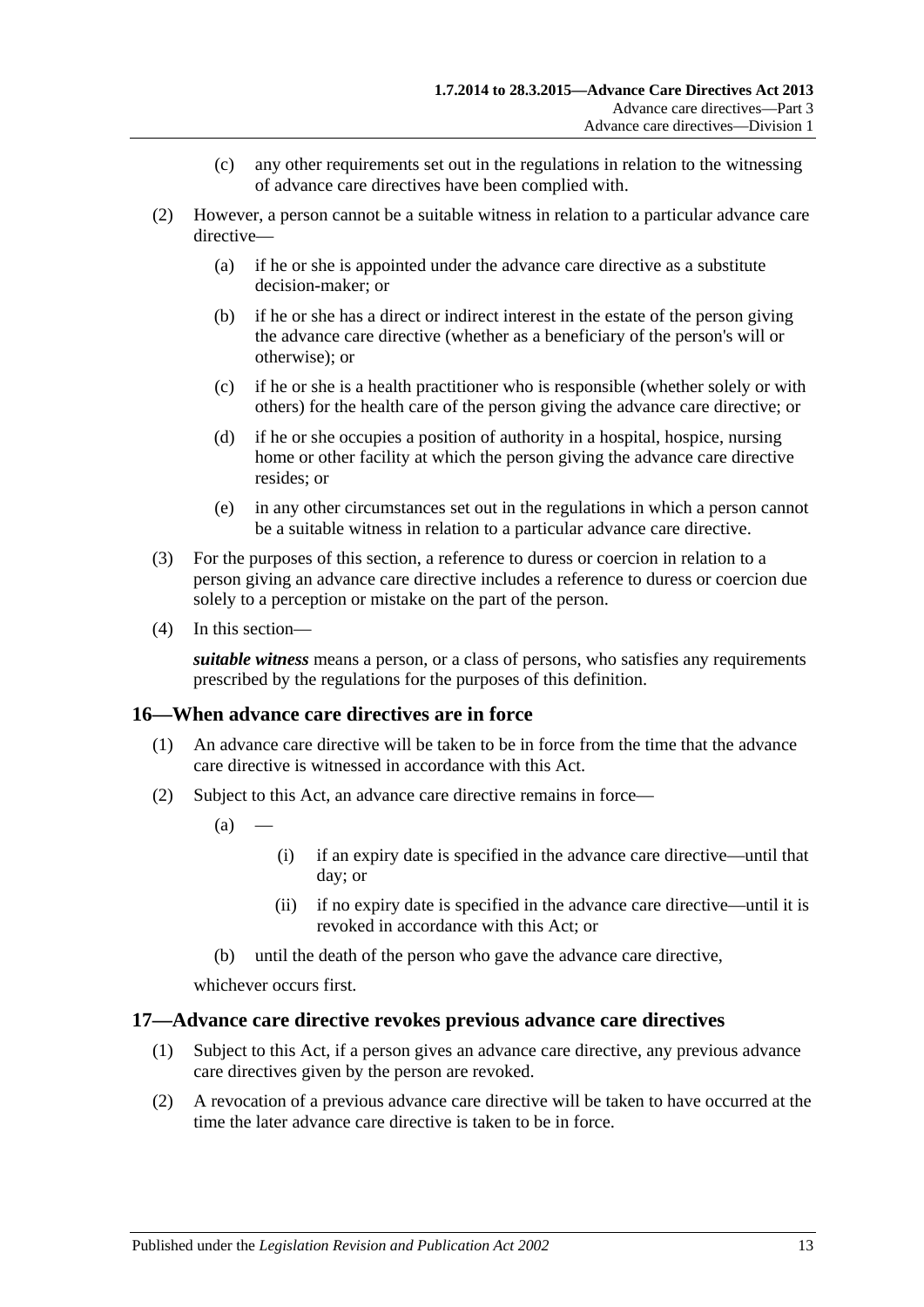(c) any other requirements set out in the regulations in relation to the witnessing of advance care directives have been complied with.

(2) However, a person cannot be a suitable witness in relation to a particular advance care directive—

(a) if he or she is appointed under the advance care directive as a substitute decision-maker; or

(b) if he or she has a direct or indirect interest in the estate of the person giving the advance care directive (whether as a beneficiary of the person's will or otherwise); or

(c) if he or she is a health practitioner who is responsible (whether solely or with others) for the health care of the person giving the advance care directive; or

(d) if he or she occupies a position of authority in a hospital, hospice, nursing home or other facility at which the person giving the advance care directive resides; or

(e) in any other circumstances set out in the regulations in which a person cannot be a suitable witness in relation to a particular advance care directive.

(3) For the purposes of this section, a reference to duress or coercion in relation to a person giving an advance care directive includes a reference to duress or coercion due solely to a perception or mistake on the part of the person.

(4) In this section—

***suitable witness*** means a person, or a class of persons, who satisfies any requirements prescribed by the regulations for the purposes of this definition.

## 16—When advance care directives are in force

(1) An advance care directive will be taken to be in force from the time that the advance care directive is witnessed in accordance with this Act.

(2) Subject to this Act, an advance care directive remains in force—

(a) —

(i) if an expiry date is specified in the advance care directive—until that day; or

(ii) if no expiry date is specified in the advance care directive—until it is revoked in accordance with this Act; or

(b) until the death of the person who gave the advance care directive,

whichever occurs first.

## 17—Advance care directive revokes previous advance care directives

(1) Subject to this Act, if a person gives an advance care directive, any previous advance care directives given by the person are revoked.

(2) A revocation of a previous advance care directive will be taken to have occurred at the time the later advance care directive is taken to be in force.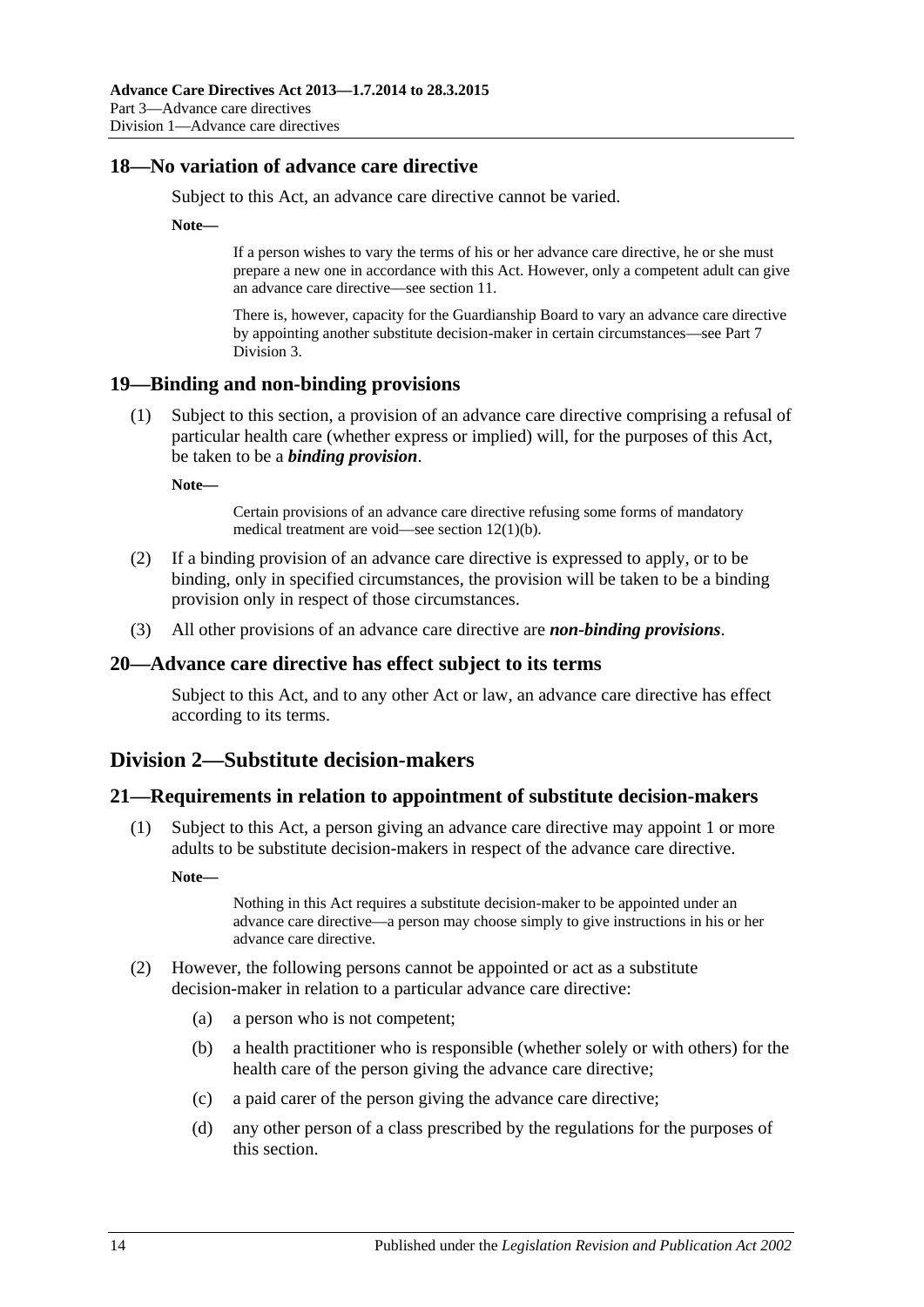## 18—No variation of advance care directive

Subject to this Act, an advance care directive cannot be varied.

**Note—**

If a person wishes to vary the terms of his or her advance care directive, he or she must prepare a new one in accordance with this Act. However, only a competent adult can give an advance care directive—see section 11.

There is, however, capacity for the Guardianship Board to vary an advance care directive by appointing another substitute decision-maker in certain circumstances—see Part 7 Division 3.

## 19—Binding and non-binding provisions

(1) Subject to this section, a provision of an advance care directive comprising a refusal of particular health care (whether express or implied) will, for the purposes of this Act, be taken to be a ***binding provision***.

**Note—**

Certain provisions of an advance care directive refusing some forms of mandatory medical treatment are void—see section 12(1)(b).

(2) If a binding provision of an advance care directive is expressed to apply, or to be binding, only in specified circumstances, the provision will be taken to be a binding provision only in respect of those circumstances.

(3) All other provisions of an advance care directive are ***non-binding provisions***.

## 20—Advance care directive has effect subject to its terms

Subject to this Act, and to any other Act or law, an advance care directive has effect according to its terms.

# Division 2—Substitute decision-makers

## 21—Requirements in relation to appointment of substitute decision-makers

(1) Subject to this Act, a person giving an advance care directive may appoint 1 or more adults to be substitute decision-makers in respect of the advance care directive.

**Note—**

Nothing in this Act requires a substitute decision-maker to be appointed under an advance care directive—a person may choose simply to give instructions in his or her advance care directive.

(2) However, the following persons cannot be appointed or act as a substitute decision-maker in relation to a particular advance care directive:

(a) a person who is not competent;

(b) a health practitioner who is responsible (whether solely or with others) for the health care of the person giving the advance care directive;

(c) a paid carer of the person giving the advance care directive;

(d) any other person of a class prescribed by the regulations for the purposes of this section.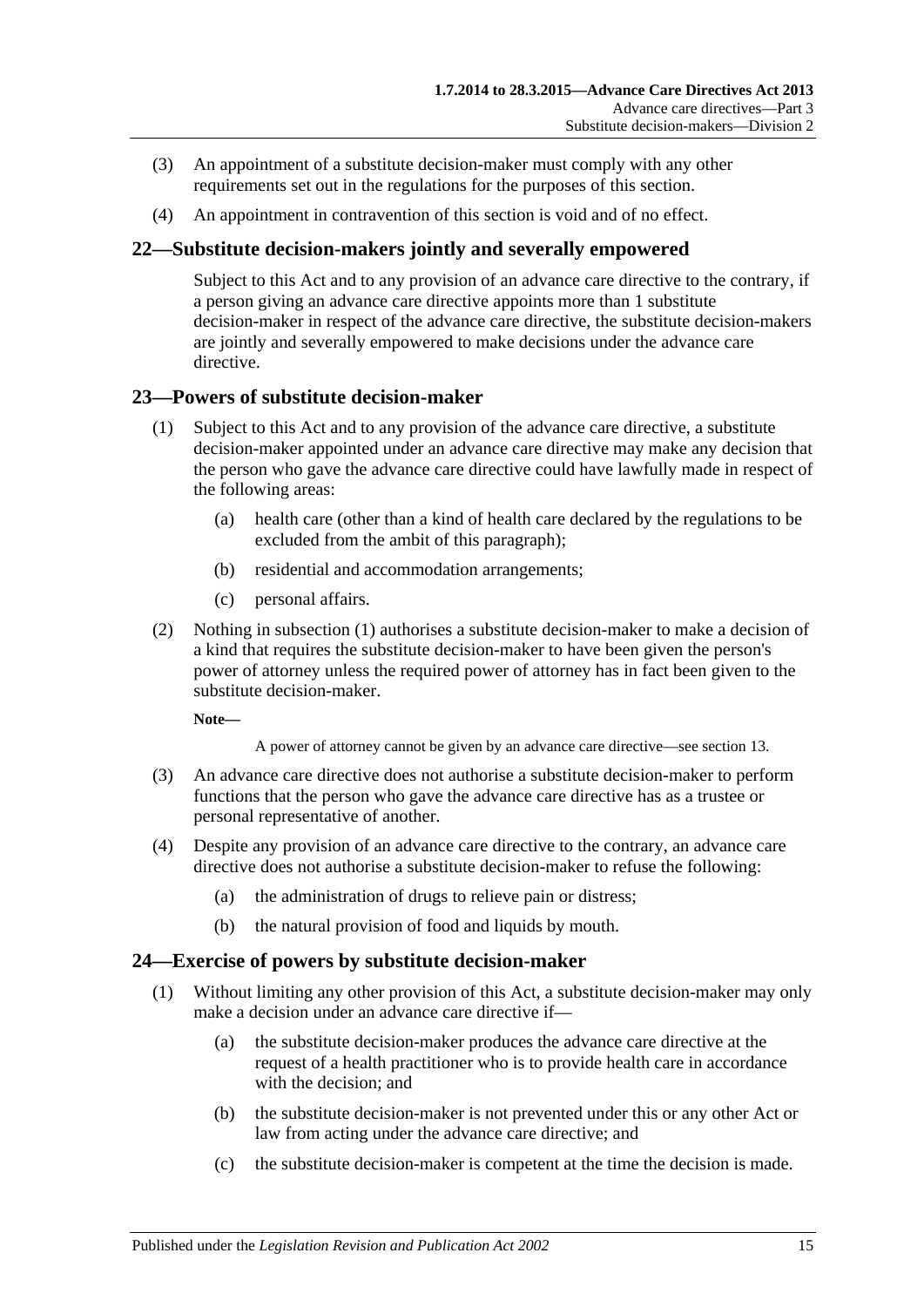(3) An appointment of a substitute decision-maker must comply with any other requirements set out in the regulations for the purposes of this section.

(4) An appointment in contravention of this section is void and of no effect.

## 22—Substitute decision-makers jointly and severally empowered

Subject to this Act and to any provision of an advance care directive to the contrary, if a person giving an advance care directive appoints more than 1 substitute decision-maker in respect of the advance care directive, the substitute decision-makers are jointly and severally empowered to make decisions under the advance care directive.

## 23—Powers of substitute decision-maker

(1) Subject to this Act and to any provision of the advance care directive, a substitute decision-maker appointed under an advance care directive may make any decision that the person who gave the advance care directive could have lawfully made in respect of the following areas:

- (a) health care (other than a kind of health care declared by the regulations to be excluded from the ambit of this paragraph);
- (b) residential and accommodation arrangements;
- (c) personal affairs.

(2) Nothing in subsection (1) authorises a substitute decision-maker to make a decision of a kind that requires the substitute decision-maker to have been given the person's power of attorney unless the required power of attorney has in fact been given to the substitute decision-maker.

**Note—**

A power of attorney cannot be given by an advance care directive—see section 13.

(3) An advance care directive does not authorise a substitute decision-maker to perform functions that the person who gave the advance care directive has as a trustee or personal representative of another.

(4) Despite any provision of an advance care directive to the contrary, an advance care directive does not authorise a substitute decision-maker to refuse the following:

- (a) the administration of drugs to relieve pain or distress;
- (b) the natural provision of food and liquids by mouth.

## 24—Exercise of powers by substitute decision-maker

(1) Without limiting any other provision of this Act, a substitute decision-maker may only make a decision under an advance care directive if—

- (a) the substitute decision-maker produces the advance care directive at the request of a health practitioner who is to provide health care in accordance with the decision; and
- (b) the substitute decision-maker is not prevented under this or any other Act or law from acting under the advance care directive; and
- (c) the substitute decision-maker is competent at the time the decision is made.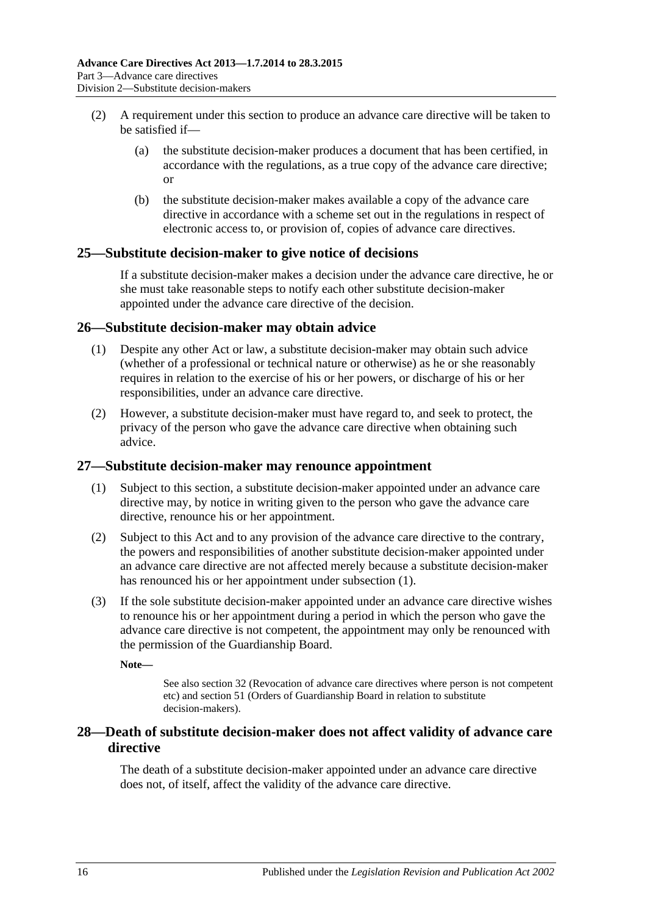(2) A requirement under this section to produce an advance care directive will be taken to be satisfied if—

(a) the substitute decision-maker produces a document that has been certified, in accordance with the regulations, as a true copy of the advance care directive; or

(b) the substitute decision-maker makes available a copy of the advance care directive in accordance with a scheme set out in the regulations in respect of electronic access to, or provision of, copies of advance care directives.

## 25—Substitute decision-maker to give notice of decisions

If a substitute decision-maker makes a decision under the advance care directive, he or she must take reasonable steps to notify each other substitute decision-maker appointed under the advance care directive of the decision.

## 26—Substitute decision-maker may obtain advice

(1) Despite any other Act or law, a substitute decision-maker may obtain such advice (whether of a professional or technical nature or otherwise) as he or she reasonably requires in relation to the exercise of his or her powers, or discharge of his or her responsibilities, under an advance care directive.

(2) However, a substitute decision-maker must have regard to, and seek to protect, the privacy of the person who gave the advance care directive when obtaining such advice.

## 27—Substitute decision-maker may renounce appointment

(1) Subject to this section, a substitute decision-maker appointed under an advance care directive may, by notice in writing given to the person who gave the advance care directive, renounce his or her appointment.

(2) Subject to this Act and to any provision of the advance care directive to the contrary, the powers and responsibilities of another substitute decision-maker appointed under an advance care directive are not affected merely because a substitute decision-maker has renounced his or her appointment under subsection (1).

(3) If the sole substitute decision-maker appointed under an advance care directive wishes to renounce his or her appointment during a period in which the person who gave the advance care directive is not competent, the appointment may only be renounced with the permission of the Guardianship Board.

**Note—**

See also section 32 (Revocation of advance care directives where person is not competent etc) and section 51 (Orders of Guardianship Board in relation to substitute decision-makers).

## 28—Death of substitute decision-maker does not affect validity of advance care directive

The death of a substitute decision-maker appointed under an advance care directive does not, of itself, affect the validity of the advance care directive.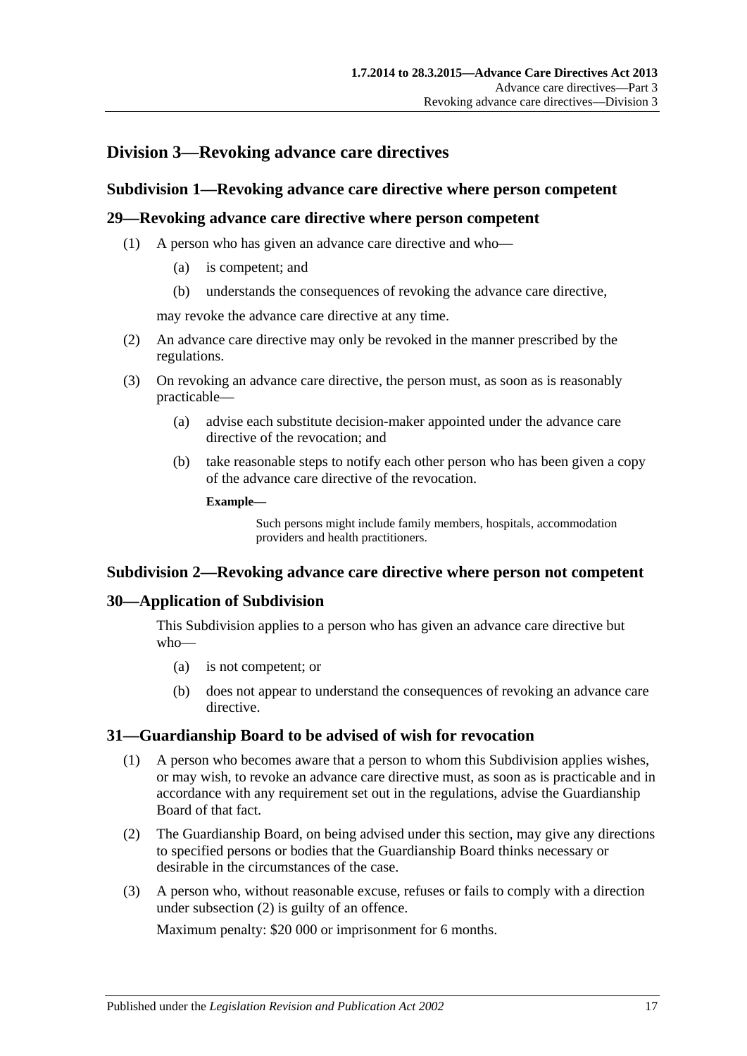## Division 3—Revoking advance care directives

### Subdivision 1—Revoking advance care directive where person competent

### 29—Revoking advance care directive where person competent

(1) A person who has given an advance care directive and who—

  (a) is competent; and

  (b) understands the consequences of revoking the advance care directive,

  may revoke the advance care directive at any time.

(2) An advance care directive may only be revoked in the manner prescribed by the regulations.

(3) On revoking an advance care directive, the person must, as soon as is reasonably practicable—

  (a) advise each substitute decision-maker appointed under the advance care directive of the revocation; and

  (b) take reasonable steps to notify each other person who has been given a copy of the advance care directive of the revocation.

  **Example—**

  Such persons might include family members, hospitals, accommodation providers and health practitioners.

### Subdivision 2—Revoking advance care directive where person not competent

### 30—Application of Subdivision

This Subdivision applies to a person who has given an advance care directive but who—

  (a) is not competent; or

  (b) does not appear to understand the consequences of revoking an advance care directive.

### 31—Guardianship Board to be advised of wish for revocation

(1) A person who becomes aware that a person to whom this Subdivision applies wishes, or may wish, to revoke an advance care directive must, as soon as is practicable and in accordance with any requirement set out in the regulations, advise the Guardianship Board of that fact.

(2) The Guardianship Board, on being advised under this section, may give any directions to specified persons or bodies that the Guardianship Board thinks necessary or desirable in the circumstances of the case.

(3) A person who, without reasonable excuse, refuses or fails to comply with a direction under subsection (2) is guilty of an offence.

  Maximum penalty: $20 000 or imprisonment for 6 months.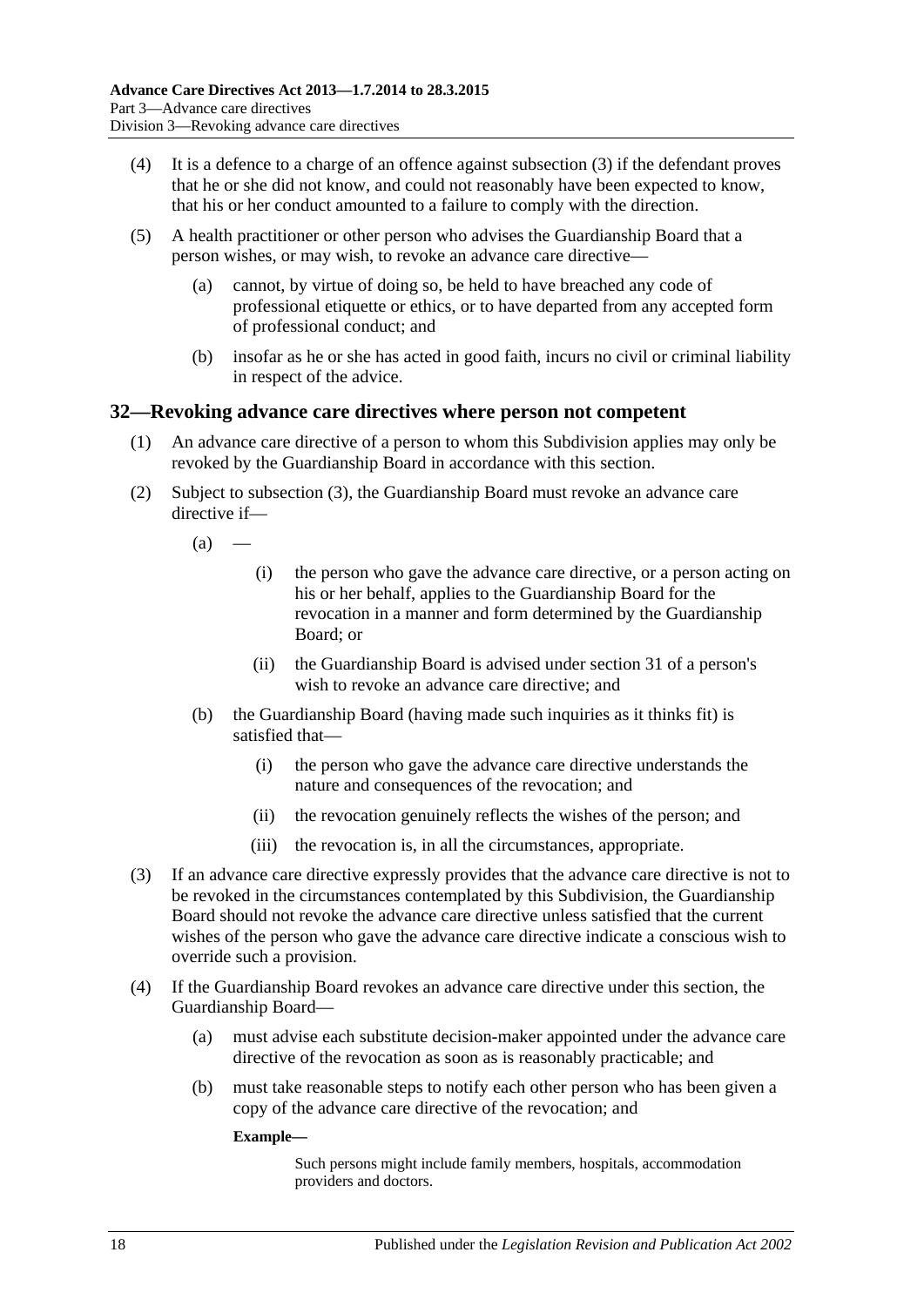(4) It is a defence to a charge of an offence against subsection (3) if the defendant proves that he or she did not know, and could not reasonably have been expected to know, that his or her conduct amounted to a failure to comply with the direction.

(5) A health practitioner or other person who advises the Guardianship Board that a person wishes, or may wish, to revoke an advance care directive—

(a) cannot, by virtue of doing so, be held to have breached any code of professional etiquette or ethics, or to have departed from any accepted form of professional conduct; and

(b) insofar as he or she has acted in good faith, incurs no civil or criminal liability in respect of the advice.

## 32—Revoking advance care directives where person not competent

(1) An advance care directive of a person to whom this Subdivision applies may only be revoked by the Guardianship Board in accordance with this section.

(2) Subject to subsection (3), the Guardianship Board must revoke an advance care directive if—

(a) —

(i) the person who gave the advance care directive, or a person acting on his or her behalf, applies to the Guardianship Board for the revocation in a manner and form determined by the Guardianship Board; or

(ii) the Guardianship Board is advised under section 31 of a person's wish to revoke an advance care directive; and

(b) the Guardianship Board (having made such inquiries as it thinks fit) is satisfied that—

(i) the person who gave the advance care directive understands the nature and consequences of the revocation; and

(ii) the revocation genuinely reflects the wishes of the person; and

(iii) the revocation is, in all the circumstances, appropriate.

(3) If an advance care directive expressly provides that the advance care directive is not to be revoked in the circumstances contemplated by this Subdivision, the Guardianship Board should not revoke the advance care directive unless satisfied that the current wishes of the person who gave the advance care directive indicate a conscious wish to override such a provision.

(4) If the Guardianship Board revokes an advance care directive under this section, the Guardianship Board—

(a) must advise each substitute decision-maker appointed under the advance care directive of the revocation as soon as is reasonably practicable; and

(b) must take reasonable steps to notify each other person who has been given a copy of the advance care directive of the revocation; and

**Example—**

Such persons might include family members, hospitals, accommodation providers and doctors.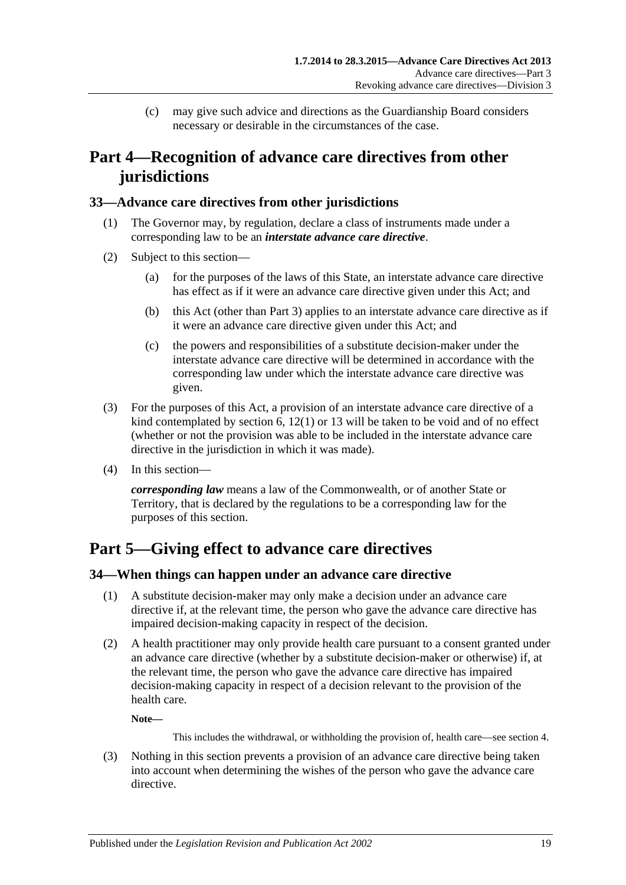(c) may give such advice and directions as the Guardianship Board considers necessary or desirable in the circumstances of the case.

# Part 4—Recognition of advance care directives from other jurisdictions

## 33—Advance care directives from other jurisdictions

(1) The Governor may, by regulation, declare a class of instruments made under a corresponding law to be an ***interstate advance care directive***.

(2) Subject to this section—

  (a) for the purposes of the laws of this State, an interstate advance care directive has effect as if it were an advance care directive given under this Act; and

  (b) this Act (other than Part 3) applies to an interstate advance care directive as if it were an advance care directive given under this Act; and

  (c) the powers and responsibilities of a substitute decision-maker under the interstate advance care directive will be determined in accordance with the corresponding law under which the interstate advance care directive was given.

(3) For the purposes of this Act, a provision of an interstate advance care directive of a kind contemplated by section 6, 12(1) or 13 will be taken to be void and of no effect (whether or not the provision was able to be included in the interstate advance care directive in the jurisdiction in which it was made).

(4) In this section—

***corresponding law*** means a law of the Commonwealth, or of another State or Territory, that is declared by the regulations to be a corresponding law for the purposes of this section.

# Part 5—Giving effect to advance care directives

## 34—When things can happen under an advance care directive

(1) A substitute decision-maker may only make a decision under an advance care directive if, at the relevant time, the person who gave the advance care directive has impaired decision-making capacity in respect of the decision.

(2) A health practitioner may only provide health care pursuant to a consent granted under an advance care directive (whether by a substitute decision-maker or otherwise) if, at the relevant time, the person who gave the advance care directive has impaired decision-making capacity in respect of a decision relevant to the provision of the health care.

**Note—**

This includes the withdrawal, or withholding the provision of, health care—see section 4.

(3) Nothing in this section prevents a provision of an advance care directive being taken into account when determining the wishes of the person who gave the advance care directive.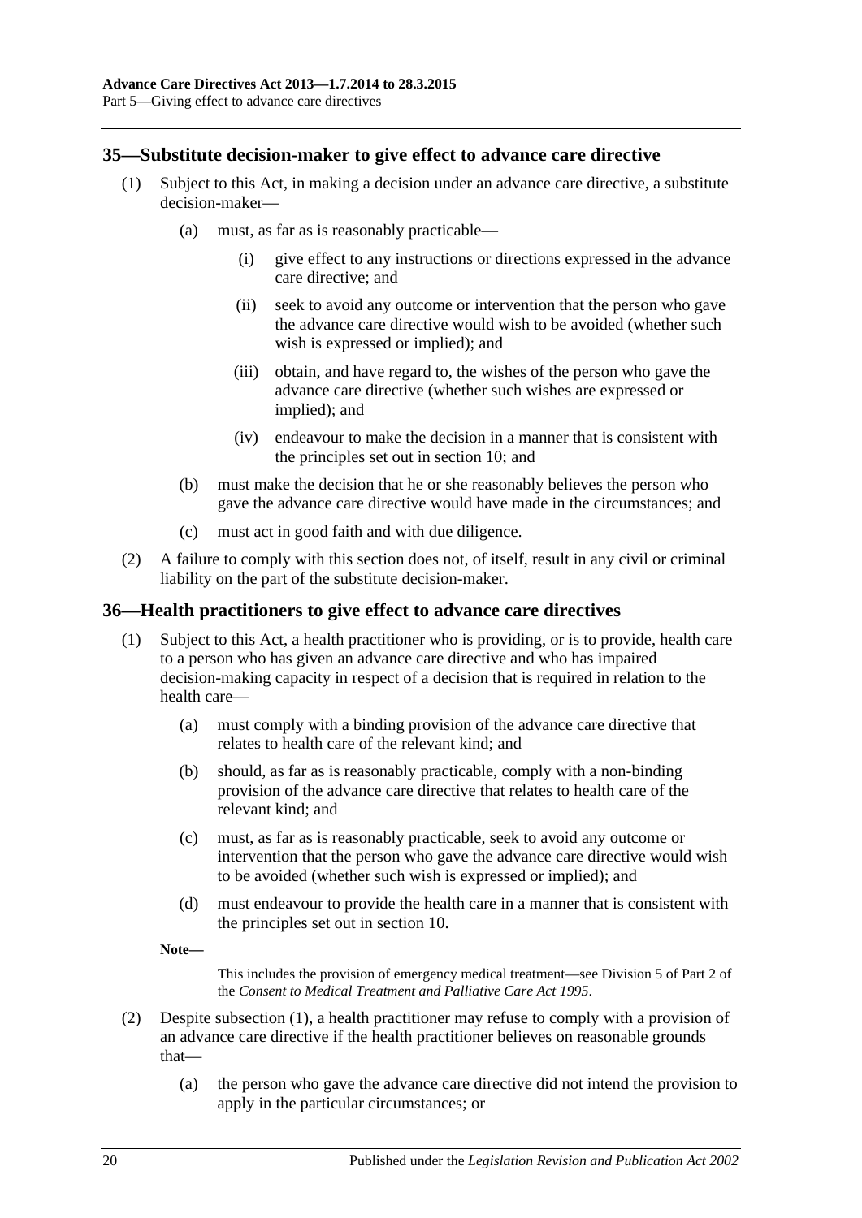## 35—Substitute decision-maker to give effect to advance care directive

(1) Subject to this Act, in making a decision under an advance care directive, a substitute decision-maker—

(a) must, as far as is reasonably practicable—

(i) give effect to any instructions or directions expressed in the advance care directive; and

(ii) seek to avoid any outcome or intervention that the person who gave the advance care directive would wish to be avoided (whether such wish is expressed or implied); and

(iii) obtain, and have regard to, the wishes of the person who gave the advance care directive (whether such wishes are expressed or implied); and

(iv) endeavour to make the decision in a manner that is consistent with the principles set out in section 10; and

(b) must make the decision that he or she reasonably believes the person who gave the advance care directive would have made in the circumstances; and

(c) must act in good faith and with due diligence.

(2) A failure to comply with this section does not, of itself, result in any civil or criminal liability on the part of the substitute decision-maker.

## 36—Health practitioners to give effect to advance care directives

(1) Subject to this Act, a health practitioner who is providing, or is to provide, health care to a person who has given an advance care directive and who has impaired decision-making capacity in respect of a decision that is required in relation to the health care—

(a) must comply with a binding provision of the advance care directive that relates to health care of the relevant kind; and

(b) should, as far as is reasonably practicable, comply with a non-binding provision of the advance care directive that relates to health care of the relevant kind; and

(c) must, as far as is reasonably practicable, seek to avoid any outcome or intervention that the person who gave the advance care directive would wish to be avoided (whether such wish is expressed or implied); and

(d) must endeavour to provide the health care in a manner that is consistent with the principles set out in section 10.

**Note—**

This includes the provision of emergency medical treatment—see Division 5 of Part 2 of the *Consent to Medical Treatment and Palliative Care Act 1995*.

(2) Despite subsection (1), a health practitioner may refuse to comply with a provision of an advance care directive if the health practitioner believes on reasonable grounds that—

(a) the person who gave the advance care directive did not intend the provision to apply in the particular circumstances; or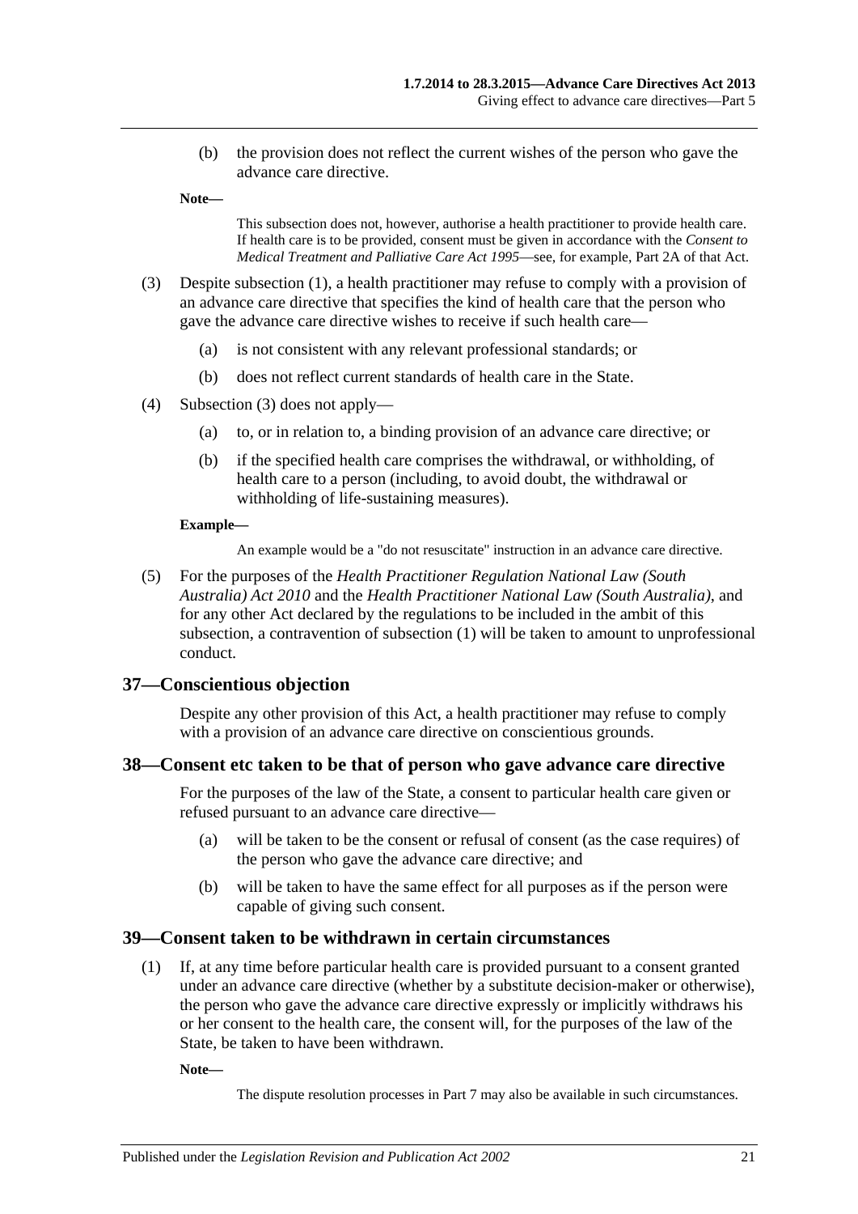(b) the provision does not reflect the current wishes of the person who gave the advance care directive.

**Note—**

This subsection does not, however, authorise a health practitioner to provide health care. If health care is to be provided, consent must be given in accordance with the *Consent to Medical Treatment and Palliative Care Act 1995*—see, for example, Part 2A of that Act.

(3) Despite subsection (1), a health practitioner may refuse to comply with a provision of an advance care directive that specifies the kind of health care that the person who gave the advance care directive wishes to receive if such health care—

(a) is not consistent with any relevant professional standards; or

(b) does not reflect current standards of health care in the State.

(4) Subsection (3) does not apply—

(a) to, or in relation to, a binding provision of an advance care directive; or

(b) if the specified health care comprises the withdrawal, or withholding, of health care to a person (including, to avoid doubt, the withdrawal or withholding of life-sustaining measures).

**Example—**

An example would be a "do not resuscitate" instruction in an advance care directive.

(5) For the purposes of the *Health Practitioner Regulation National Law (South Australia) Act 2010* and the *Health Practitioner National Law (South Australia)*, and for any other Act declared by the regulations to be included in the ambit of this subsection, a contravention of subsection (1) will be taken to amount to unprofessional conduct.

## 37—Conscientious objection

Despite any other provision of this Act, a health practitioner may refuse to comply with a provision of an advance care directive on conscientious grounds.

## 38—Consent etc taken to be that of person who gave advance care directive

For the purposes of the law of the State, a consent to particular health care given or refused pursuant to an advance care directive—

(a) will be taken to be the consent or refusal of consent (as the case requires) of the person who gave the advance care directive; and

(b) will be taken to have the same effect for all purposes as if the person were capable of giving such consent.

## 39—Consent taken to be withdrawn in certain circumstances

(1) If, at any time before particular health care is provided pursuant to a consent granted under an advance care directive (whether by a substitute decision-maker or otherwise), the person who gave the advance care directive expressly or implicitly withdraws his or her consent to the health care, the consent will, for the purposes of the law of the State, be taken to have been withdrawn.

**Note—**

The dispute resolution processes in Part 7 may also be available in such circumstances.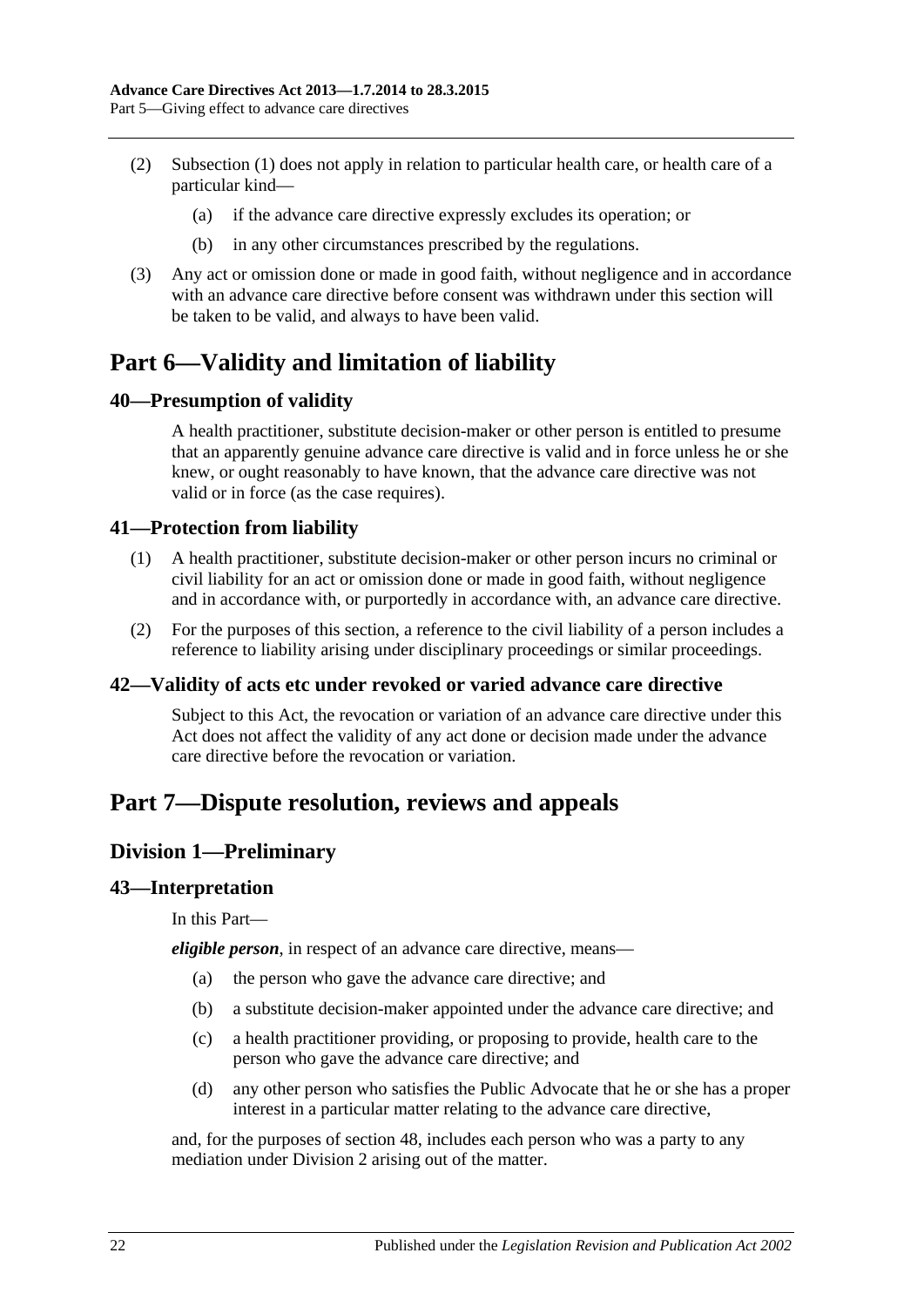(2) Subsection (1) does not apply in relation to particular health care, or health care of a particular kind—

(a) if the advance care directive expressly excludes its operation; or

(b) in any other circumstances prescribed by the regulations.

(3) Any act or omission done or made in good faith, without negligence and in accordance with an advance care directive before consent was withdrawn under this section will be taken to be valid, and always to have been valid.

# Part 6—Validity and limitation of liability

## 40—Presumption of validity

A health practitioner, substitute decision-maker or other person is entitled to presume that an apparently genuine advance care directive is valid and in force unless he or she knew, or ought reasonably to have known, that the advance care directive was not valid or in force (as the case requires).

## 41—Protection from liability

(1) A health practitioner, substitute decision-maker or other person incurs no criminal or civil liability for an act or omission done or made in good faith, without negligence and in accordance with, or purportedly in accordance with, an advance care directive.

(2) For the purposes of this section, a reference to the civil liability of a person includes a reference to liability arising under disciplinary proceedings or similar proceedings.

## 42—Validity of acts etc under revoked or varied advance care directive

Subject to this Act, the revocation or variation of an advance care directive under this Act does not affect the validity of any act done or decision made under the advance care directive before the revocation or variation.

# Part 7—Dispute resolution, reviews and appeals

## Division 1—Preliminary

## 43—Interpretation

In this Part—

***eligible person***, in respect of an advance care directive, means—

(a) the person who gave the advance care directive; and

(b) a substitute decision-maker appointed under the advance care directive; and

(c) a health practitioner providing, or proposing to provide, health care to the person who gave the advance care directive; and

(d) any other person who satisfies the Public Advocate that he or she has a proper interest in a particular matter relating to the advance care directive,

and, for the purposes of section 48, includes each person who was a party to any mediation under Division 2 arising out of the matter.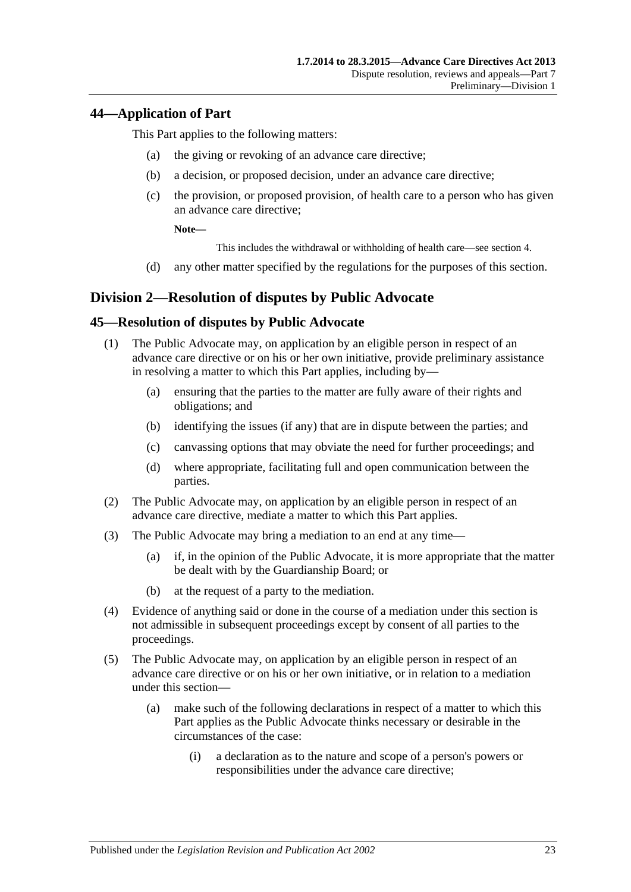## 44—Application of Part

This Part applies to the following matters:

(a) the giving or revoking of an advance care directive;

(b) a decision, or proposed decision, under an advance care directive;

(c) the provision, or proposed provision, of health care to a person who has given an advance care directive;

**Note—**

This includes the withdrawal or withholding of health care—see section 4.

(d) any other matter specified by the regulations for the purposes of this section.

# Division 2—Resolution of disputes by Public Advocate

## 45—Resolution of disputes by Public Advocate

(1) The Public Advocate may, on application by an eligible person in respect of an advance care directive or on his or her own initiative, provide preliminary assistance in resolving a matter to which this Part applies, including by—

(a) ensuring that the parties to the matter are fully aware of their rights and obligations; and

(b) identifying the issues (if any) that are in dispute between the parties; and

(c) canvassing options that may obviate the need for further proceedings; and

(d) where appropriate, facilitating full and open communication between the parties.

(2) The Public Advocate may, on application by an eligible person in respect of an advance care directive, mediate a matter to which this Part applies.

(3) The Public Advocate may bring a mediation to an end at any time—

(a) if, in the opinion of the Public Advocate, it is more appropriate that the matter be dealt with by the Guardianship Board; or

(b) at the request of a party to the mediation.

(4) Evidence of anything said or done in the course of a mediation under this section is not admissible in subsequent proceedings except by consent of all parties to the proceedings.

(5) The Public Advocate may, on application by an eligible person in respect of an advance care directive or on his or her own initiative, or in relation to a mediation under this section—

(a) make such of the following declarations in respect of a matter to which this Part applies as the Public Advocate thinks necessary or desirable in the circumstances of the case:

(i) a declaration as to the nature and scope of a person's powers or responsibilities under the advance care directive;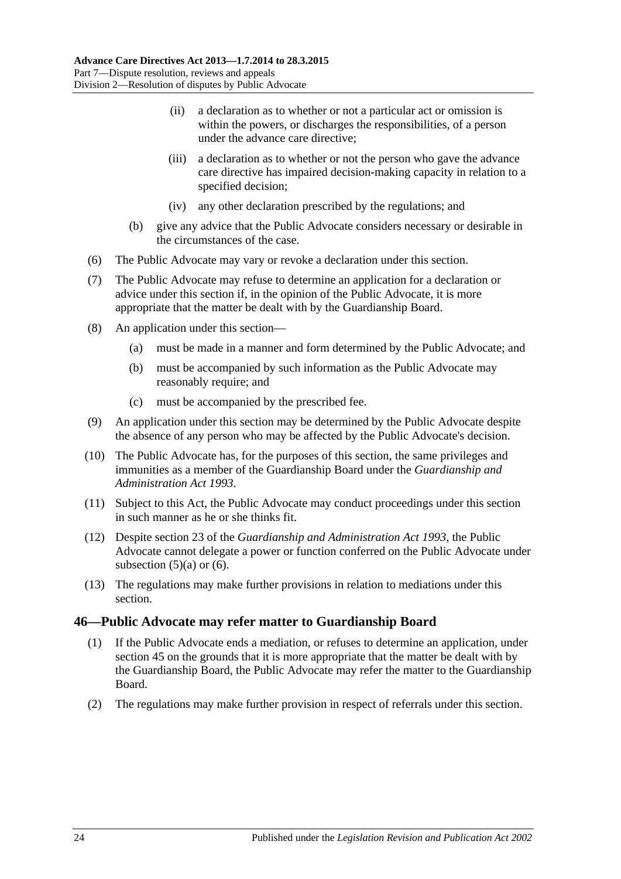(ii) a declaration as to whether or not a particular act or omission is within the powers, or discharges the responsibilities, of a person under the advance care directive;

(iii) a declaration as to whether or not the person who gave the advance care directive has impaired decision-making capacity in relation to a specified decision;

(iv) any other declaration prescribed by the regulations; and

(b) give any advice that the Public Advocate considers necessary or desirable in the circumstances of the case.

(6) The Public Advocate may vary or revoke a declaration under this section.

(7) The Public Advocate may refuse to determine an application for a declaration or advice under this section if, in the opinion of the Public Advocate, it is more appropriate that the matter be dealt with by the Guardianship Board.

(8) An application under this section—

(a) must be made in a manner and form determined by the Public Advocate; and

(b) must be accompanied by such information as the Public Advocate may reasonably require; and

(c) must be accompanied by the prescribed fee.

(9) An application under this section may be determined by the Public Advocate despite the absence of any person who may be affected by the Public Advocate's decision.

(10) The Public Advocate has, for the purposes of this section, the same privileges and immunities as a member of the Guardianship Board under the *Guardianship and Administration Act 1993*.

(11) Subject to this Act, the Public Advocate may conduct proceedings under this section in such manner as he or she thinks fit.

(12) Despite section 23 of the *Guardianship and Administration Act 1993*, the Public Advocate cannot delegate a power or function conferred on the Public Advocate under subsection (5)(a) or (6).

(13) The regulations may make further provisions in relation to mediations under this section.

## 46—Public Advocate may refer matter to Guardianship Board

(1) If the Public Advocate ends a mediation, or refuses to determine an application, under section 45 on the grounds that it is more appropriate that the matter be dealt with by the Guardianship Board, the Public Advocate may refer the matter to the Guardianship Board.

(2) The regulations may make further provision in respect of referrals under this section.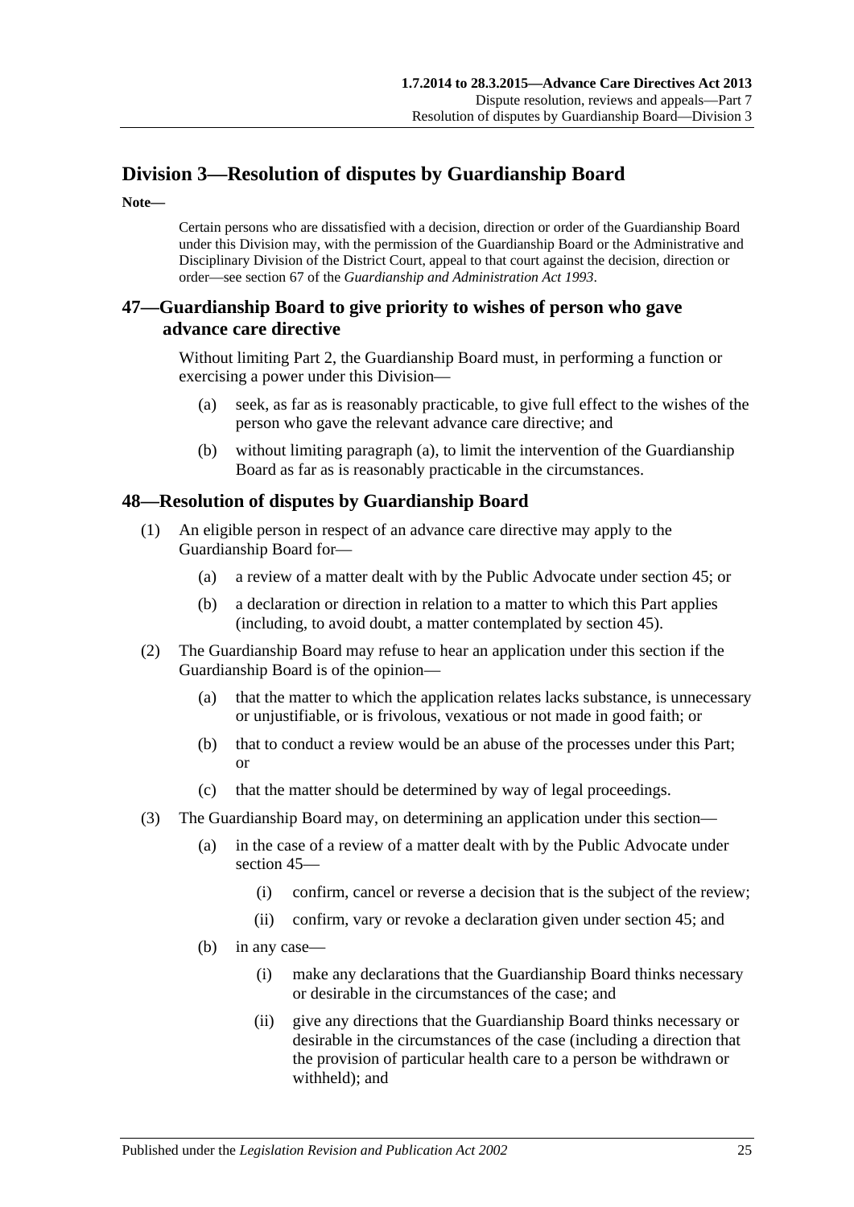## Division 3—Resolution of disputes by Guardianship Board

**Note—**

Certain persons who are dissatisfied with a decision, direction or order of the Guardianship Board under this Division may, with the permission of the Guardianship Board or the Administrative and Disciplinary Division of the District Court, appeal to that court against the decision, direction or order—see section 67 of the *Guardianship and Administration Act 1993*.

### 47—Guardianship Board to give priority to wishes of person who gave advance care directive

Without limiting Part 2, the Guardianship Board must, in performing a function or exercising a power under this Division—

- (a) seek, as far as is reasonably practicable, to give full effect to the wishes of the person who gave the relevant advance care directive; and
- (b) without limiting paragraph (a), to limit the intervention of the Guardianship Board as far as is reasonably practicable in the circumstances.

### 48—Resolution of disputes by Guardianship Board

(1) An eligible person in respect of an advance care directive may apply to the Guardianship Board for—

- (a) a review of a matter dealt with by the Public Advocate under section 45; or
- (b) a declaration or direction in relation to a matter to which this Part applies (including, to avoid doubt, a matter contemplated by section 45).

(2) The Guardianship Board may refuse to hear an application under this section if the Guardianship Board is of the opinion—

- (a) that the matter to which the application relates lacks substance, is unnecessary or unjustifiable, or is frivolous, vexatious or not made in good faith; or
- (b) that to conduct a review would be an abuse of the processes under this Part; or
- (c) that the matter should be determined by way of legal proceedings.

(3) The Guardianship Board may, on determining an application under this section—

- (a) in the case of a review of a matter dealt with by the Public Advocate under section 45—
  - (i) confirm, cancel or reverse a decision that is the subject of the review;
  - (ii) confirm, vary or revoke a declaration given under section 45; and
- (b) in any case—
  - (i) make any declarations that the Guardianship Board thinks necessary or desirable in the circumstances of the case; and
  - (ii) give any directions that the Guardianship Board thinks necessary or desirable in the circumstances of the case (including a direction that the provision of particular health care to a person be withdrawn or withheld); and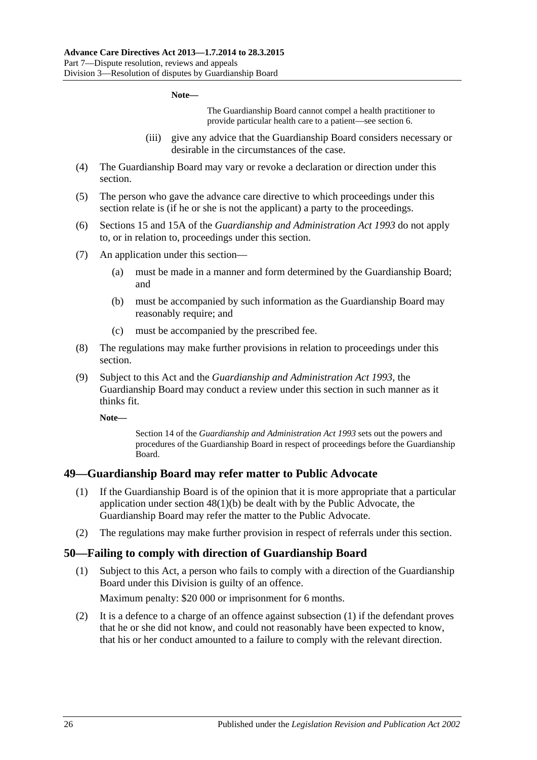**Note—**

The Guardianship Board cannot compel a health practitioner to provide particular health care to a patient—see section 6.

(iii) give any advice that the Guardianship Board considers necessary or desirable in the circumstances of the case.

(4) The Guardianship Board may vary or revoke a declaration or direction under this section.

(5) The person who gave the advance care directive to which proceedings under this section relate is (if he or she is not the applicant) a party to the proceedings.

(6) Sections 15 and 15A of the *Guardianship and Administration Act 1993* do not apply to, or in relation to, proceedings under this section.

(7) An application under this section—

(a) must be made in a manner and form determined by the Guardianship Board; and

(b) must be accompanied by such information as the Guardianship Board may reasonably require; and

(c) must be accompanied by the prescribed fee.

(8) The regulations may make further provisions in relation to proceedings under this section.

(9) Subject to this Act and the *Guardianship and Administration Act 1993*, the Guardianship Board may conduct a review under this section in such manner as it thinks fit.

**Note—**

Section 14 of the *Guardianship and Administration Act 1993* sets out the powers and procedures of the Guardianship Board in respect of proceedings before the Guardianship Board.

## 49—Guardianship Board may refer matter to Public Advocate

(1) If the Guardianship Board is of the opinion that it is more appropriate that a particular application under section 48(1)(b) be dealt with by the Public Advocate, the Guardianship Board may refer the matter to the Public Advocate.

(2) The regulations may make further provision in respect of referrals under this section.

## 50—Failing to comply with direction of Guardianship Board

(1) Subject to this Act, a person who fails to comply with a direction of the Guardianship Board under this Division is guilty of an offence.

Maximum penalty: $20 000 or imprisonment for 6 months.

(2) It is a defence to a charge of an offence against subsection (1) if the defendant proves that he or she did not know, and could not reasonably have been expected to know, that his or her conduct amounted to a failure to comply with the relevant direction.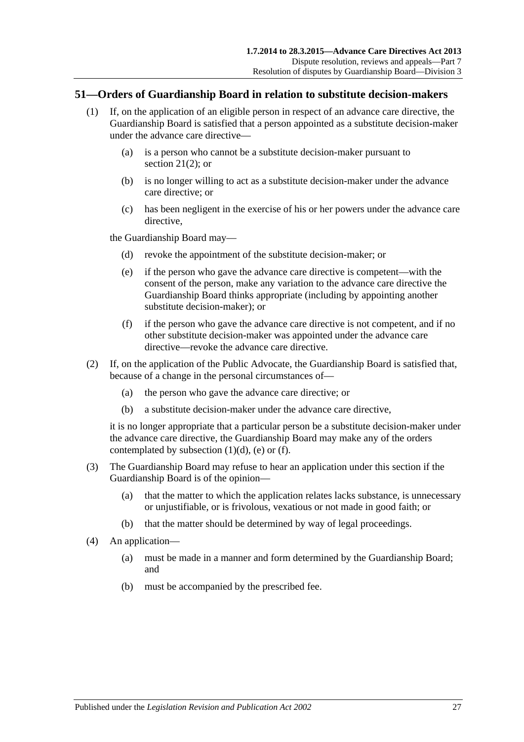## 51—Orders of Guardianship Board in relation to substitute decision-makers

(1) If, on the application of an eligible person in respect of an advance care directive, the Guardianship Board is satisfied that a person appointed as a substitute decision-maker under the advance care directive—

- (a) is a person who cannot be a substitute decision-maker pursuant to section 21(2); or
- (b) is no longer willing to act as a substitute decision-maker under the advance care directive; or
- (c) has been negligent in the exercise of his or her powers under the advance care directive,

the Guardianship Board may—

- (d) revoke the appointment of the substitute decision-maker; or
- (e) if the person who gave the advance care directive is competent—with the consent of the person, make any variation to the advance care directive the Guardianship Board thinks appropriate (including by appointing another substitute decision-maker); or
- (f) if the person who gave the advance care directive is not competent, and if no other substitute decision-maker was appointed under the advance care directive—revoke the advance care directive.

(2) If, on the application of the Public Advocate, the Guardianship Board is satisfied that, because of a change in the personal circumstances of—

- (a) the person who gave the advance care directive; or
- (b) a substitute decision-maker under the advance care directive,

it is no longer appropriate that a particular person be a substitute decision-maker under the advance care directive, the Guardianship Board may make any of the orders contemplated by subsection (1)(d), (e) or (f).

(3) The Guardianship Board may refuse to hear an application under this section if the Guardianship Board is of the opinion—

- (a) that the matter to which the application relates lacks substance, is unnecessary or unjustifiable, or is frivolous, vexatious or not made in good faith; or
- (b) that the matter should be determined by way of legal proceedings.

(4) An application—

- (a) must be made in a manner and form determined by the Guardianship Board; and
- (b) must be accompanied by the prescribed fee.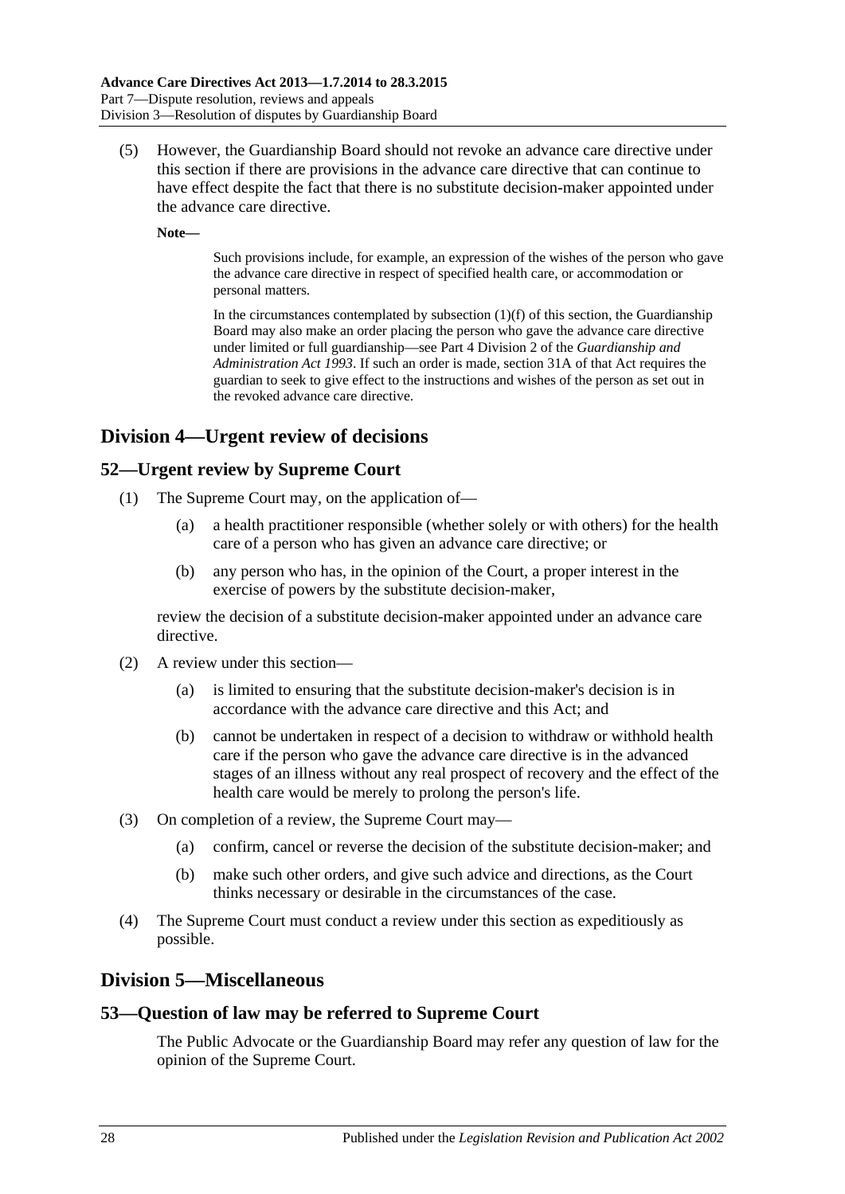(5) However, the Guardianship Board should not revoke an advance care directive under this section if there are provisions in the advance care directive that can continue to have effect despite the fact that there is no substitute decision-maker appointed under the advance care directive.

**Note—**

Such provisions include, for example, an expression of the wishes of the person who gave the advance care directive in respect of specified health care, or accommodation or personal matters.

In the circumstances contemplated by subsection (1)(f) of this section, the Guardianship Board may also make an order placing the person who gave the advance care directive under limited or full guardianship—see Part 4 Division 2 of the *Guardianship and Administration Act 1993*. If such an order is made, section 31A of that Act requires the guardian to seek to give effect to the instructions and wishes of the person as set out in the revoked advance care directive.

## Division 4—Urgent review of decisions

### 52—Urgent review by Supreme Court

(1) The Supreme Court may, on the application of—

(a) a health practitioner responsible (whether solely or with others) for the health care of a person who has given an advance care directive; or

(b) any person who has, in the opinion of the Court, a proper interest in the exercise of powers by the substitute decision-maker,

review the decision of a substitute decision-maker appointed under an advance care directive.

(2) A review under this section—

(a) is limited to ensuring that the substitute decision-maker's decision is in accordance with the advance care directive and this Act; and

(b) cannot be undertaken in respect of a decision to withdraw or withhold health care if the person who gave the advance care directive is in the advanced stages of an illness without any real prospect of recovery and the effect of the health care would be merely to prolong the person's life.

(3) On completion of a review, the Supreme Court may—

(a) confirm, cancel or reverse the decision of the substitute decision-maker; and

(b) make such other orders, and give such advice and directions, as the Court thinks necessary or desirable in the circumstances of the case.

(4) The Supreme Court must conduct a review under this section as expeditiously as possible.

## Division 5—Miscellaneous

### 53—Question of law may be referred to Supreme Court

The Public Advocate or the Guardianship Board may refer any question of law for the opinion of the Supreme Court.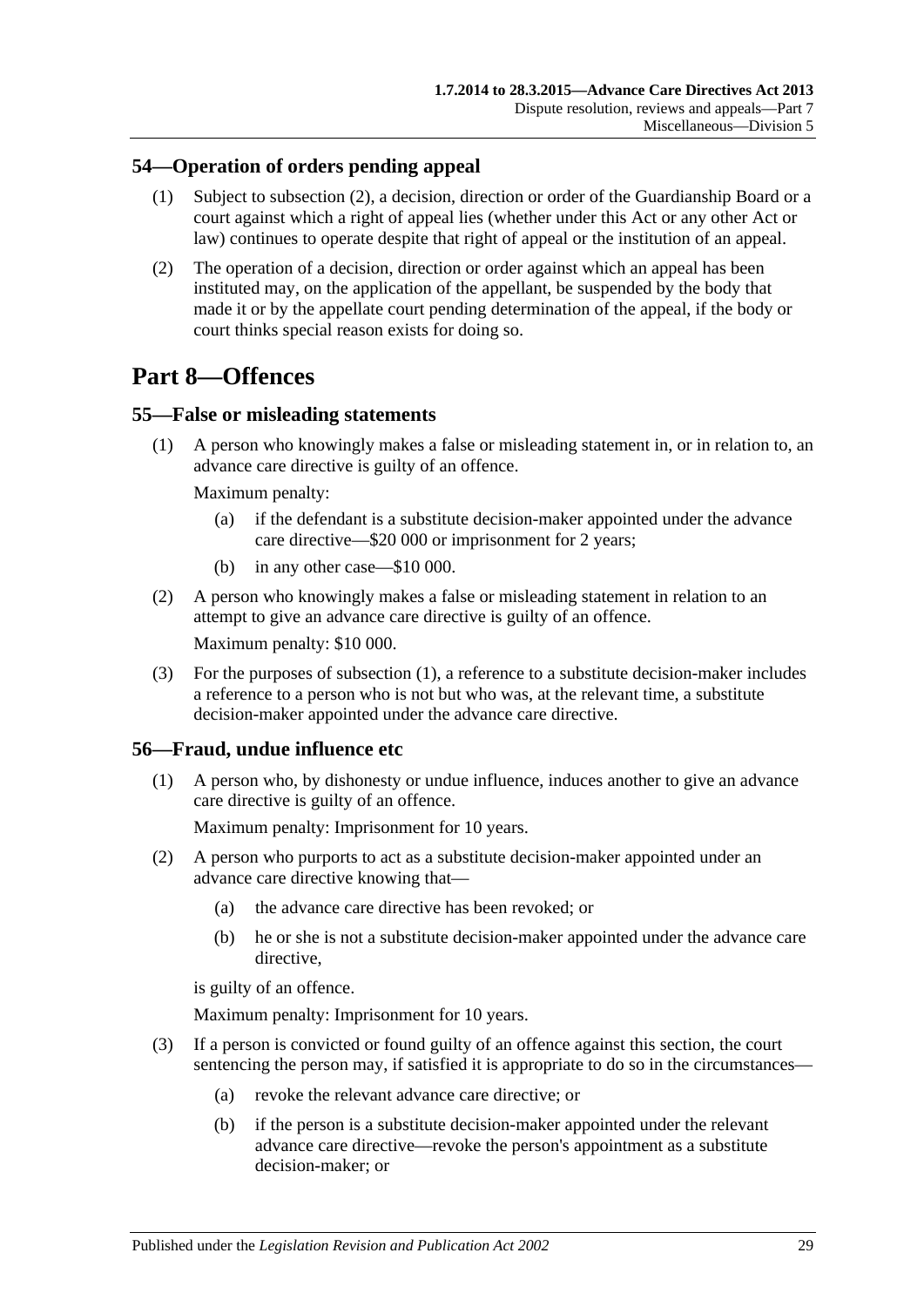## 54—Operation of orders pending appeal

(1) Subject to subsection (2), a decision, direction or order of the Guardianship Board or a court against which a right of appeal lies (whether under this Act or any other Act or law) continues to operate despite that right of appeal or the institution of an appeal.

(2) The operation of a decision, direction or order against which an appeal has been instituted may, on the application of the appellant, be suspended by the body that made it or by the appellate court pending determination of the appeal, if the body or court thinks special reason exists for doing so.

# Part 8—Offences

## 55—False or misleading statements

(1) A person who knowingly makes a false or misleading statement in, or in relation to, an advance care directive is guilty of an offence.

Maximum penalty:

(a) if the defendant is a substitute decision-maker appointed under the advance care directive—$20 000 or imprisonment for 2 years;

(b) in any other case—$10 000.

(2) A person who knowingly makes a false or misleading statement in relation to an attempt to give an advance care directive is guilty of an offence.

Maximum penalty: $10 000.

(3) For the purposes of subsection (1), a reference to a substitute decision-maker includes a reference to a person who is not but who was, at the relevant time, a substitute decision-maker appointed under the advance care directive.

## 56—Fraud, undue influence etc

(1) A person who, by dishonesty or undue influence, induces another to give an advance care directive is guilty of an offence.

Maximum penalty: Imprisonment for 10 years.

(2) A person who purports to act as a substitute decision-maker appointed under an advance care directive knowing that—

(a) the advance care directive has been revoked; or

(b) he or she is not a substitute decision-maker appointed under the advance care directive,

is guilty of an offence.

Maximum penalty: Imprisonment for 10 years.

(3) If a person is convicted or found guilty of an offence against this section, the court sentencing the person may, if satisfied it is appropriate to do so in the circumstances—

(a) revoke the relevant advance care directive; or

(b) if the person is a substitute decision-maker appointed under the relevant advance care directive—revoke the person's appointment as a substitute decision-maker; or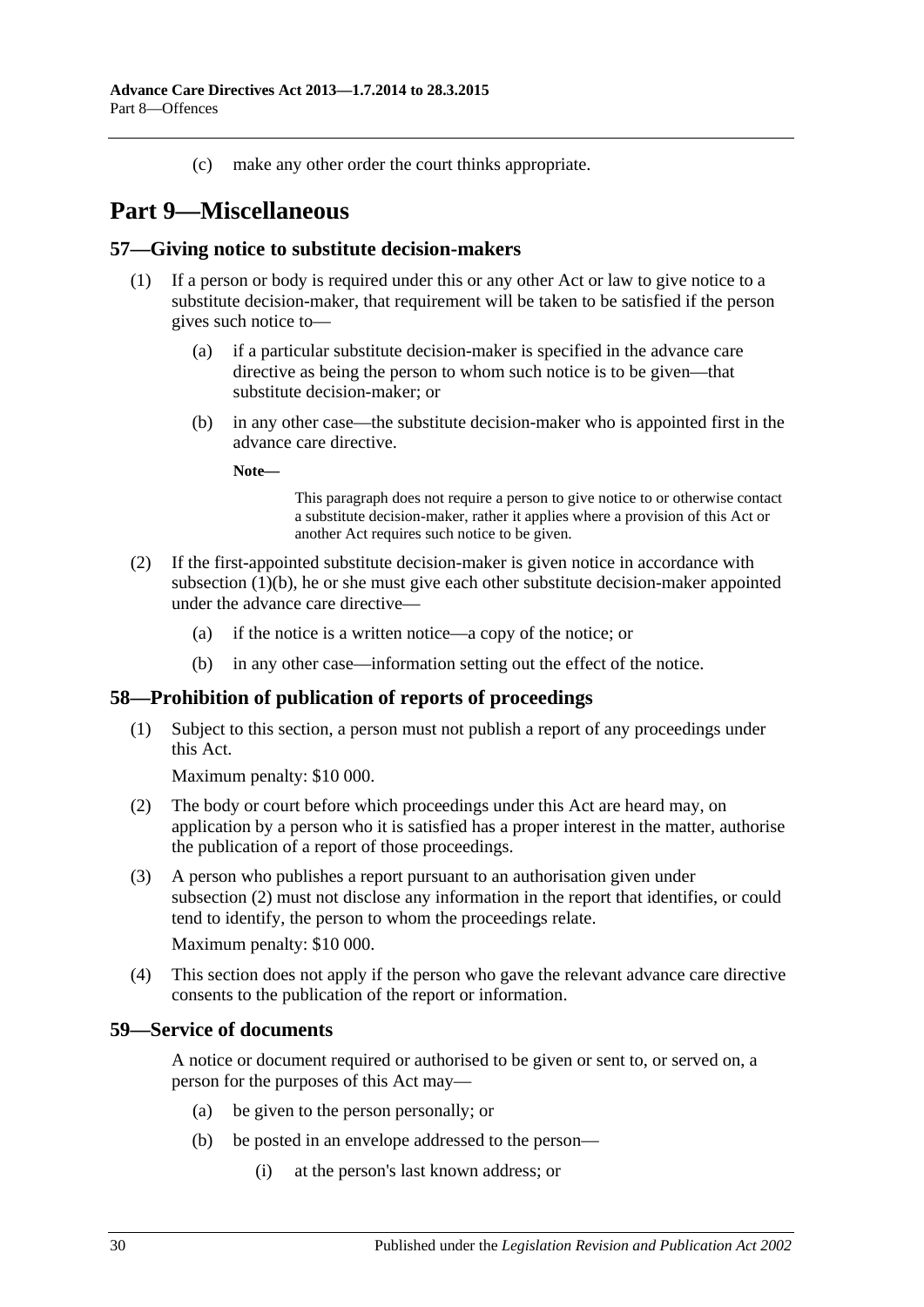(c) make any other order the court thinks appropriate.

# Part 9—Miscellaneous

## 57—Giving notice to substitute decision-makers

(1) If a person or body is required under this or any other Act or law to give notice to a substitute decision-maker, that requirement will be taken to be satisfied if the person gives such notice to—

(a) if a particular substitute decision-maker is specified in the advance care directive as being the person to whom such notice is to be given—that substitute decision-maker; or

(b) in any other case—the substitute decision-maker who is appointed first in the advance care directive.

**Note—**

This paragraph does not require a person to give notice to or otherwise contact a substitute decision-maker, rather it applies where a provision of this Act or another Act requires such notice to be given.

(2) If the first-appointed substitute decision-maker is given notice in accordance with subsection (1)(b), he or she must give each other substitute decision-maker appointed under the advance care directive—

(a) if the notice is a written notice—a copy of the notice; or

(b) in any other case—information setting out the effect of the notice.

## 58—Prohibition of publication of reports of proceedings

(1) Subject to this section, a person must not publish a report of any proceedings under this Act.

Maximum penalty: $10 000.

(2) The body or court before which proceedings under this Act are heard may, on application by a person who it is satisfied has a proper interest in the matter, authorise the publication of a report of those proceedings.

(3) A person who publishes a report pursuant to an authorisation given under subsection (2) must not disclose any information in the report that identifies, or could tend to identify, the person to whom the proceedings relate.

Maximum penalty: $10 000.

(4) This section does not apply if the person who gave the relevant advance care directive consents to the publication of the report or information.

## 59—Service of documents

A notice or document required or authorised to be given or sent to, or served on, a person for the purposes of this Act may—

(a) be given to the person personally; or

(b) be posted in an envelope addressed to the person—

(i) at the person's last known address; or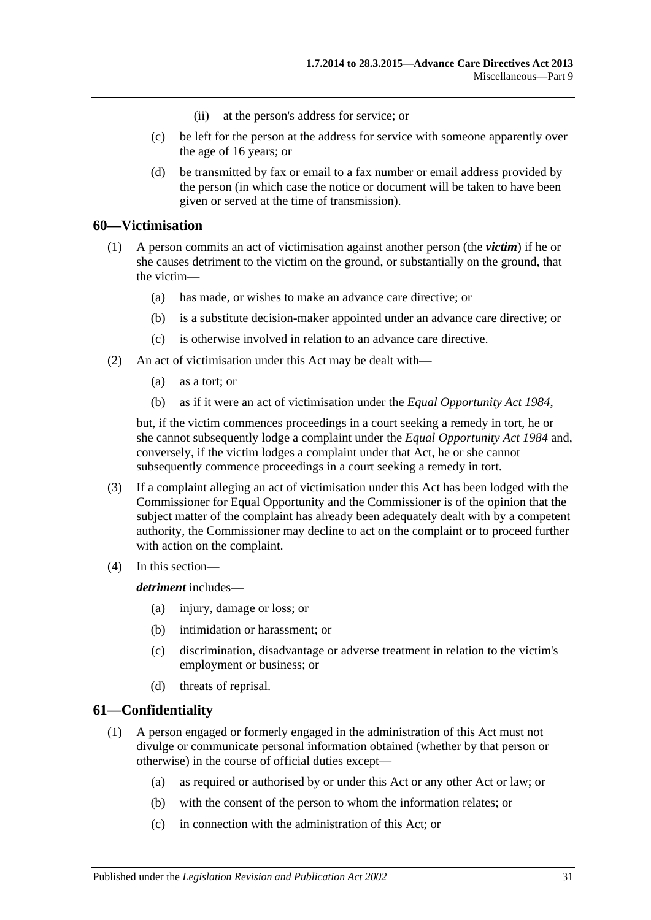(ii) at the person's address for service; or

(c) be left for the person at the address for service with someone apparently over the age of 16 years; or

(d) be transmitted by fax or email to a fax number or email address provided by the person (in which case the notice or document will be taken to have been given or served at the time of transmission).

## 60—Victimisation

(1) A person commits an act of victimisation against another person (the ***victim***) if he or she causes detriment to the victim on the ground, or substantially on the ground, that the victim—

(a) has made, or wishes to make an advance care directive; or

(b) is a substitute decision-maker appointed under an advance care directive; or

(c) is otherwise involved in relation to an advance care directive.

(2) An act of victimisation under this Act may be dealt with—

(a) as a tort; or

(b) as if it were an act of victimisation under the *Equal Opportunity Act 1984*,

but, if the victim commences proceedings in a court seeking a remedy in tort, he or she cannot subsequently lodge a complaint under the *Equal Opportunity Act 1984* and, conversely, if the victim lodges a complaint under that Act, he or she cannot subsequently commence proceedings in a court seeking a remedy in tort.

(3) If a complaint alleging an act of victimisation under this Act has been lodged with the Commissioner for Equal Opportunity and the Commissioner is of the opinion that the subject matter of the complaint has already been adequately dealt with by a competent authority, the Commissioner may decline to act on the complaint or to proceed further with action on the complaint.

(4) In this section—

***detriment*** includes—

(a) injury, damage or loss; or

(b) intimidation or harassment; or

(c) discrimination, disadvantage or adverse treatment in relation to the victim's employment or business; or

(d) threats of reprisal.

## 61—Confidentiality

(1) A person engaged or formerly engaged in the administration of this Act must not divulge or communicate personal information obtained (whether by that person or otherwise) in the course of official duties except—

(a) as required or authorised by or under this Act or any other Act or law; or

(b) with the consent of the person to whom the information relates; or

(c) in connection with the administration of this Act; or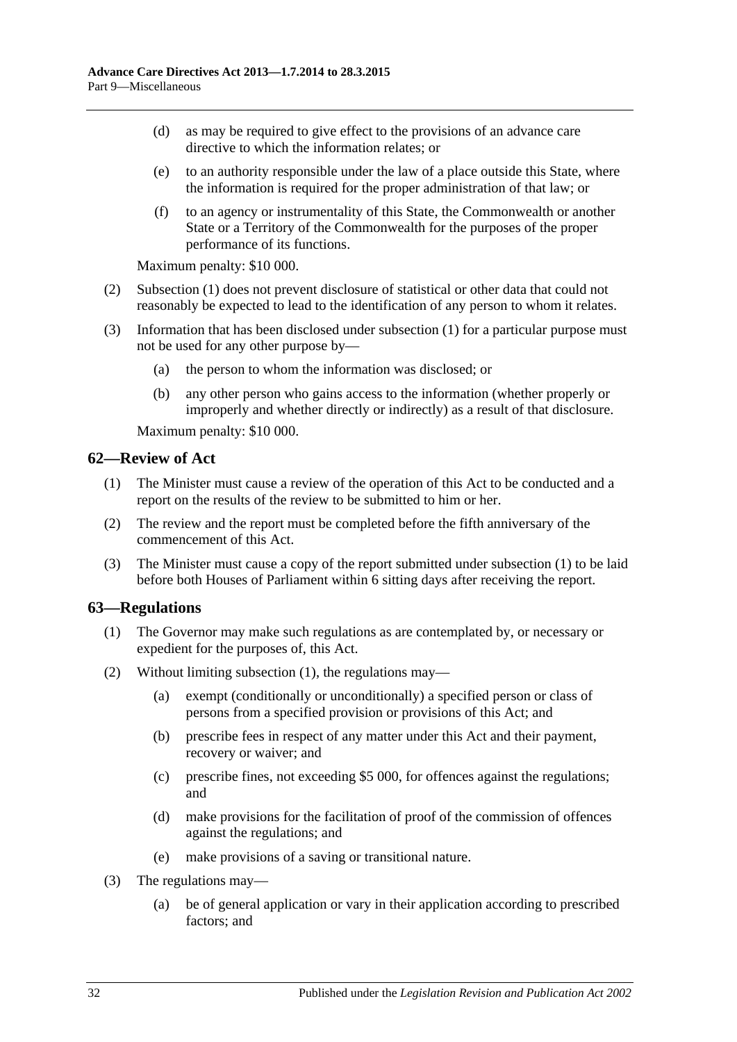(d) as may be required to give effect to the provisions of an advance care directive to which the information relates; or

(e) to an authority responsible under the law of a place outside this State, where the information is required for the proper administration of that law; or

(f) to an agency or instrumentality of this State, the Commonwealth or another State or a Territory of the Commonwealth for the purposes of the proper performance of its functions.

Maximum penalty: $10 000.

(2) Subsection (1) does not prevent disclosure of statistical or other data that could not reasonably be expected to lead to the identification of any person to whom it relates.

(3) Information that has been disclosed under subsection (1) for a particular purpose must not be used for any other purpose by—

(a) the person to whom the information was disclosed; or

(b) any other person who gains access to the information (whether properly or improperly and whether directly or indirectly) as a result of that disclosure.

Maximum penalty: $10 000.

## 62—Review of Act

(1) The Minister must cause a review of the operation of this Act to be conducted and a report on the results of the review to be submitted to him or her.

(2) The review and the report must be completed before the fifth anniversary of the commencement of this Act.

(3) The Minister must cause a copy of the report submitted under subsection (1) to be laid before both Houses of Parliament within 6 sitting days after receiving the report.

## 63—Regulations

(1) The Governor may make such regulations as are contemplated by, or necessary or expedient for the purposes of, this Act.

(2) Without limiting subsection (1), the regulations may—

(a) exempt (conditionally or unconditionally) a specified person or class of persons from a specified provision or provisions of this Act; and

(b) prescribe fees in respect of any matter under this Act and their payment, recovery or waiver; and

(c) prescribe fines, not exceeding $5 000, for offences against the regulations; and

(d) make provisions for the facilitation of proof of the commission of offences against the regulations; and

(e) make provisions of a saving or transitional nature.

(3) The regulations may—

(a) be of general application or vary in their application according to prescribed factors; and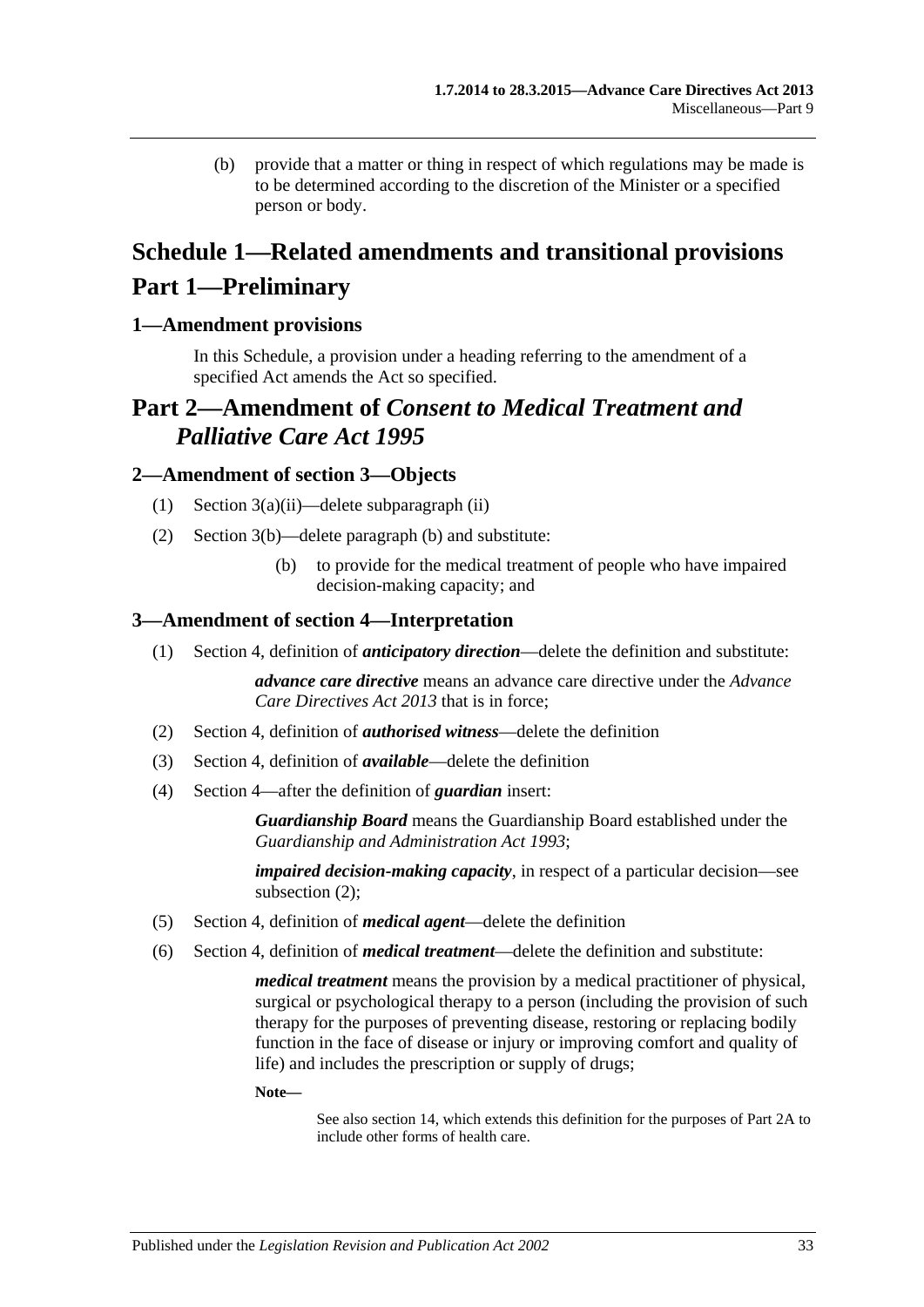(b) provide that a matter or thing in respect of which regulations may be made is to be determined according to the discretion of the Minister or a specified person or body.

# Schedule 1—Related amendments and transitional provisions

# Part 1—Preliminary

## 1—Amendment provisions

In this Schedule, a provision under a heading referring to the amendment of a specified Act amends the Act so specified.

# Part 2—Amendment of *Consent to Medical Treatment and Palliative Care Act 1995*

## 2—Amendment of section 3—Objects

(1) Section 3(a)(ii)—delete subparagraph (ii)

(2) Section 3(b)—delete paragraph (b) and substitute:

> (b) to provide for the medical treatment of people who have impaired decision-making capacity; and

## 3—Amendment of section 4—Interpretation

(1) Section 4, definition of ***anticipatory direction***—delete the definition and substitute:

> ***advance care directive*** means an advance care directive under the *Advance Care Directives Act 2013* that is in force;

(2) Section 4, definition of ***authorised witness***—delete the definition

(3) Section 4, definition of ***available***—delete the definition

(4) Section 4—after the definition of ***guardian*** insert:

> ***Guardianship Board*** means the Guardianship Board established under the *Guardianship and Administration Act 1993*;
>
> ***impaired decision-making capacity***, in respect of a particular decision—see subsection (2);

(5) Section 4, definition of ***medical agent***—delete the definition

(6) Section 4, definition of ***medical treatment***—delete the definition and substitute:

> ***medical treatment*** means the provision by a medical practitioner of physical, surgical or psychological therapy to a person (including the provision of such therapy for the purposes of preventing disease, restoring or replacing bodily function in the face of disease or injury or improving comfort and quality of life) and includes the prescription or supply of drugs;
>
> **Note—**
>
> See also section 14, which extends this definition for the purposes of Part 2A to include other forms of health care.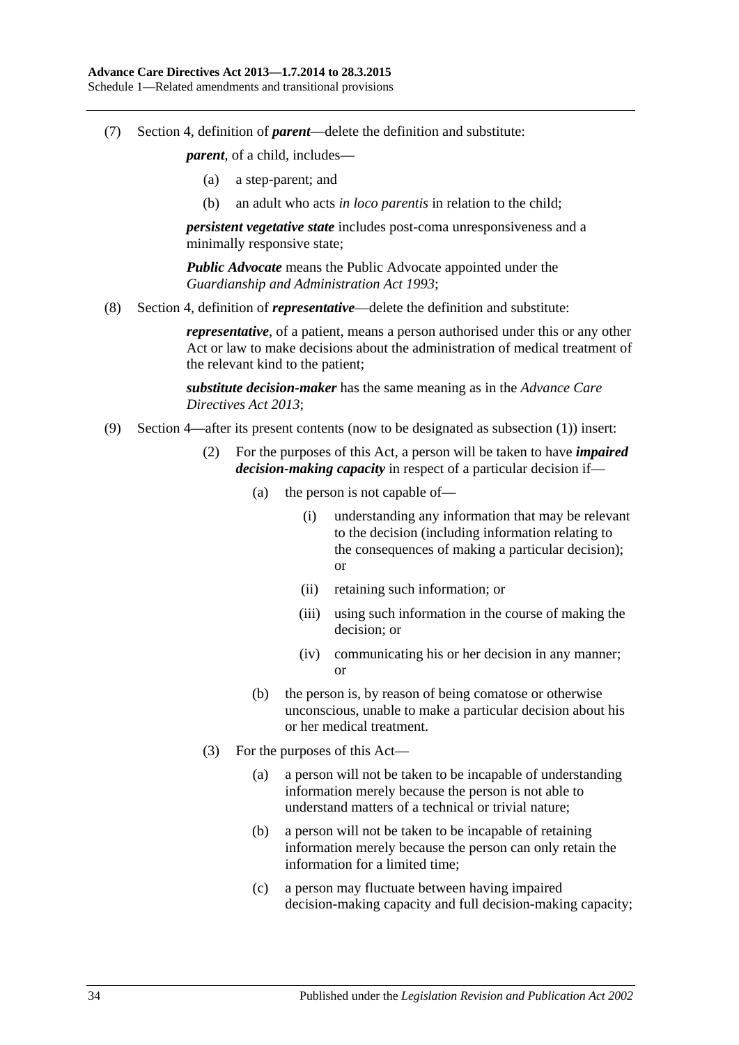(7) Section 4, definition of ***parent***—delete the definition and substitute:

***parent***, of a child, includes—

(a) a step-parent; and

(b) an adult who acts *in loco parentis* in relation to the child;

***persistent vegetative state*** includes post-coma unresponsiveness and a minimally responsive state;

***Public Advocate*** means the Public Advocate appointed under the *Guardianship and Administration Act 1993*;

(8) Section 4, definition of ***representative***—delete the definition and substitute:

***representative***, of a patient, means a person authorised under this or any other Act or law to make decisions about the administration of medical treatment of the relevant kind to the patient;

***substitute decision-maker*** has the same meaning as in the *Advance Care Directives Act 2013*;

(9) Section 4—after its present contents (now to be designated as subsection (1)) insert:

(2) For the purposes of this Act, a person will be taken to have ***impaired decision-making capacity*** in respect of a particular decision if—

(a) the person is not capable of—

(i) understanding any information that may be relevant to the decision (including information relating to the consequences of making a particular decision); or

(ii) retaining such information; or

(iii) using such information in the course of making the decision; or

(iv) communicating his or her decision in any manner; or

(b) the person is, by reason of being comatose or otherwise unconscious, unable to make a particular decision about his or her medical treatment.

(3) For the purposes of this Act—

(a) a person will not be taken to be incapable of understanding information merely because the person is not able to understand matters of a technical or trivial nature;

(b) a person will not be taken to be incapable of retaining information merely because the person can only retain the information for a limited time;

(c) a person may fluctuate between having impaired decision-making capacity and full decision-making capacity;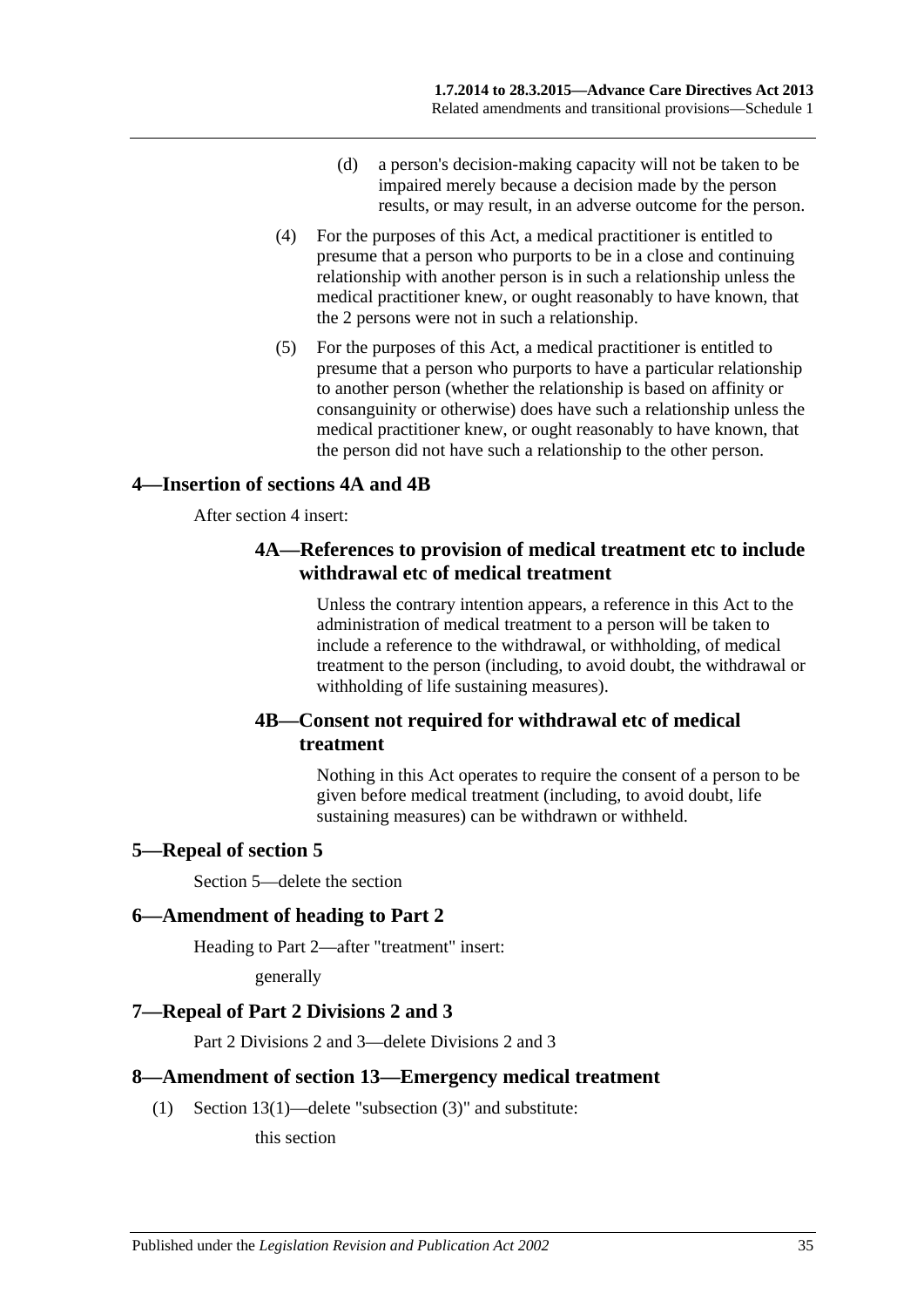(d) a person's decision-making capacity will not be taken to be impaired merely because a decision made by the person results, or may result, in an adverse outcome for the person.

(4) For the purposes of this Act, a medical practitioner is entitled to presume that a person who purports to be in a close and continuing relationship with another person is in such a relationship unless the medical practitioner knew, or ought reasonably to have known, that the 2 persons were not in such a relationship.

(5) For the purposes of this Act, a medical practitioner is entitled to presume that a person who purports to have a particular relationship to another person (whether the relationship is based on affinity or consanguinity or otherwise) does have such a relationship unless the medical practitioner knew, or ought reasonably to have known, that the person did not have such a relationship to the other person.

## 4—Insertion of sections 4A and 4B

After section 4 insert:

### 4A—References to provision of medical treatment etc to include withdrawal etc of medical treatment

Unless the contrary intention appears, a reference in this Act to the administration of medical treatment to a person will be taken to include a reference to the withdrawal, or withholding, of medical treatment to the person (including, to avoid doubt, the withdrawal or withholding of life sustaining measures).

### 4B—Consent not required for withdrawal etc of medical treatment

Nothing in this Act operates to require the consent of a person to be given before medical treatment (including, to avoid doubt, life sustaining measures) can be withdrawn or withheld.

## 5—Repeal of section 5

Section 5—delete the section

## 6—Amendment of heading to Part 2

Heading to Part 2—after "treatment" insert:

generally

## 7—Repeal of Part 2 Divisions 2 and 3

Part 2 Divisions 2 and 3—delete Divisions 2 and 3

## 8—Amendment of section 13—Emergency medical treatment

(1) Section 13(1)—delete "subsection (3)" and substitute:

this section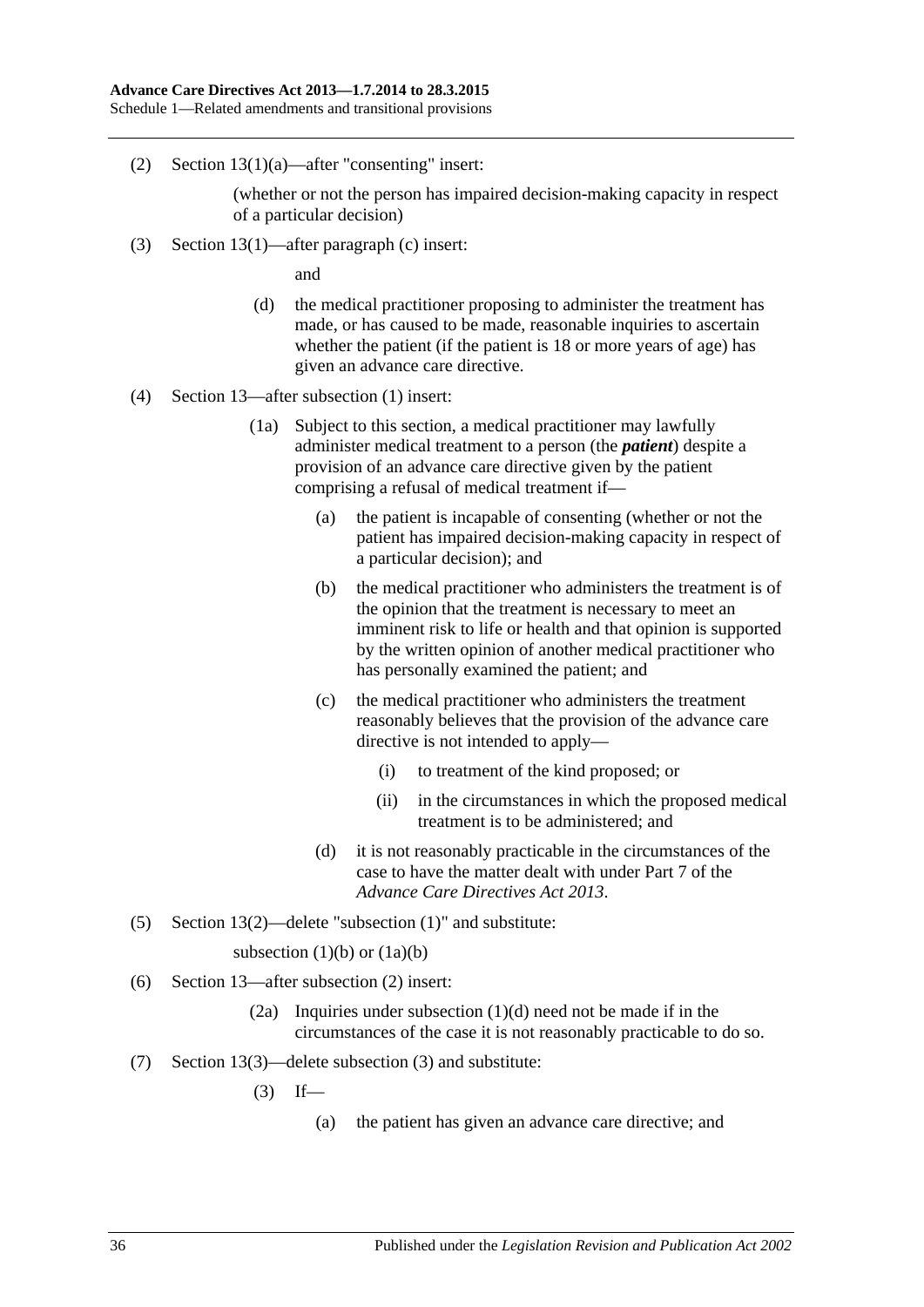(2) Section 13(1)(a)—after "consenting" insert:

(whether or not the person has impaired decision-making capacity in respect of a particular decision)

(3) Section 13(1)—after paragraph (c) insert:

and

(d) the medical practitioner proposing to administer the treatment has made, or has caused to be made, reasonable inquiries to ascertain whether the patient (if the patient is 18 or more years of age) has given an advance care directive.

(4) Section 13—after subsection (1) insert:

(1a) Subject to this section, a medical practitioner may lawfully administer medical treatment to a person (the ***patient***) despite a provision of an advance care directive given by the patient comprising a refusal of medical treatment if—

(a) the patient is incapable of consenting (whether or not the patient has impaired decision-making capacity in respect of a particular decision); and

(b) the medical practitioner who administers the treatment is of the opinion that the treatment is necessary to meet an imminent risk to life or health and that opinion is supported by the written opinion of another medical practitioner who has personally examined the patient; and

(c) the medical practitioner who administers the treatment reasonably believes that the provision of the advance care directive is not intended to apply—

(i) to treatment of the kind proposed; or

(ii) in the circumstances in which the proposed medical treatment is to be administered; and

(d) it is not reasonably practicable in the circumstances of the case to have the matter dealt with under Part 7 of the *Advance Care Directives Act 2013*.

(5) Section 13(2)—delete "subsection (1)" and substitute:

subsection (1)(b) or (1a)(b)

(6) Section 13—after subsection (2) insert:

(2a) Inquiries under subsection (1)(d) need not be made if in the circumstances of the case it is not reasonably practicable to do so.

(7) Section 13(3)—delete subsection (3) and substitute:

(3) If—

(a) the patient has given an advance care directive; and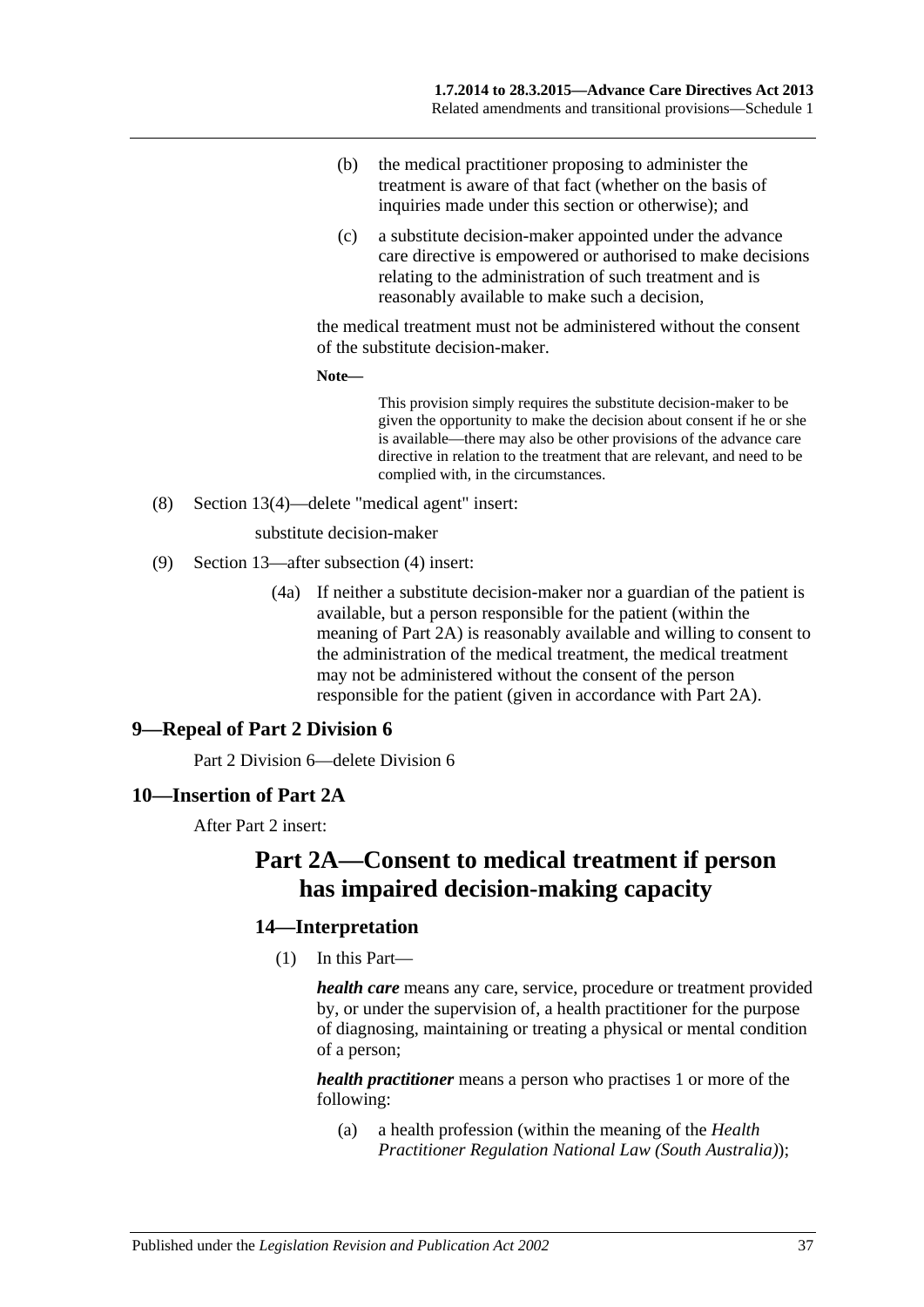(b) the medical practitioner proposing to administer the treatment is aware of that fact (whether on the basis of inquiries made under this section or otherwise); and

(c) a substitute decision-maker appointed under the advance care directive is empowered or authorised to make decisions relating to the administration of such treatment and is reasonably available to make such a decision,

the medical treatment must not be administered without the consent of the substitute decision-maker.

**Note—**

This provision simply requires the substitute decision-maker to be given the opportunity to make the decision about consent if he or she is available—there may also be other provisions of the advance care directive in relation to the treatment that are relevant, and need to be complied with, in the circumstances.

(8) Section 13(4)—delete "medical agent" insert:

substitute decision-maker

(9) Section 13—after subsection (4) insert:

(4a) If neither a substitute decision-maker nor a guardian of the patient is available, but a person responsible for the patient (within the meaning of Part 2A) is reasonably available and willing to consent to the administration of the medical treatment, the medical treatment may not be administered without the consent of the person responsible for the patient (given in accordance with Part 2A).

## 9—Repeal of Part 2 Division 6

Part 2 Division 6—delete Division 6

## 10—Insertion of Part 2A

After Part 2 insert:

# Part 2A—Consent to medical treatment if person has impaired decision-making capacity

## 14—Interpretation

(1) In this Part—

***health care*** means any care, service, procedure or treatment provided by, or under the supervision of, a health practitioner for the purpose of diagnosing, maintaining or treating a physical or mental condition of a person;

***health practitioner*** means a person who practises 1 or more of the following:

(a) a health profession (within the meaning of the *Health Practitioner Regulation National Law (South Australia)*);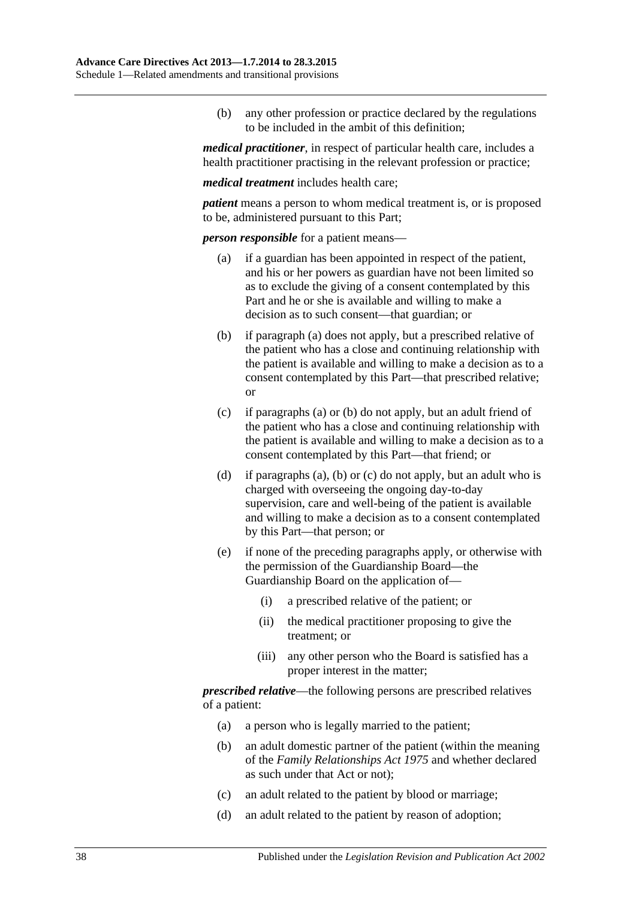(b) any other profession or practice declared by the regulations to be included in the ambit of this definition;

***medical practitioner***, in respect of particular health care, includes a health practitioner practising in the relevant profession or practice;

***medical treatment*** includes health care;

***patient*** means a person to whom medical treatment is, or is proposed to be, administered pursuant to this Part;

***person responsible*** for a patient means—

(a) if a guardian has been appointed in respect of the patient, and his or her powers as guardian have not been limited so as to exclude the giving of a consent contemplated by this Part and he or she is available and willing to make a decision as to such consent—that guardian; or

(b) if paragraph (a) does not apply, but a prescribed relative of the patient who has a close and continuing relationship with the patient is available and willing to make a decision as to a consent contemplated by this Part—that prescribed relative; or

(c) if paragraphs (a) or (b) do not apply, but an adult friend of the patient who has a close and continuing relationship with the patient is available and willing to make a decision as to a consent contemplated by this Part—that friend; or

(d) if paragraphs (a), (b) or (c) do not apply, but an adult who is charged with overseeing the ongoing day-to-day supervision, care and well-being of the patient is available and willing to make a decision as to a consent contemplated by this Part—that person; or

(e) if none of the preceding paragraphs apply, or otherwise with the permission of the Guardianship Board—the Guardianship Board on the application of—

(i) a prescribed relative of the patient; or

(ii) the medical practitioner proposing to give the treatment; or

(iii) any other person who the Board is satisfied has a proper interest in the matter;

***prescribed relative***—the following persons are prescribed relatives of a patient:

(a) a person who is legally married to the patient;

(b) an adult domestic partner of the patient (within the meaning of the *Family Relationships Act 1975* and whether declared as such under that Act or not);

(c) an adult related to the patient by blood or marriage;

(d) an adult related to the patient by reason of adoption;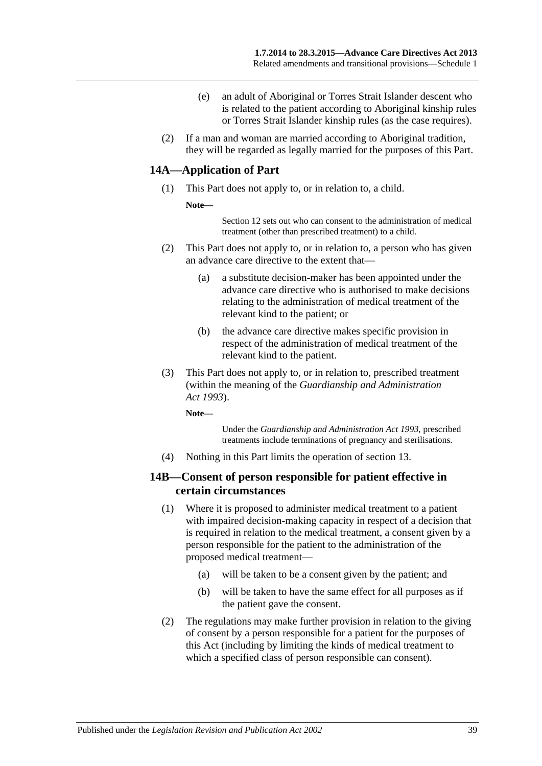(e) an adult of Aboriginal or Torres Strait Islander descent who is related to the patient according to Aboriginal kinship rules or Torres Strait Islander kinship rules (as the case requires).

(2) If a man and woman are married according to Aboriginal tradition, they will be regarded as legally married for the purposes of this Part.

## 14A—Application of Part

(1) This Part does not apply to, or in relation to, a child.

**Note—**

Section 12 sets out who can consent to the administration of medical treatment (other than prescribed treatment) to a child.

(2) This Part does not apply to, or in relation to, a person who has given an advance care directive to the extent that—

(a) a substitute decision-maker has been appointed under the advance care directive who is authorised to make decisions relating to the administration of medical treatment of the relevant kind to the patient; or

(b) the advance care directive makes specific provision in respect of the administration of medical treatment of the relevant kind to the patient.

(3) This Part does not apply to, or in relation to, prescribed treatment (within the meaning of the *Guardianship and Administration Act 1993*).

**Note—**

Under the *Guardianship and Administration Act 1993*, prescribed treatments include terminations of pregnancy and sterilisations.

(4) Nothing in this Part limits the operation of section 13.

## 14B—Consent of person responsible for patient effective in certain circumstances

(1) Where it is proposed to administer medical treatment to a patient with impaired decision-making capacity in respect of a decision that is required in relation to the medical treatment, a consent given by a person responsible for the patient to the administration of the proposed medical treatment—

(a) will be taken to be a consent given by the patient; and

(b) will be taken to have the same effect for all purposes as if the patient gave the consent.

(2) The regulations may make further provision in relation to the giving of consent by a person responsible for a patient for the purposes of this Act (including by limiting the kinds of medical treatment to which a specified class of person responsible can consent).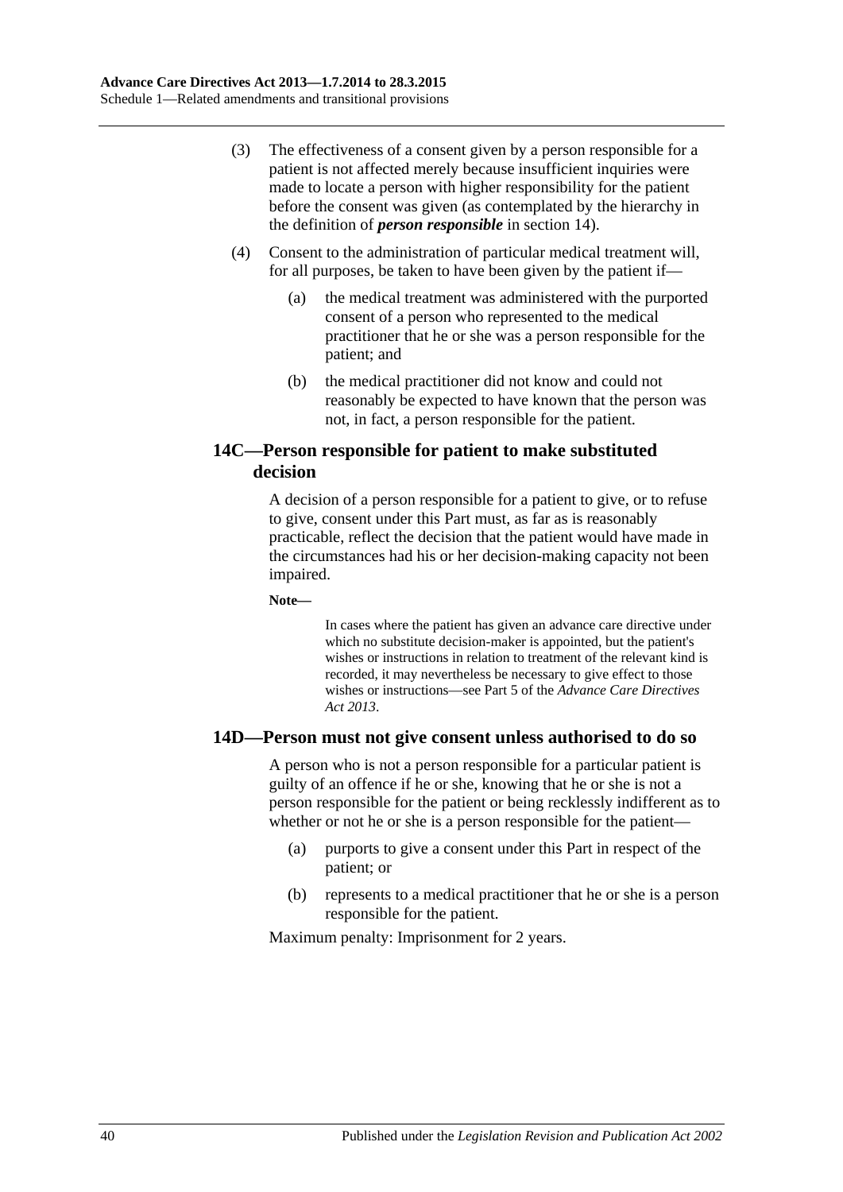(3) The effectiveness of a consent given by a person responsible for a patient is not affected merely because insufficient inquiries were made to locate a person with higher responsibility for the patient before the consent was given (as contemplated by the hierarchy in the definition of ***person responsible*** in section 14).

(4) Consent to the administration of particular medical treatment will, for all purposes, be taken to have been given by the patient if—

(a) the medical treatment was administered with the purported consent of a person who represented to the medical practitioner that he or she was a person responsible for the patient; and

(b) the medical practitioner did not know and could not reasonably be expected to have known that the person was not, in fact, a person responsible for the patient.

### 14C—Person responsible for patient to make substituted decision

A decision of a person responsible for a patient to give, or to refuse to give, consent under this Part must, as far as is reasonably practicable, reflect the decision that the patient would have made in the circumstances had his or her decision-making capacity not been impaired.

**Note—**

In cases where the patient has given an advance care directive under which no substitute decision-maker is appointed, but the patient's wishes or instructions in relation to treatment of the relevant kind is recorded, it may nevertheless be necessary to give effect to those wishes or instructions—see Part 5 of the *Advance Care Directives Act 2013*.

### 14D—Person must not give consent unless authorised to do so

A person who is not a person responsible for a particular patient is guilty of an offence if he or she, knowing that he or she is not a person responsible for the patient or being recklessly indifferent as to whether or not he or she is a person responsible for the patient—

(a) purports to give a consent under this Part in respect of the patient; or

(b) represents to a medical practitioner that he or she is a person responsible for the patient.

Maximum penalty: Imprisonment for 2 years.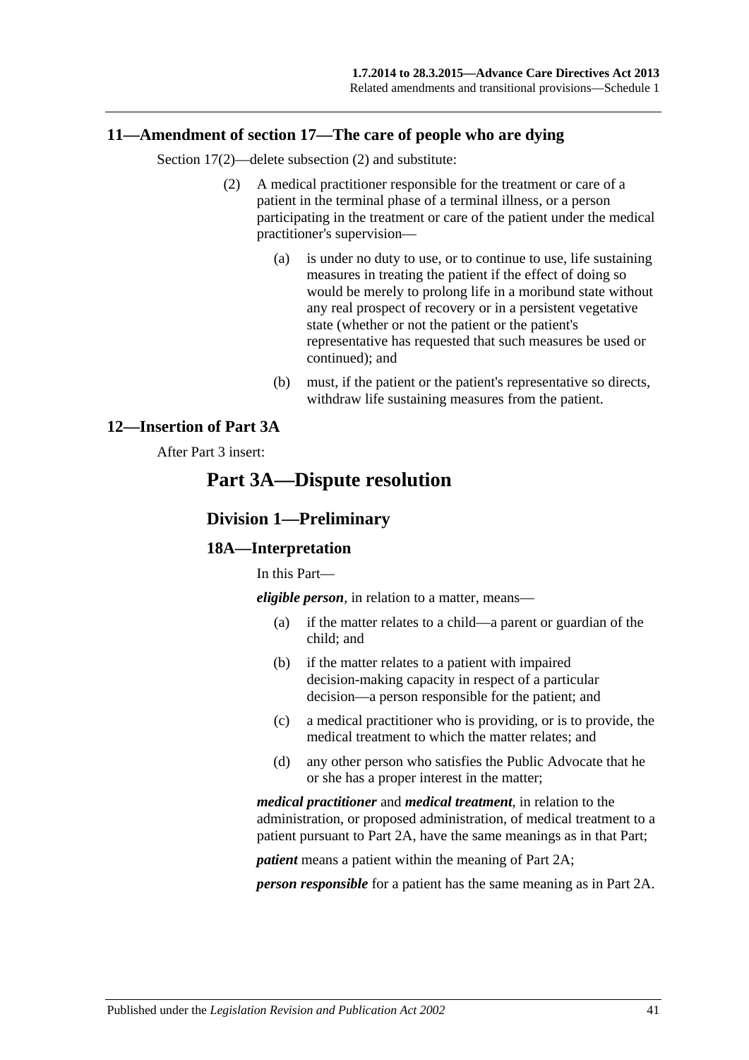## 11—Amendment of section 17—The care of people who are dying

Section 17(2)—delete subsection (2) and substitute:

(2) A medical practitioner responsible for the treatment or care of a patient in the terminal phase of a terminal illness, or a person participating in the treatment or care of the patient under the medical practitioner's supervision—

(a) is under no duty to use, or to continue to use, life sustaining measures in treating the patient if the effect of doing so would be merely to prolong life in a moribund state without any real prospect of recovery or in a persistent vegetative state (whether or not the patient or the patient's representative has requested that such measures be used or continued); and

(b) must, if the patient or the patient's representative so directs, withdraw life sustaining measures from the patient.

## 12—Insertion of Part 3A

After Part 3 insert:

# Part 3A—Dispute resolution

## Division 1—Preliminary

### 18A—Interpretation

In this Part—

***eligible person***, in relation to a matter, means—

(a) if the matter relates to a child—a parent or guardian of the child; and

(b) if the matter relates to a patient with impaired decision-making capacity in respect of a particular decision—a person responsible for the patient; and

(c) a medical practitioner who is providing, or is to provide, the medical treatment to which the matter relates; and

(d) any other person who satisfies the Public Advocate that he or she has a proper interest in the matter;

***medical practitioner*** and ***medical treatment***, in relation to the administration, or proposed administration, of medical treatment to a patient pursuant to Part 2A, have the same meanings as in that Part;

***patient*** means a patient within the meaning of Part 2A;

***person responsible*** for a patient has the same meaning as in Part 2A.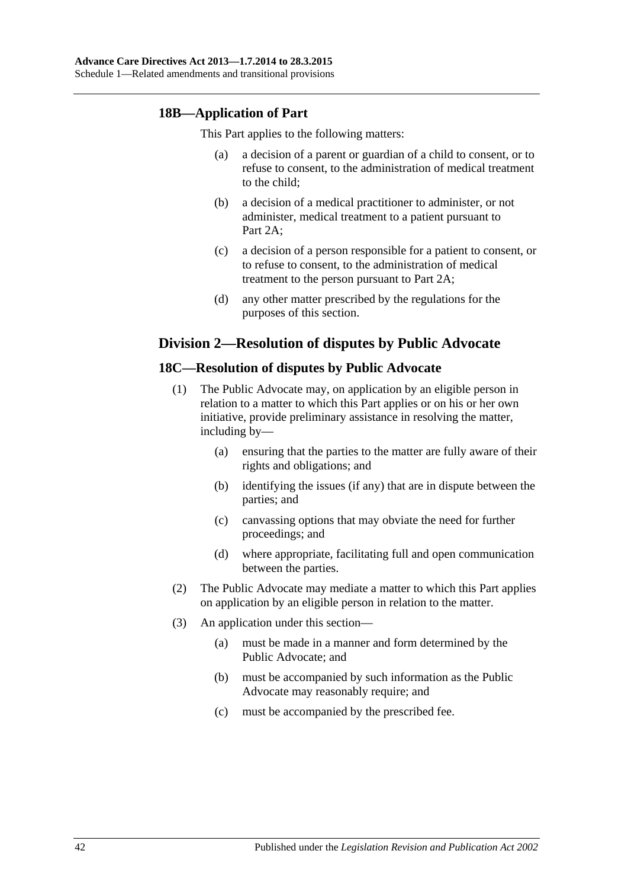### 18B—Application of Part

This Part applies to the following matters:

(a) a decision of a parent or guardian of a child to consent, or to refuse to consent, to the administration of medical treatment to the child;

(b) a decision of a medical practitioner to administer, or not administer, medical treatment to a patient pursuant to Part 2A;

(c) a decision of a person responsible for a patient to consent, or to refuse to consent, to the administration of medical treatment to the person pursuant to Part 2A;

(d) any other matter prescribed by the regulations for the purposes of this section.

## Division 2—Resolution of disputes by Public Advocate

### 18C—Resolution of disputes by Public Advocate

(1) The Public Advocate may, on application by an eligible person in relation to a matter to which this Part applies or on his or her own initiative, provide preliminary assistance in resolving the matter, including by—

(a) ensuring that the parties to the matter are fully aware of their rights and obligations; and

(b) identifying the issues (if any) that are in dispute between the parties; and

(c) canvassing options that may obviate the need for further proceedings; and

(d) where appropriate, facilitating full and open communication between the parties.

(2) The Public Advocate may mediate a matter to which this Part applies on application by an eligible person in relation to the matter.

(3) An application under this section—

(a) must be made in a manner and form determined by the Public Advocate; and

(b) must be accompanied by such information as the Public Advocate may reasonably require; and

(c) must be accompanied by the prescribed fee.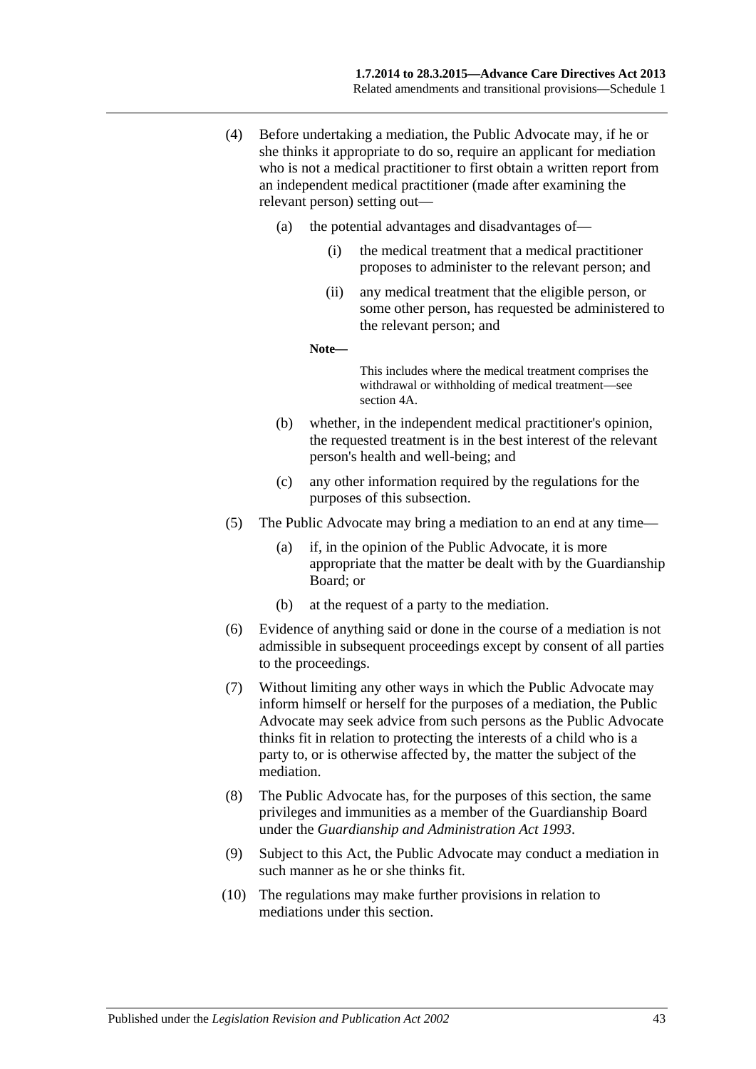(4) Before undertaking a mediation, the Public Advocate may, if he or she thinks it appropriate to do so, require an applicant for mediation who is not a medical practitioner to first obtain a written report from an independent medical practitioner (made after examining the relevant person) setting out—

(a) the potential advantages and disadvantages of—

(i) the medical treatment that a medical practitioner proposes to administer to the relevant person; and

(ii) any medical treatment that the eligible person, or some other person, has requested be administered to the relevant person; and

**Note—**

This includes where the medical treatment comprises the withdrawal or withholding of medical treatment—see section 4A.

(b) whether, in the independent medical practitioner's opinion, the requested treatment is in the best interest of the relevant person's health and well-being; and

(c) any other information required by the regulations for the purposes of this subsection.

(5) The Public Advocate may bring a mediation to an end at any time—

(a) if, in the opinion of the Public Advocate, it is more appropriate that the matter be dealt with by the Guardianship Board; or

(b) at the request of a party to the mediation.

(6) Evidence of anything said or done in the course of a mediation is not admissible in subsequent proceedings except by consent of all parties to the proceedings.

(7) Without limiting any other ways in which the Public Advocate may inform himself or herself for the purposes of a mediation, the Public Advocate may seek advice from such persons as the Public Advocate thinks fit in relation to protecting the interests of a child who is a party to, or is otherwise affected by, the matter the subject of the mediation.

(8) The Public Advocate has, for the purposes of this section, the same privileges and immunities as a member of the Guardianship Board under the *Guardianship and Administration Act 1993*.

(9) Subject to this Act, the Public Advocate may conduct a mediation in such manner as he or she thinks fit.

(10) The regulations may make further provisions in relation to mediations under this section.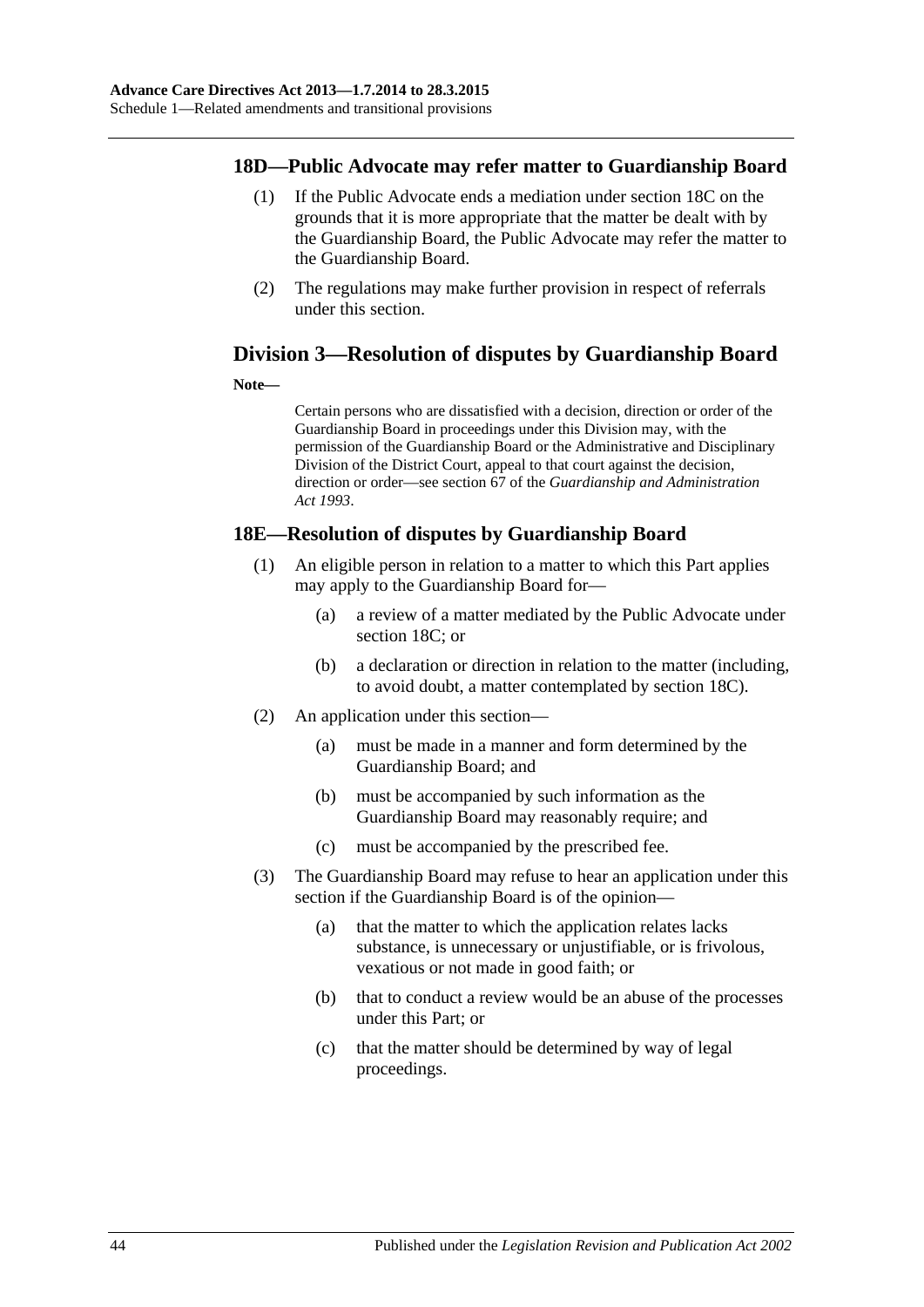### 18D—Public Advocate may refer matter to Guardianship Board

(1) If the Public Advocate ends a mediation under section 18C on the grounds that it is more appropriate that the matter be dealt with by the Guardianship Board, the Public Advocate may refer the matter to the Guardianship Board.

(2) The regulations may make further provision in respect of referrals under this section.

## Division 3—Resolution of disputes by Guardianship Board

**Note—**

Certain persons who are dissatisfied with a decision, direction or order of the Guardianship Board in proceedings under this Division may, with the permission of the Guardianship Board or the Administrative and Disciplinary Division of the District Court, appeal to that court against the decision, direction or order—see section 67 of the *Guardianship and Administration Act 1993*.

### 18E—Resolution of disputes by Guardianship Board

(1) An eligible person in relation to a matter to which this Part applies may apply to the Guardianship Board for—

(a) a review of a matter mediated by the Public Advocate under section 18C; or

(b) a declaration or direction in relation to the matter (including, to avoid doubt, a matter contemplated by section 18C).

(2) An application under this section—

(a) must be made in a manner and form determined by the Guardianship Board; and

(b) must be accompanied by such information as the Guardianship Board may reasonably require; and

(c) must be accompanied by the prescribed fee.

(3) The Guardianship Board may refuse to hear an application under this section if the Guardianship Board is of the opinion—

(a) that the matter to which the application relates lacks substance, is unnecessary or unjustifiable, or is frivolous, vexatious or not made in good faith; or

(b) that to conduct a review would be an abuse of the processes under this Part; or

(c) that the matter should be determined by way of legal proceedings.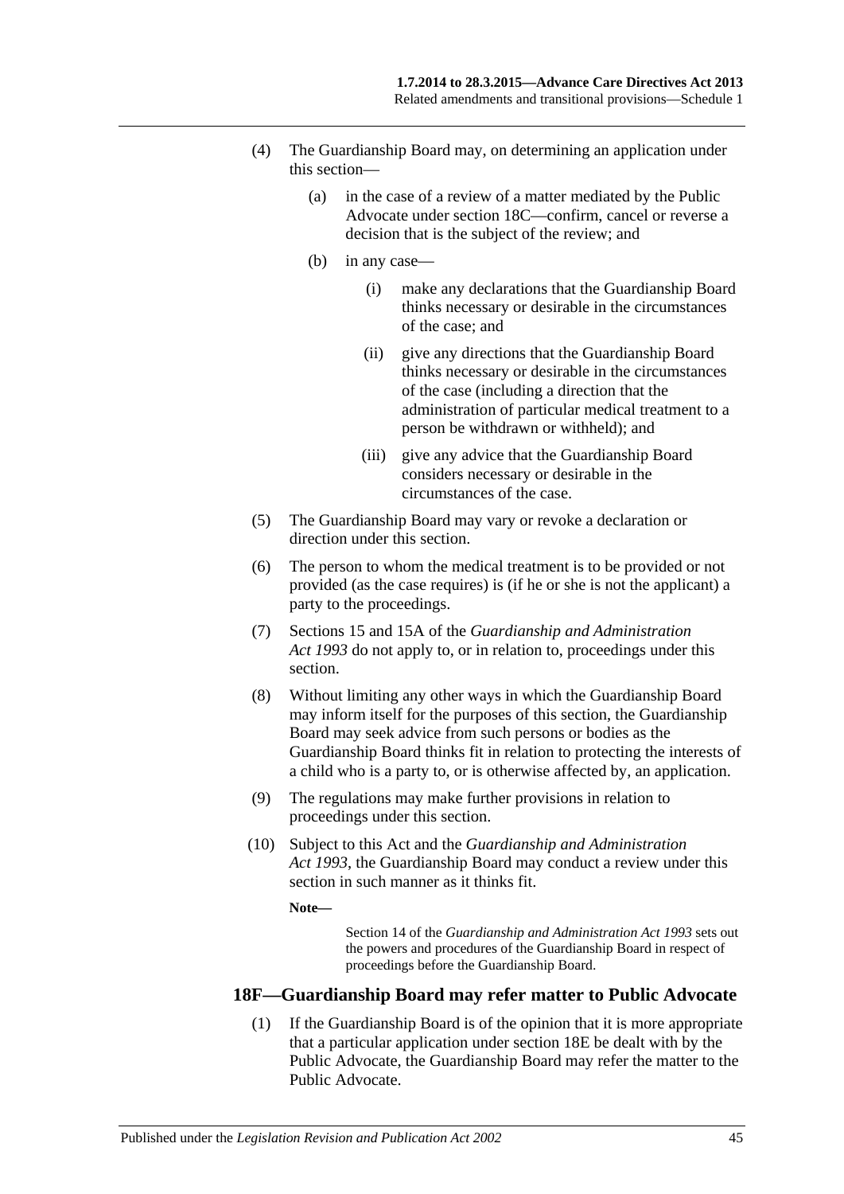(4) The Guardianship Board may, on determining an application under this section—

(a) in the case of a review of a matter mediated by the Public Advocate under section 18C—confirm, cancel or reverse a decision that is the subject of the review; and

(b) in any case—

(i) make any declarations that the Guardianship Board thinks necessary or desirable in the circumstances of the case; and

(ii) give any directions that the Guardianship Board thinks necessary or desirable in the circumstances of the case (including a direction that the administration of particular medical treatment to a person be withdrawn or withheld); and

(iii) give any advice that the Guardianship Board considers necessary or desirable in the circumstances of the case.

(5) The Guardianship Board may vary or revoke a declaration or direction under this section.

(6) The person to whom the medical treatment is to be provided or not provided (as the case requires) is (if he or she is not the applicant) a party to the proceedings.

(7) Sections 15 and 15A of the *Guardianship and Administration Act 1993* do not apply to, or in relation to, proceedings under this section.

(8) Without limiting any other ways in which the Guardianship Board may inform itself for the purposes of this section, the Guardianship Board may seek advice from such persons or bodies as the Guardianship Board thinks fit in relation to protecting the interests of a child who is a party to, or is otherwise affected by, an application.

(9) The regulations may make further provisions in relation to proceedings under this section.

(10) Subject to this Act and the *Guardianship and Administration Act 1993*, the Guardianship Board may conduct a review under this section in such manner as it thinks fit.

**Note—**

Section 14 of the *Guardianship and Administration Act 1993* sets out the powers and procedures of the Guardianship Board in respect of proceedings before the Guardianship Board.

### 18F—Guardianship Board may refer matter to Public Advocate

(1) If the Guardianship Board is of the opinion that it is more appropriate that a particular application under section 18E be dealt with by the Public Advocate, the Guardianship Board may refer the matter to the Public Advocate.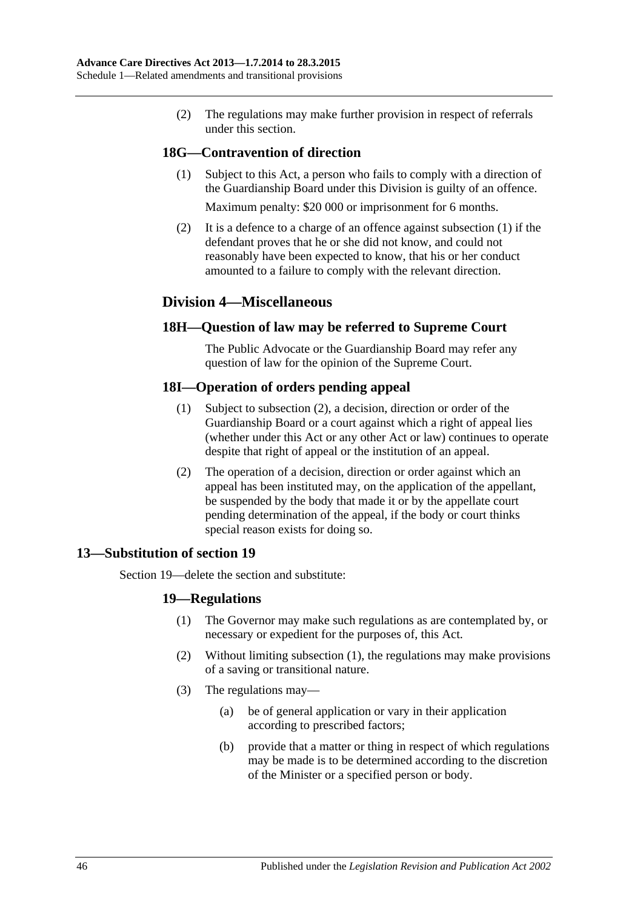(2) The regulations may make further provision in respect of referrals under this section.

### 18G—Contravention of direction

(1) Subject to this Act, a person who fails to comply with a direction of the Guardianship Board under this Division is guilty of an offence.

Maximum penalty: $20 000 or imprisonment for 6 months.

(2) It is a defence to a charge of an offence against subsection (1) if the defendant proves that he or she did not know, and could not reasonably have been expected to know, that his or her conduct amounted to a failure to comply with the relevant direction.

## Division 4—Miscellaneous

### 18H—Question of law may be referred to Supreme Court

The Public Advocate or the Guardianship Board may refer any question of law for the opinion of the Supreme Court.

### 18I—Operation of orders pending appeal

(1) Subject to subsection (2), a decision, direction or order of the Guardianship Board or a court against which a right of appeal lies (whether under this Act or any other Act or law) continues to operate despite that right of appeal or the institution of an appeal.

(2) The operation of a decision, direction or order against which an appeal has been instituted may, on the application of the appellant, be suspended by the body that made it or by the appellate court pending determination of the appeal, if the body or court thinks special reason exists for doing so.

## 13—Substitution of section 19

Section 19—delete the section and substitute:

### 19—Regulations

(1) The Governor may make such regulations as are contemplated by, or necessary or expedient for the purposes of, this Act.

(2) Without limiting subsection (1), the regulations may make provisions of a saving or transitional nature.

(3) The regulations may—

(a) be of general application or vary in their application according to prescribed factors;

(b) provide that a matter or thing in respect of which regulations may be made is to be determined according to the discretion of the Minister or a specified person or body.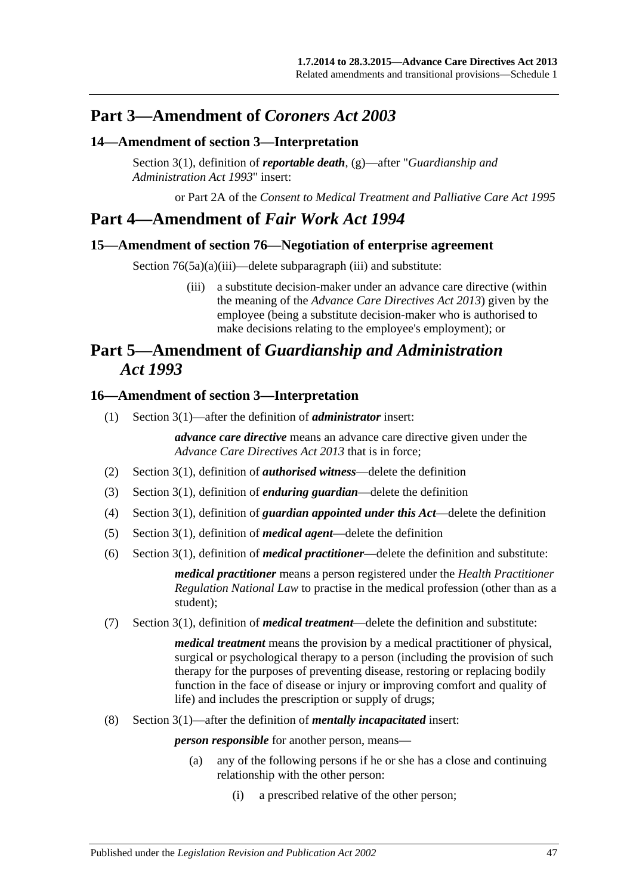## Part 3—Amendment of *Coroners Act 2003*

### 14—Amendment of section 3—Interpretation

Section 3(1), definition of ***reportable death***, (g)—after "*Guardianship and Administration Act 1993*" insert:

or Part 2A of the *Consent to Medical Treatment and Palliative Care Act 1995*

## Part 4—Amendment of *Fair Work Act 1994*

### 15—Amendment of section 76—Negotiation of enterprise agreement

Section 76(5a)(a)(iii)—delete subparagraph (iii) and substitute:

(iii) a substitute decision-maker under an advance care directive (within the meaning of the *Advance Care Directives Act 2013*) given by the employee (being a substitute decision-maker who is authorised to make decisions relating to the employee's employment); or

## Part 5—Amendment of *Guardianship and Administration Act 1993*

### 16—Amendment of section 3—Interpretation

(1) Section 3(1)—after the definition of ***administrator*** insert:

***advance care directive*** means an advance care directive given under the *Advance Care Directives Act 2013* that is in force;

(2) Section 3(1), definition of ***authorised witness***—delete the definition

(3) Section 3(1), definition of ***enduring guardian***—delete the definition

(4) Section 3(1), definition of ***guardian appointed under this Act***—delete the definition

(5) Section 3(1), definition of ***medical agent***—delete the definition

(6) Section 3(1), definition of ***medical practitioner***—delete the definition and substitute:

***medical practitioner*** means a person registered under the *Health Practitioner Regulation National Law* to practise in the medical profession (other than as a student);

(7) Section 3(1), definition of ***medical treatment***—delete the definition and substitute:

***medical treatment*** means the provision by a medical practitioner of physical, surgical or psychological therapy to a person (including the provision of such therapy for the purposes of preventing disease, restoring or replacing bodily function in the face of disease or injury or improving comfort and quality of life) and includes the prescription or supply of drugs;

(8) Section 3(1)—after the definition of ***mentally incapacitated*** insert:

***person responsible*** for another person, means—

(a) any of the following persons if he or she has a close and continuing relationship with the other person:

(i) a prescribed relative of the other person;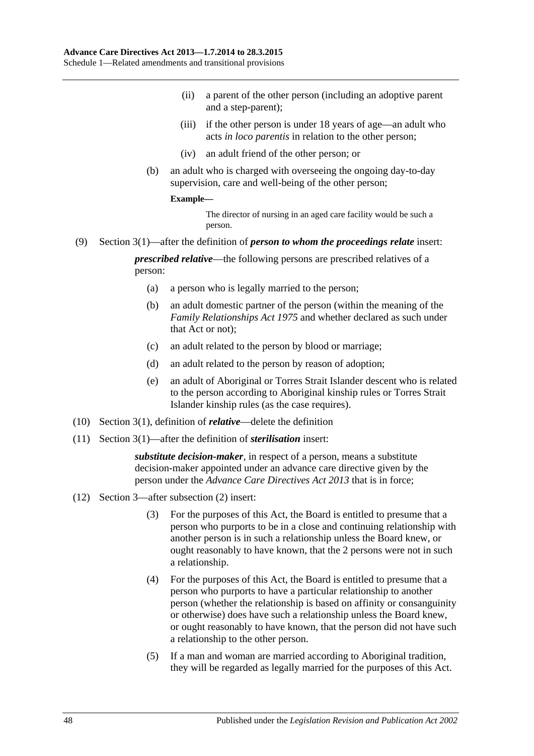(ii) a parent of the other person (including an adoptive parent and a step-parent);

(iii) if the other person is under 18 years of age—an adult who acts *in loco parentis* in relation to the other person;

(iv) an adult friend of the other person; or

(b) an adult who is charged with overseeing the ongoing day-to-day supervision, care and well-being of the other person;

**Example—**

The director of nursing in an aged care facility would be such a person.

(9) Section 3(1)—after the definition of ***person to whom the proceedings relate*** insert:

***prescribed relative***—the following persons are prescribed relatives of a person:

(a) a person who is legally married to the person;

(b) an adult domestic partner of the person (within the meaning of the *Family Relationships Act 1975* and whether declared as such under that Act or not);

(c) an adult related to the person by blood or marriage;

(d) an adult related to the person by reason of adoption;

(e) an adult of Aboriginal or Torres Strait Islander descent who is related to the person according to Aboriginal kinship rules or Torres Strait Islander kinship rules (as the case requires).

(10) Section 3(1), definition of ***relative***—delete the definition

(11) Section 3(1)—after the definition of ***sterilisation*** insert:

***substitute decision-maker***, in respect of a person, means a substitute decision-maker appointed under an advance care directive given by the person under the *Advance Care Directives Act 2013* that is in force;

(12) Section 3—after subsection (2) insert:

(3) For the purposes of this Act, the Board is entitled to presume that a person who purports to be in a close and continuing relationship with another person is in such a relationship unless the Board knew, or ought reasonably to have known, that the 2 persons were not in such a relationship.

(4) For the purposes of this Act, the Board is entitled to presume that a person who purports to have a particular relationship to another person (whether the relationship is based on affinity or consanguinity or otherwise) does have such a relationship unless the Board knew, or ought reasonably to have known, that the person did not have such a relationship to the other person.

(5) If a man and woman are married according to Aboriginal tradition, they will be regarded as legally married for the purposes of this Act.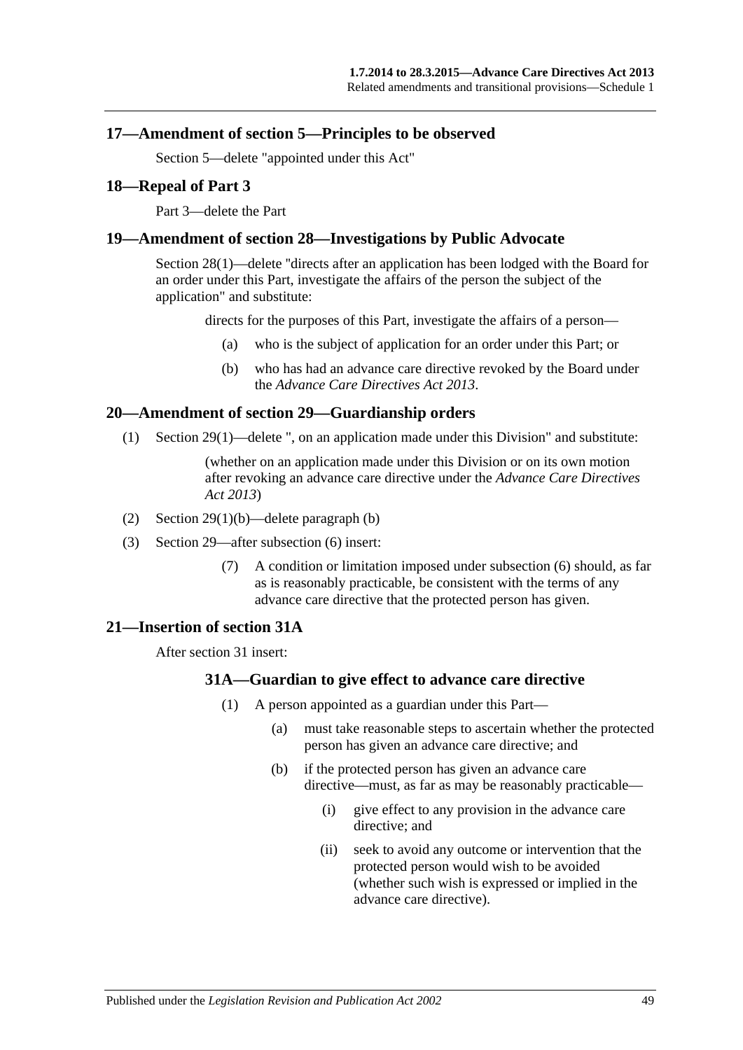## 17—Amendment of section 5—Principles to be observed

Section 5—delete "appointed under this Act"

## 18—Repeal of Part 3

Part 3—delete the Part

## 19—Amendment of section 28—Investigations by Public Advocate

Section 28(1)—delete "directs after an application has been lodged with the Board for an order under this Part, investigate the affairs of the person the subject of the application" and substitute:

> directs for the purposes of this Part, investigate the affairs of a person—
>
> (a) who is the subject of application for an order under this Part; or
>
> (b) who has had an advance care directive revoked by the Board under the *Advance Care Directives Act 2013*.

## 20—Amendment of section 29—Guardianship orders

(1) Section 29(1)—delete ", on an application made under this Division" and substitute:

> (whether on an application made under this Division or on its own motion after revoking an advance care directive under the *Advance Care Directives Act 2013*)

(2) Section 29(1)(b)—delete paragraph (b)

(3) Section 29—after subsection (6) insert:

> (7) A condition or limitation imposed under subsection (6) should, as far as is reasonably practicable, be consistent with the terms of any advance care directive that the protected person has given.

## 21—Insertion of section 31A

After section 31 insert:

### 31A—Guardian to give effect to advance care directive

(1) A person appointed as a guardian under this Part—

> (a) must take reasonable steps to ascertain whether the protected person has given an advance care directive; and
>
> (b) if the protected person has given an advance care directive—must, as far as may be reasonably practicable—
>
> > (i) give effect to any provision in the advance care directive; and
> >
> > (ii) seek to avoid any outcome or intervention that the protected person would wish to be avoided (whether such wish is expressed or implied in the advance care directive).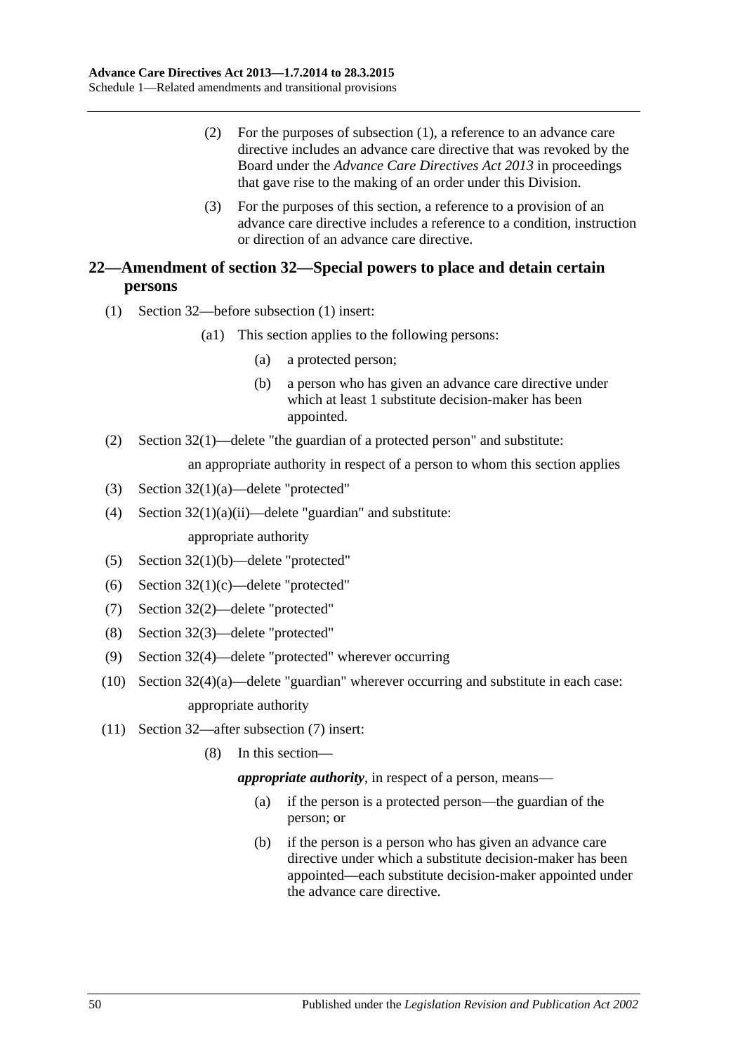(2) For the purposes of subsection (1), a reference to an advance care directive includes an advance care directive that was revoked by the Board under the *Advance Care Directives Act 2013* in proceedings that gave rise to the making of an order under this Division.

(3) For the purposes of this section, a reference to a provision of an advance care directive includes a reference to a condition, instruction or direction of an advance care directive.

## 22—Amendment of section 32—Special powers to place and detain certain persons

(1) Section 32—before subsection (1) insert:

(a1) This section applies to the following persons:

(a) a protected person;

(b) a person who has given an advance care directive under which at least 1 substitute decision-maker has been appointed.

(2) Section 32(1)—delete "the guardian of a protected person" and substitute:

an appropriate authority in respect of a person to whom this section applies

(3) Section 32(1)(a)—delete "protected"

(4) Section 32(1)(a)(ii)—delete "guardian" and substitute:

appropriate authority

(5) Section 32(1)(b)—delete "protected"

(6) Section 32(1)(c)—delete "protected"

(7) Section 32(2)—delete "protected"

(8) Section 32(3)—delete "protected"

(9) Section 32(4)—delete "protected" wherever occurring

(10) Section 32(4)(a)—delete "guardian" wherever occurring and substitute in each case:

appropriate authority

(11) Section 32—after subsection (7) insert:

(8) In this section—

***appropriate authority***, in respect of a person, means—

(a) if the person is a protected person—the guardian of the person; or

(b) if the person is a person who has given an advance care directive under which a substitute decision-maker has been appointed—each substitute decision-maker appointed under the advance care directive.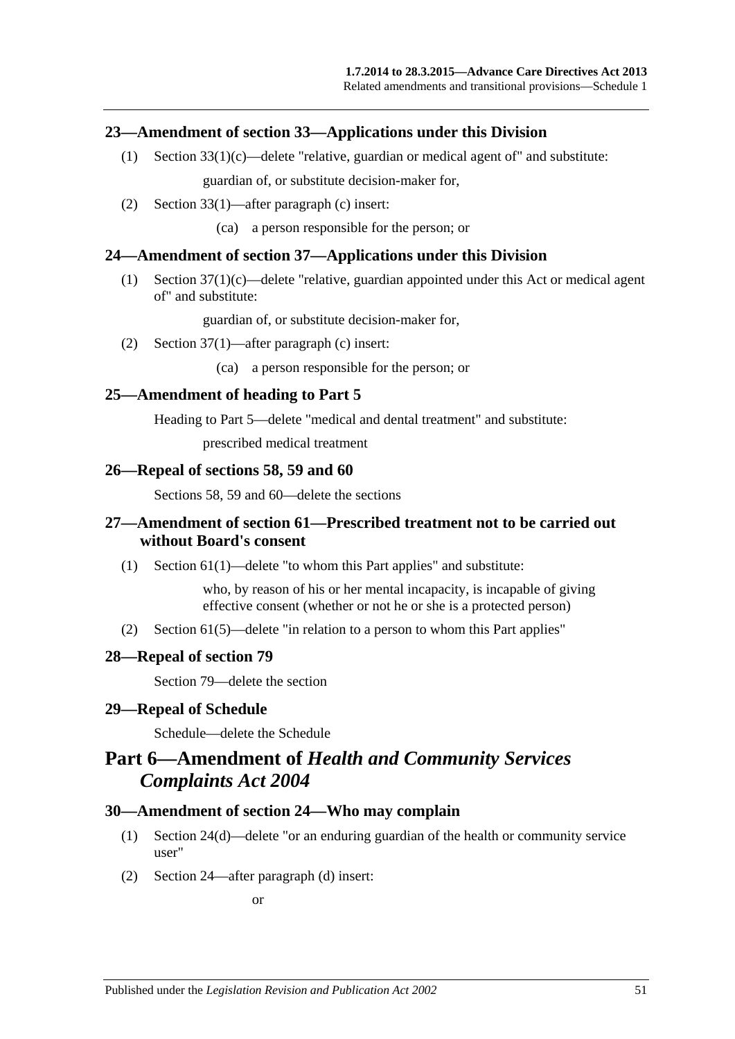### 23—Amendment of section 33—Applications under this Division

(1) Section 33(1)(c)—delete "relative, guardian or medical agent of" and substitute:

guardian of, or substitute decision-maker for,

(2) Section 33(1)—after paragraph (c) insert:

(ca) a person responsible for the person; or

### 24—Amendment of section 37—Applications under this Division

(1) Section 37(1)(c)—delete "relative, guardian appointed under this Act or medical agent of" and substitute:

guardian of, or substitute decision-maker for,

(2) Section 37(1)—after paragraph (c) insert:

(ca) a person responsible for the person; or

### 25—Amendment of heading to Part 5

Heading to Part 5—delete "medical and dental treatment" and substitute:

prescribed medical treatment

### 26—Repeal of sections 58, 59 and 60

Sections 58, 59 and 60—delete the sections

### 27—Amendment of section 61—Prescribed treatment not to be carried out without Board's consent

(1) Section 61(1)—delete "to whom this Part applies" and substitute:

who, by reason of his or her mental incapacity, is incapable of giving effective consent (whether or not he or she is a protected person)

(2) Section 61(5)—delete "in relation to a person to whom this Part applies"

### 28—Repeal of section 79

Section 79—delete the section

### 29—Repeal of Schedule

Schedule—delete the Schedule

## Part 6—Amendment of *Health and Community Services Complaints Act 2004*

### 30—Amendment of section 24—Who may complain

(1) Section 24(d)—delete "or an enduring guardian of the health or community service user"

(2) Section 24—after paragraph (d) insert:

or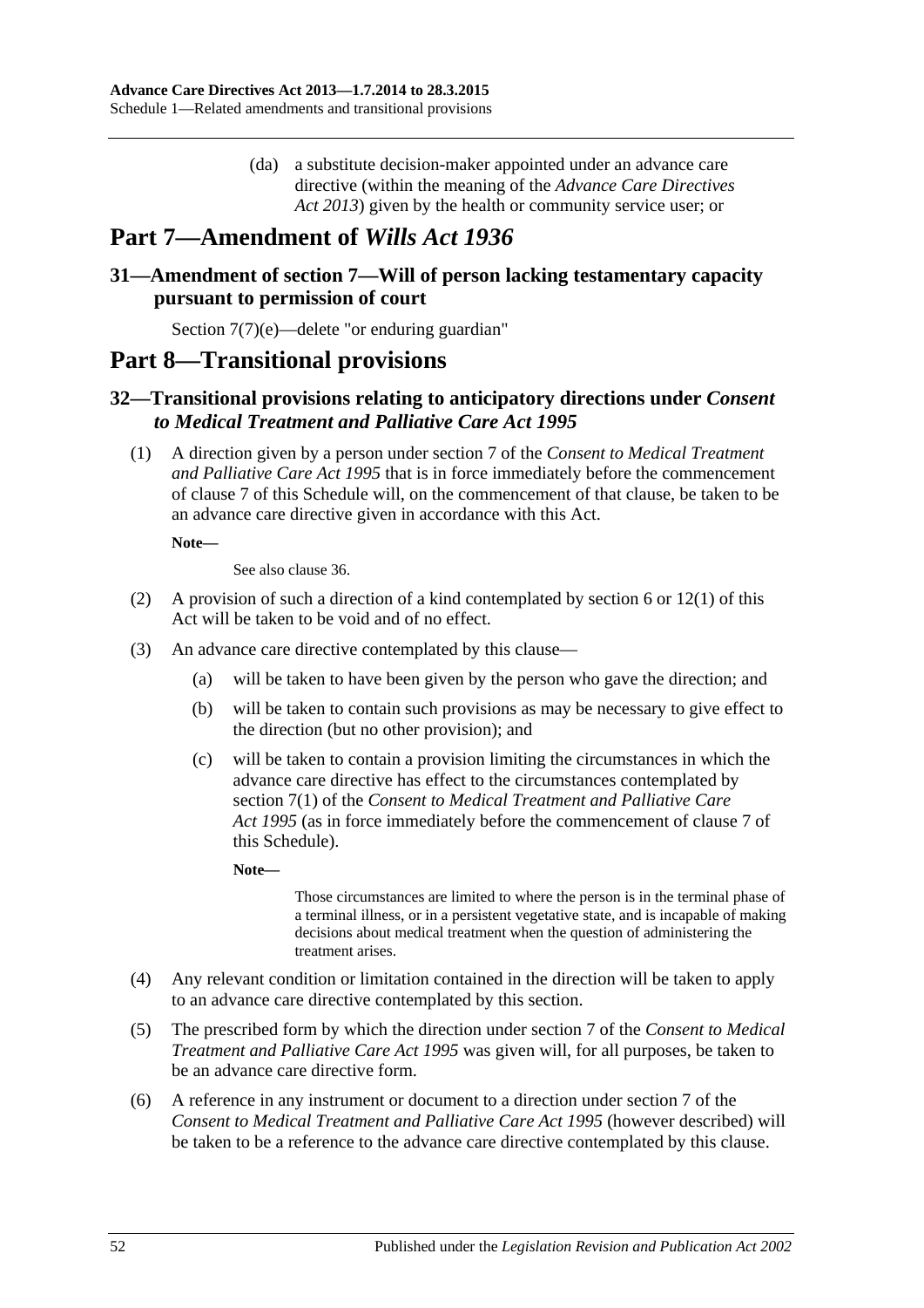(da) a substitute decision-maker appointed under an advance care directive (within the meaning of the *Advance Care Directives Act 2013*) given by the health or community service user; or

# Part 7—Amendment of *Wills Act 1936*

## 31—Amendment of section 7—Will of person lacking testamentary capacity pursuant to permission of court

Section 7(7)(e)—delete "or enduring guardian"

# Part 8—Transitional provisions

## 32—Transitional provisions relating to anticipatory directions under *Consent to Medical Treatment and Palliative Care Act 1995*

(1) A direction given by a person under section 7 of the *Consent to Medical Treatment and Palliative Care Act 1995* that is in force immediately before the commencement of clause 7 of this Schedule will, on the commencement of that clause, be taken to be an advance care directive given in accordance with this Act.

**Note—**

See also clause 36.

(2) A provision of such a direction of a kind contemplated by section 6 or 12(1) of this Act will be taken to be void and of no effect.

(3) An advance care directive contemplated by this clause—

(a) will be taken to have been given by the person who gave the direction; and

(b) will be taken to contain such provisions as may be necessary to give effect to the direction (but no other provision); and

(c) will be taken to contain a provision limiting the circumstances in which the advance care directive has effect to the circumstances contemplated by section 7(1) of the *Consent to Medical Treatment and Palliative Care Act 1995* (as in force immediately before the commencement of clause 7 of this Schedule).

**Note—**

Those circumstances are limited to where the person is in the terminal phase of a terminal illness, or in a persistent vegetative state, and is incapable of making decisions about medical treatment when the question of administering the treatment arises.

(4) Any relevant condition or limitation contained in the direction will be taken to apply to an advance care directive contemplated by this section.

(5) The prescribed form by which the direction under section 7 of the *Consent to Medical Treatment and Palliative Care Act 1995* was given will, for all purposes, be taken to be an advance care directive form.

(6) A reference in any instrument or document to a direction under section 7 of the *Consent to Medical Treatment and Palliative Care Act 1995* (however described) will be taken to be a reference to the advance care directive contemplated by this clause.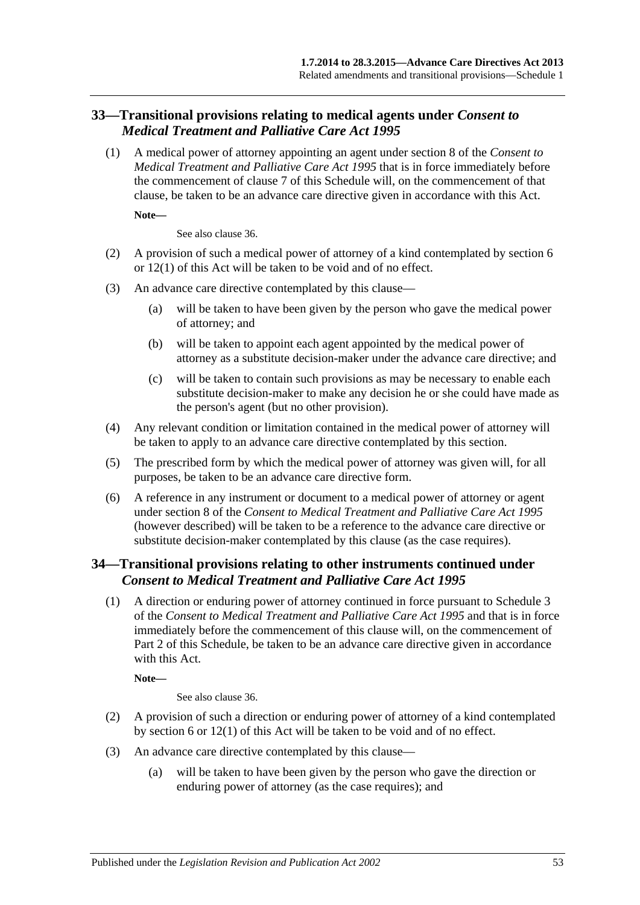## 33—Transitional provisions relating to medical agents under *Consent to Medical Treatment and Palliative Care Act 1995*

(1) A medical power of attorney appointing an agent under section 8 of the *Consent to Medical Treatment and Palliative Care Act 1995* that is in force immediately before the commencement of clause 7 of this Schedule will, on the commencement of that clause, be taken to be an advance care directive given in accordance with this Act.

**Note—**

See also clause 36.

(2) A provision of such a medical power of attorney of a kind contemplated by section 6 or 12(1) of this Act will be taken to be void and of no effect.

(3) An advance care directive contemplated by this clause—

(a) will be taken to have been given by the person who gave the medical power of attorney; and

(b) will be taken to appoint each agent appointed by the medical power of attorney as a substitute decision-maker under the advance care directive; and

(c) will be taken to contain such provisions as may be necessary to enable each substitute decision-maker to make any decision he or she could have made as the person's agent (but no other provision).

(4) Any relevant condition or limitation contained in the medical power of attorney will be taken to apply to an advance care directive contemplated by this section.

(5) The prescribed form by which the medical power of attorney was given will, for all purposes, be taken to be an advance care directive form.

(6) A reference in any instrument or document to a medical power of attorney or agent under section 8 of the *Consent to Medical Treatment and Palliative Care Act 1995* (however described) will be taken to be a reference to the advance care directive or substitute decision-maker contemplated by this clause (as the case requires).

## 34—Transitional provisions relating to other instruments continued under *Consent to Medical Treatment and Palliative Care Act 1995*

(1) A direction or enduring power of attorney continued in force pursuant to Schedule 3 of the *Consent to Medical Treatment and Palliative Care Act 1995* and that is in force immediately before the commencement of this clause will, on the commencement of Part 2 of this Schedule, be taken to be an advance care directive given in accordance with this Act.

**Note—**

See also clause 36.

(2) A provision of such a direction or enduring power of attorney of a kind contemplated by section 6 or 12(1) of this Act will be taken to be void and of no effect.

(3) An advance care directive contemplated by this clause—

(a) will be taken to have been given by the person who gave the direction or enduring power of attorney (as the case requires); and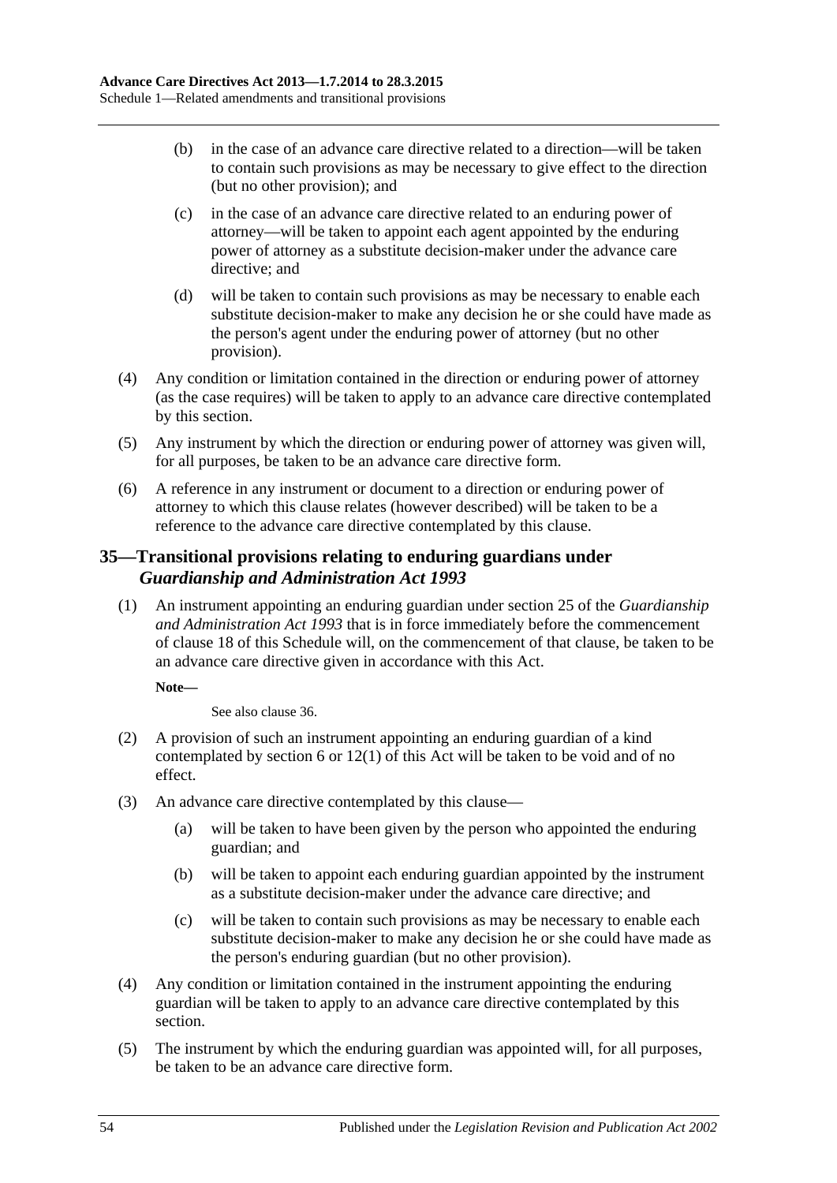(b) in the case of an advance care directive related to a direction—will be taken to contain such provisions as may be necessary to give effect to the direction (but no other provision); and

(c) in the case of an advance care directive related to an enduring power of attorney—will be taken to appoint each agent appointed by the enduring power of attorney as a substitute decision-maker under the advance care directive; and

(d) will be taken to contain such provisions as may be necessary to enable each substitute decision-maker to make any decision he or she could have made as the person's agent under the enduring power of attorney (but no other provision).

(4) Any condition or limitation contained in the direction or enduring power of attorney (as the case requires) will be taken to apply to an advance care directive contemplated by this section.

(5) Any instrument by which the direction or enduring power of attorney was given will, for all purposes, be taken to be an advance care directive form.

(6) A reference in any instrument or document to a direction or enduring power of attorney to which this clause relates (however described) will be taken to be a reference to the advance care directive contemplated by this clause.

## 35—Transitional provisions relating to enduring guardians under *Guardianship and Administration Act 1993*

(1) An instrument appointing an enduring guardian under section 25 of the *Guardianship and Administration Act 1993* that is in force immediately before the commencement of clause 18 of this Schedule will, on the commencement of that clause, be taken to be an advance care directive given in accordance with this Act.

**Note—**

See also clause 36.

(2) A provision of such an instrument appointing an enduring guardian of a kind contemplated by section 6 or 12(1) of this Act will be taken to be void and of no effect.

(3) An advance care directive contemplated by this clause—

(a) will be taken to have been given by the person who appointed the enduring guardian; and

(b) will be taken to appoint each enduring guardian appointed by the instrument as a substitute decision-maker under the advance care directive; and

(c) will be taken to contain such provisions as may be necessary to enable each substitute decision-maker to make any decision he or she could have made as the person's enduring guardian (but no other provision).

(4) Any condition or limitation contained in the instrument appointing the enduring guardian will be taken to apply to an advance care directive contemplated by this section.

(5) The instrument by which the enduring guardian was appointed will, for all purposes, be taken to be an advance care directive form.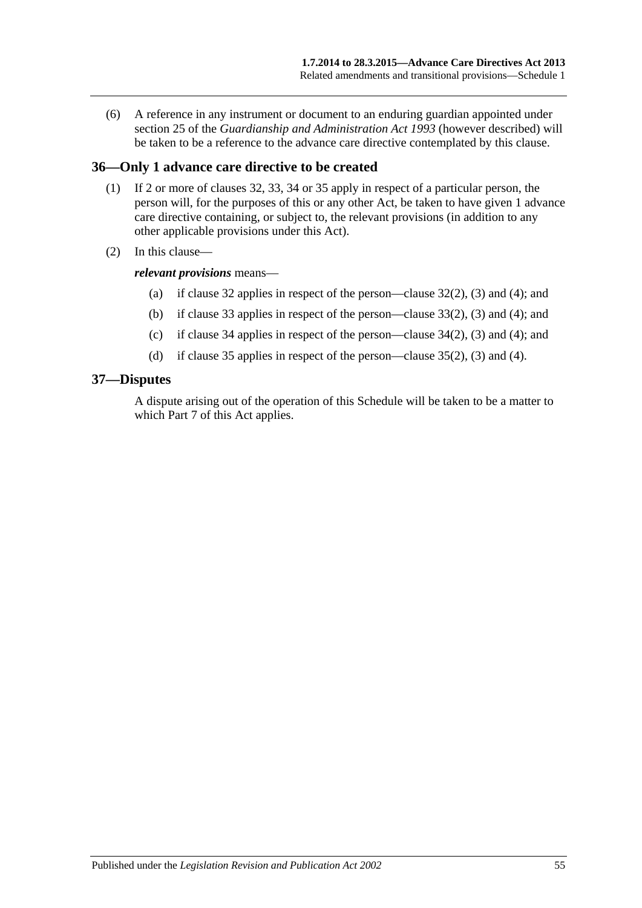(6) A reference in any instrument or document to an enduring guardian appointed under section 25 of the *Guardianship and Administration Act 1993* (however described) will be taken to be a reference to the advance care directive contemplated by this clause.

## 36—Only 1 advance care directive to be created

(1) If 2 or more of clauses 32, 33, 34 or 35 apply in respect of a particular person, the person will, for the purposes of this or any other Act, be taken to have given 1 advance care directive containing, or subject to, the relevant provisions (in addition to any other applicable provisions under this Act).

(2) In this clause—

***relevant provisions*** means—

- (a) if clause 32 applies in respect of the person—clause 32(2), (3) and (4); and
- (b) if clause 33 applies in respect of the person—clause 33(2), (3) and (4); and
- (c) if clause 34 applies in respect of the person—clause 34(2), (3) and (4); and
- (d) if clause 35 applies in respect of the person—clause 35(2), (3) and (4).

## 37—Disputes

A dispute arising out of the operation of this Schedule will be taken to be a matter to which Part 7 of this Act applies.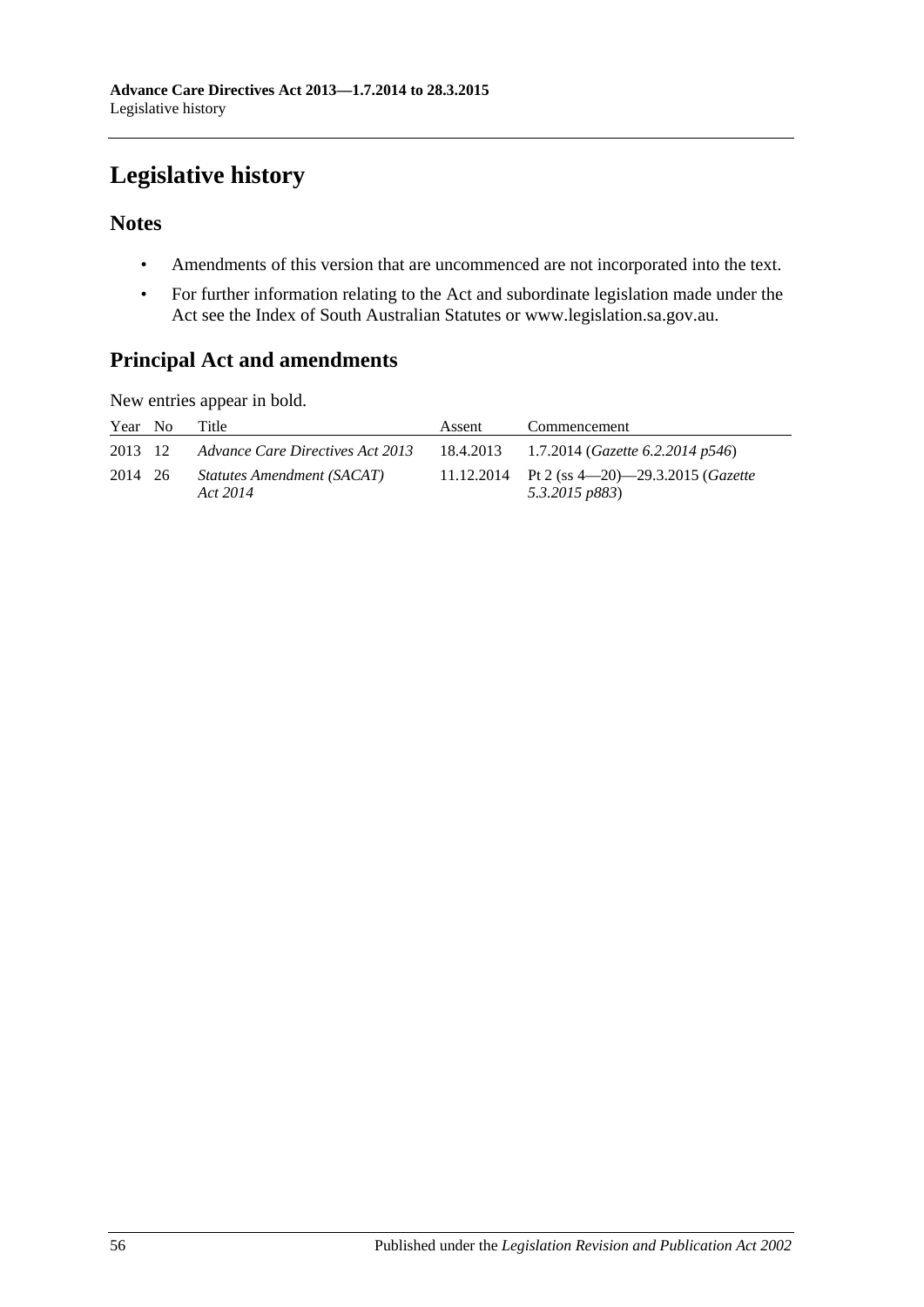# Legislative history

## Notes

- Amendments of this version that are uncommenced are not incorporated into the text.
- For further information relating to the Act and subordinate legislation made under the Act see the Index of South Australian Statutes or www.legislation.sa.gov.au.

## Principal Act and amendments

New entries appear in bold.

| Year | No | Title | Assent | Commencement |
|---|---|---|---|---|
| 2013 | 12 | *Advance Care Directives Act 2013* | 18.4.2013 | 1.7.2014 (*Gazette 6.2.2014 p546*) |
| 2014 | 26 | *Statutes Amendment (SACAT) Act 2014* | 11.12.2014 | Pt 2 (ss 4—20)—29.3.2015 (*Gazette 5.3.2015 p883*) |